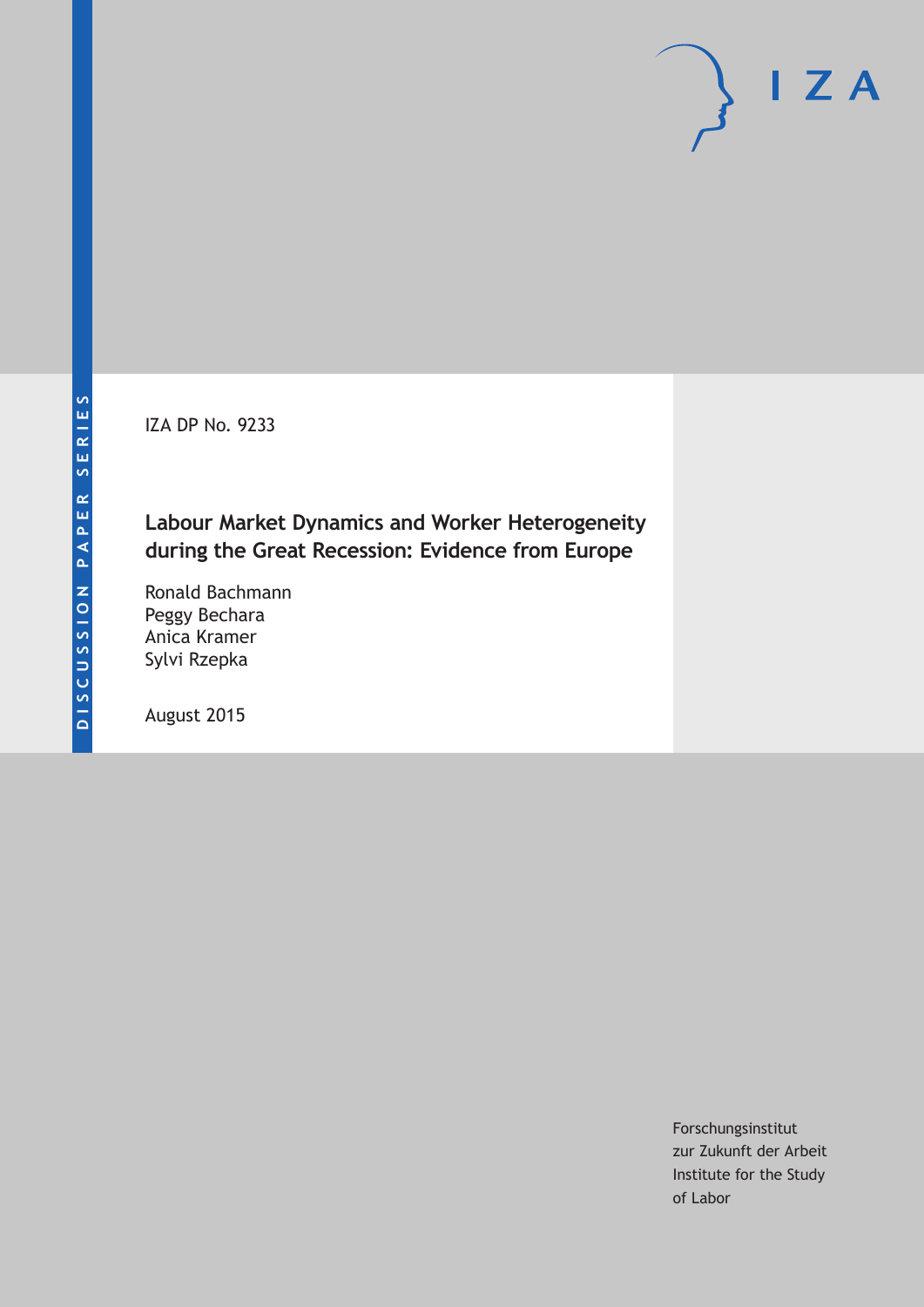DISCUSSION PAPER SERIES

IZA

IZA DP No. 9233

# Labour Market Dynamics and Worker Heterogeneity during the Great Recession: Evidence from Europe

Ronald Bachmann
Peggy Bechara
Anica Kramer
Sylvi Rzepka

August 2015

Forschungsinstitut
zur Zukunft der Arbeit
Institute for the Study
of Labor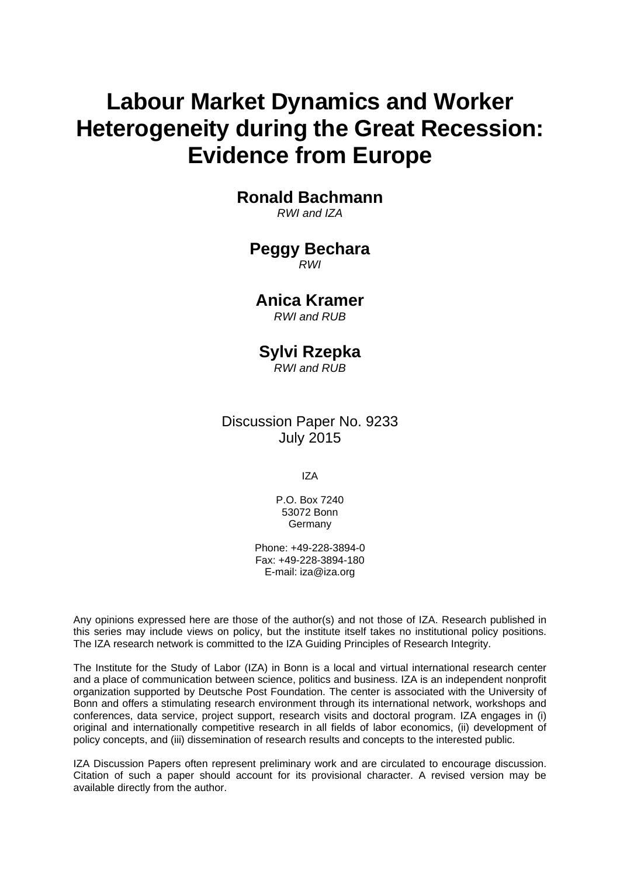# Labour Market Dynamics and Worker Heterogeneity during the Great Recession: Evidence from Europe

**Ronald Bachmann**
*RWI and IZA*

**Peggy Bechara**
*RWI*

**Anica Kramer**
*RWI and RUB*

**Sylvi Rzepka**
*RWI and RUB*

Discussion Paper No. 9233
July 2015

IZA

P.O. Box 7240
53072 Bonn
Germany

Phone: +49-228-3894-0
Fax: +49-228-3894-180
E-mail: iza@iza.org

Any opinions expressed here are those of the author(s) and not those of IZA. Research published in this series may include views on policy, but the institute itself takes no institutional policy positions. The IZA research network is committed to the IZA Guiding Principles of Research Integrity.

The Institute for the Study of Labor (IZA) in Bonn is a local and virtual international research center and a place of communication between science, politics and business. IZA is an independent nonprofit organization supported by Deutsche Post Foundation. The center is associated with the University of Bonn and offers a stimulating research environment through its international network, workshops and conferences, data service, project support, research visits and doctoral program. IZA engages in (i) original and internationally competitive research in all fields of labor economics, (ii) development of policy concepts, and (iii) dissemination of research results and concepts to the interested public.

IZA Discussion Papers often represent preliminary work and are circulated to encourage discussion. Citation of such a paper should account for its provisional character. A revised version may be available directly from the author.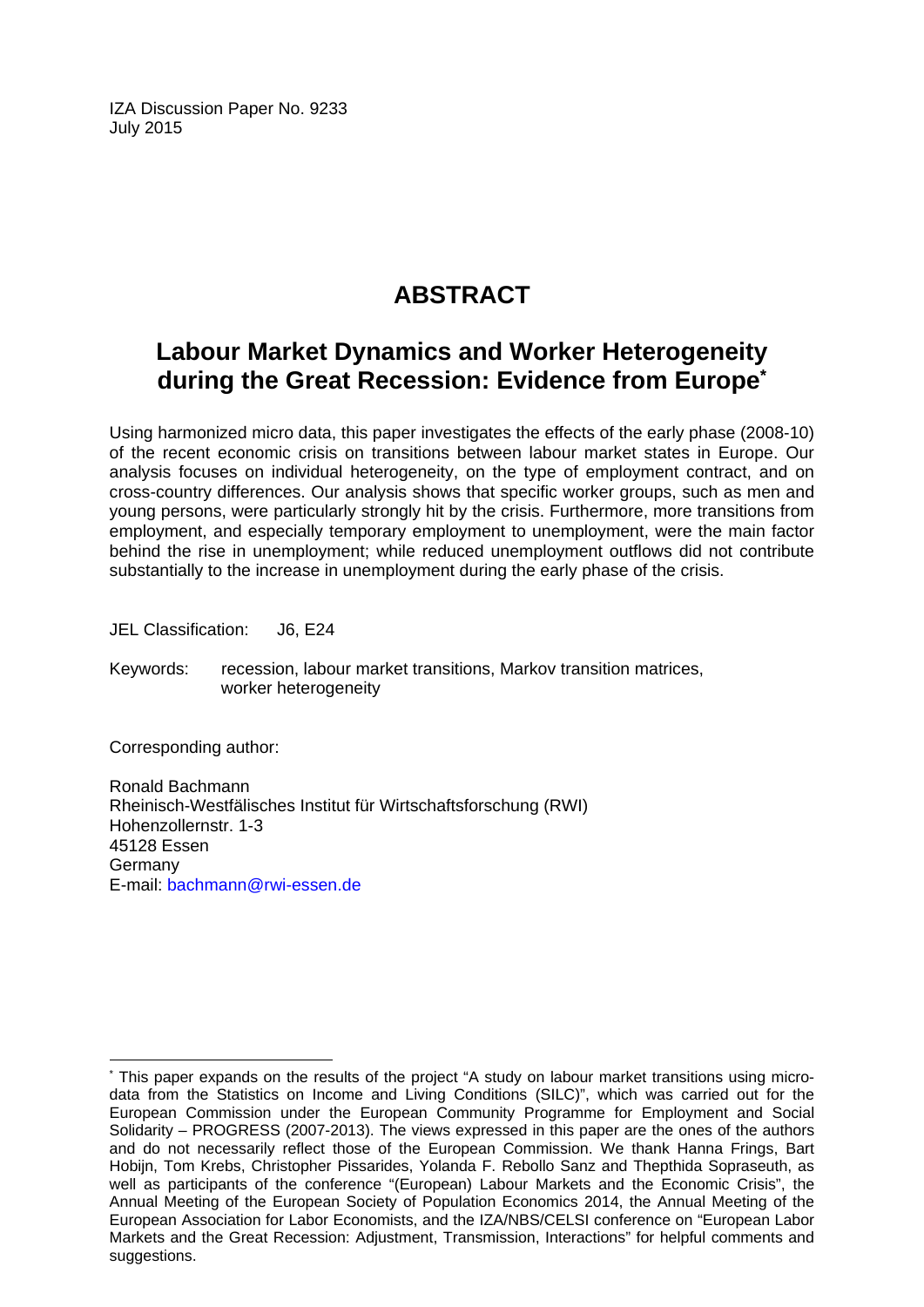IZA Discussion Paper No. 9233
July 2015

# ABSTRACT

## Labour Market Dynamics and Worker Heterogeneity during the Great Recession: Evidence from Europe*

Using harmonized micro data, this paper investigates the effects of the early phase (2008-10) of the recent economic crisis on transitions between labour market states in Europe. Our analysis focuses on individual heterogeneity, on the type of employment contract, and on cross-country differences. Our analysis shows that specific worker groups, such as men and young persons, were particularly strongly hit by the crisis. Furthermore, more transitions from employment, and especially temporary employment to unemployment, were the main factor behind the rise in unemployment; while reduced unemployment outflows did not contribute substantially to the increase in unemployment during the early phase of the crisis.

JEL Classification: J6, E24

Keywords: recession, labour market transitions, Markov transition matrices, worker heterogeneity

Corresponding author:

Ronald Bachmann
Rheinisch-Westfälisches Institut für Wirtschaftsforschung (RWI)
Hohenzollernstr. 1-3
45128 Essen
Germany
E-mail: bachmann@rwi-essen.de

---

* This paper expands on the results of the project "A study on labour market transitions using micro-data from the Statistics on Income and Living Conditions (SILC)", which was carried out for the European Commission under the European Community Programme for Employment and Social Solidarity – PROGRESS (2007-2013). The views expressed in this paper are the ones of the authors and do not necessarily reflect those of the European Commission. We thank Hanna Frings, Bart Hobijn, Tom Krebs, Christopher Pissarides, Yolanda F. Rebollo Sanz and Thepthida Sopraseuth, as well as participants of the conference "(European) Labour Markets and the Economic Crisis", the Annual Meeting of the European Society of Population Economics 2014, the Annual Meeting of the European Association for Labor Economists, and the IZA/NBS/CELSI conference on "European Labor Markets and the Great Recession: Adjustment, Transmission, Interactions" for helpful comments and suggestions.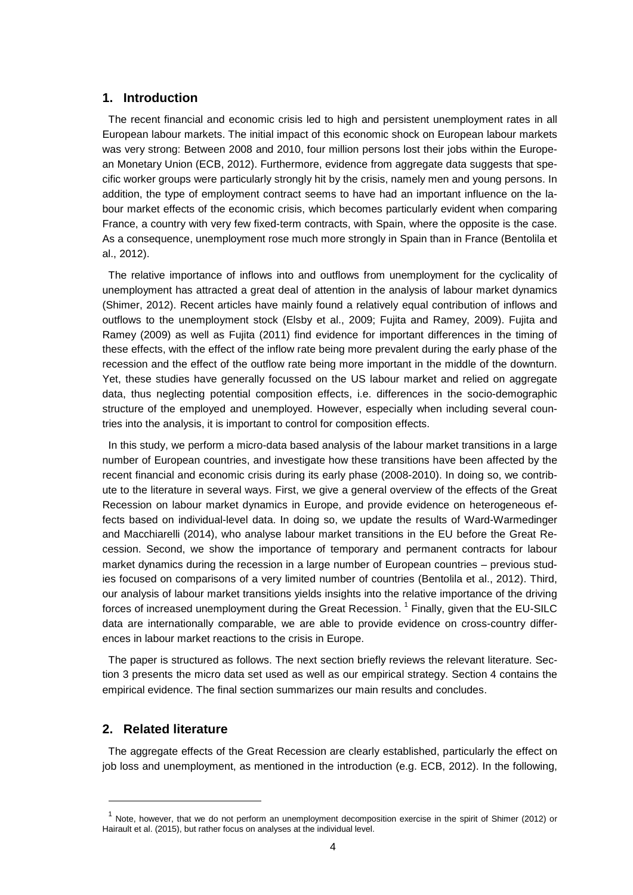## 1. Introduction

The recent financial and economic crisis led to high and persistent unemployment rates in all European labour markets. The initial impact of this economic shock on European labour markets was very strong: Between 2008 and 2010, four million persons lost their jobs within the European Monetary Union (ECB, 2012). Furthermore, evidence from aggregate data suggests that specific worker groups were particularly strongly hit by the crisis, namely men and young persons. In addition, the type of employment contract seems to have had an important influence on the labour market effects of the economic crisis, which becomes particularly evident when comparing France, a country with very few fixed-term contracts, with Spain, where the opposite is the case. As a consequence, unemployment rose much more strongly in Spain than in France (Bentolila et al., 2012).

The relative importance of inflows into and outflows from unemployment for the cyclicality of unemployment has attracted a great deal of attention in the analysis of labour market dynamics (Shimer, 2012). Recent articles have mainly found a relatively equal contribution of inflows and outflows to the unemployment stock (Elsby et al., 2009; Fujita and Ramey, 2009). Fujita and Ramey (2009) as well as Fujita (2011) find evidence for important differences in the timing of these effects, with the effect of the inflow rate being more prevalent during the early phase of the recession and the effect of the outflow rate being more important in the middle of the downturn. Yet, these studies have generally focussed on the US labour market and relied on aggregate data, thus neglecting potential composition effects, i.e. differences in the socio-demographic structure of the employed and unemployed. However, especially when including several countries into the analysis, it is important to control for composition effects.

In this study, we perform a micro-data based analysis of the labour market transitions in a large number of European countries, and investigate how these transitions have been affected by the recent financial and economic crisis during its early phase (2008-2010). In doing so, we contribute to the literature in several ways. First, we give a general overview of the effects of the Great Recession on labour market dynamics in Europe, and provide evidence on heterogeneous effects based on individual-level data. In doing so, we update the results of Ward-Warmedinger and Macchiarelli (2014), who analyse labour market transitions in the EU before the Great Recession. Second, we show the importance of temporary and permanent contracts for labour market dynamics during the recession in a large number of European countries – previous studies focused on comparisons of a very limited number of countries (Bentolila et al., 2012). Third, our analysis of labour market transitions yields insights into the relative importance of the driving forces of increased unemployment during the Great Recession. [1] Finally, given that the EU-SILC data are internationally comparable, we are able to provide evidence on cross-country differences in labour market reactions to the crisis in Europe.

The paper is structured as follows. The next section briefly reviews the relevant literature. Section 3 presents the micro data set used as well as our empirical strategy. Section 4 contains the empirical evidence. The final section summarizes our main results and concludes.

## 2. Related literature

The aggregate effects of the Great Recession are clearly established, particularly the effect on job loss and unemployment, as mentioned in the introduction (e.g. ECB, 2012). In the following,

[1] Note, however, that we do not perform an unemployment decomposition exercise in the spirit of Shimer (2012) or Hairault et al. (2015), but rather focus on analyses at the individual level.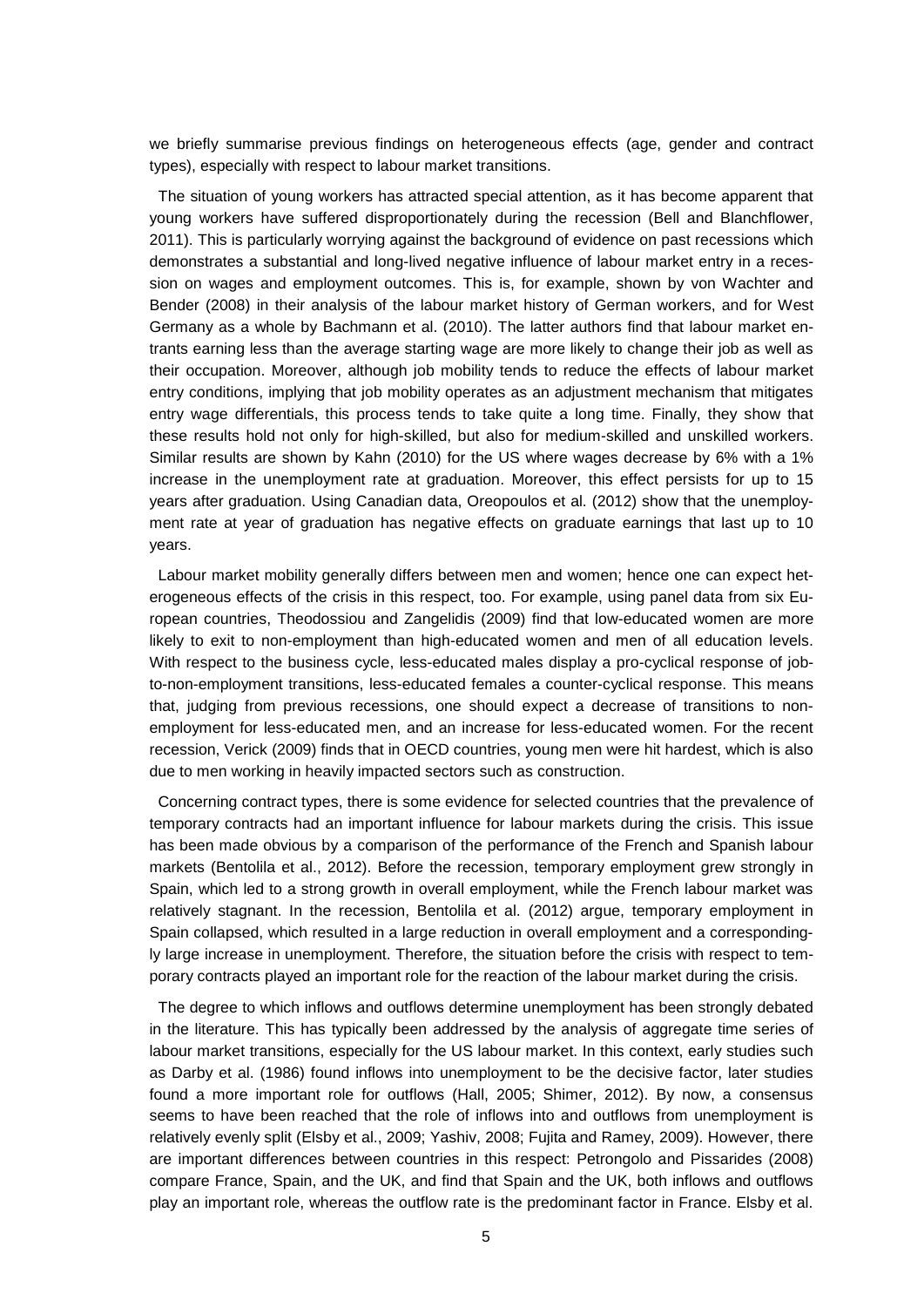we briefly summarise previous findings on heterogeneous effects (age, gender and contract types), especially with respect to labour market transitions.

The situation of young workers has attracted special attention, as it has become apparent that young workers have suffered disproportionately during the recession (Bell and Blanchflower, 2011). This is particularly worrying against the background of evidence on past recessions which demonstrates a substantial and long-lived negative influence of labour market entry in a recession on wages and employment outcomes. This is, for example, shown by von Wachter and Bender (2008) in their analysis of the labour market history of German workers, and for West Germany as a whole by Bachmann et al. (2010). The latter authors find that labour market entrants earning less than the average starting wage are more likely to change their job as well as their occupation. Moreover, although job mobility tends to reduce the effects of labour market entry conditions, implying that job mobility operates as an adjustment mechanism that mitigates entry wage differentials, this process tends to take quite a long time. Finally, they show that these results hold not only for high-skilled, but also for medium-skilled and unskilled workers. Similar results are shown by Kahn (2010) for the US where wages decrease by 6% with a 1% increase in the unemployment rate at graduation. Moreover, this effect persists for up to 15 years after graduation. Using Canadian data, Oreopoulos et al. (2012) show that the unemployment rate at year of graduation has negative effects on graduate earnings that last up to 10 years.

Labour market mobility generally differs between men and women; hence one can expect heterogeneous effects of the crisis in this respect, too. For example, using panel data from six European countries, Theodossiou and Zangelidis (2009) find that low-educated women are more likely to exit to non-employment than high-educated women and men of all education levels. With respect to the business cycle, less-educated males display a pro-cyclical response of job-to-non-employment transitions, less-educated females a counter-cyclical response. This means that, judging from previous recessions, one should expect a decrease of transitions to non-employment for less-educated men, and an increase for less-educated women. For the recent recession, Verick (2009) finds that in OECD countries, young men were hit hardest, which is also due to men working in heavily impacted sectors such as construction.

Concerning contract types, there is some evidence for selected countries that the prevalence of temporary contracts had an important influence for labour markets during the crisis. This issue has been made obvious by a comparison of the performance of the French and Spanish labour markets (Bentolila et al., 2012). Before the recession, temporary employment grew strongly in Spain, which led to a strong growth in overall employment, while the French labour market was relatively stagnant. In the recession, Bentolila et al. (2012) argue, temporary employment in Spain collapsed, which resulted in a large reduction in overall employment and a correspondingly large increase in unemployment. Therefore, the situation before the crisis with respect to temporary contracts played an important role for the reaction of the labour market during the crisis.

The degree to which inflows and outflows determine unemployment has been strongly debated in the literature. This has typically been addressed by the analysis of aggregate time series of labour market transitions, especially for the US labour market. In this context, early studies such as Darby et al. (1986) found inflows into unemployment to be the decisive factor, later studies found a more important role for outflows (Hall, 2005; Shimer, 2012). By now, a consensus seems to have been reached that the role of inflows into and outflows from unemployment is relatively evenly split (Elsby et al., 2009; Yashiv, 2008; Fujita and Ramey, 2009). However, there are important differences between countries in this respect: Petrongolo and Pissarides (2008) compare France, Spain, and the UK, and find that Spain and the UK, both inflows and outflows play an important role, whereas the outflow rate is the predominant factor in France. Elsby et al.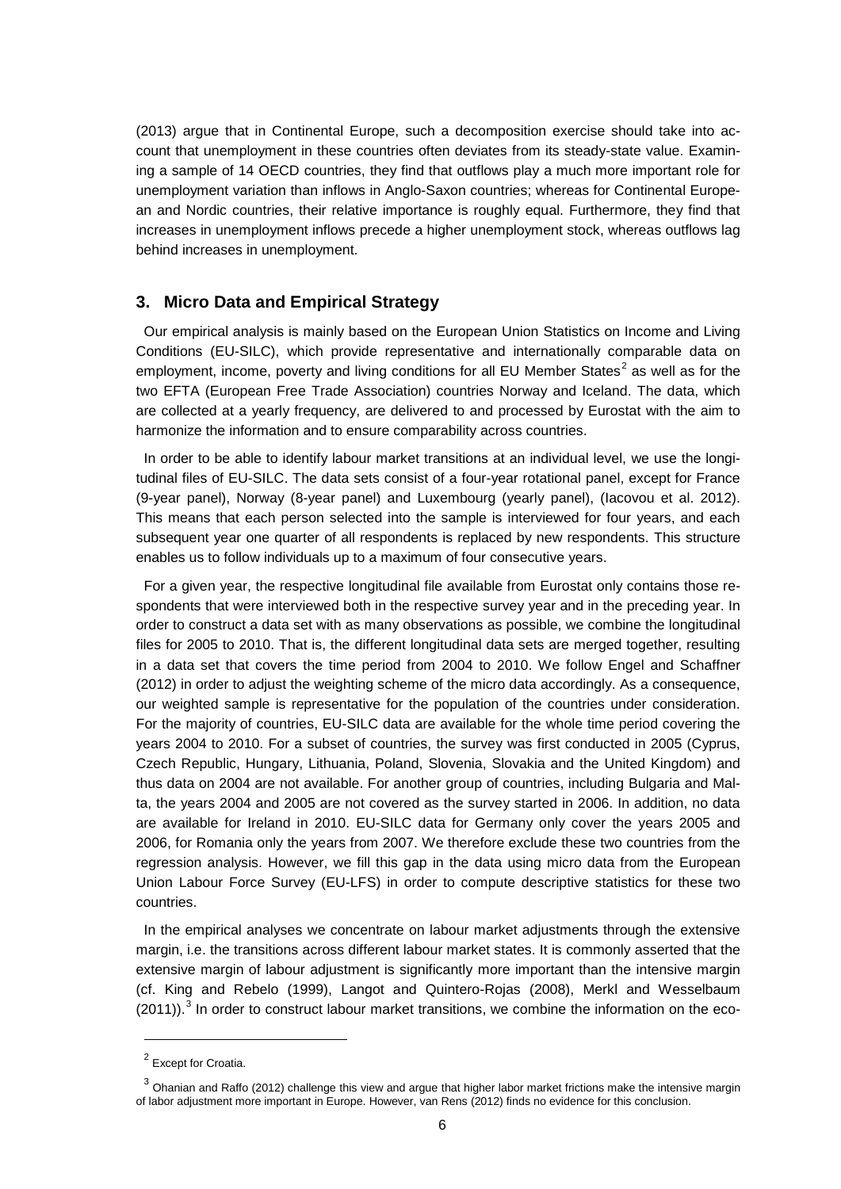(2013) argue that in Continental Europe, such a decomposition exercise should take into account that unemployment in these countries often deviates from its steady-state value. Examining a sample of 14 OECD countries, they find that outflows play a much more important role for unemployment variation than inflows in Anglo-Saxon countries; whereas for Continental European and Nordic countries, their relative importance is roughly equal. Furthermore, they find that increases in unemployment inflows precede a higher unemployment stock, whereas outflows lag behind increases in unemployment.

## 3. Micro Data and Empirical Strategy

Our empirical analysis is mainly based on the European Union Statistics on Income and Living Conditions (EU-SILC), which provide representative and internationally comparable data on employment, income, poverty and living conditions for all EU Member States[2] as well as for the two EFTA (European Free Trade Association) countries Norway and Iceland. The data, which are collected at a yearly frequency, are delivered to and processed by Eurostat with the aim to harmonize the information and to ensure comparability across countries.

In order to be able to identify labour market transitions at an individual level, we use the longitudinal files of EU-SILC. The data sets consist of a four-year rotational panel, except for France (9-year panel), Norway (8-year panel) and Luxembourg (yearly panel), (Iacovou et al. 2012). This means that each person selected into the sample is interviewed for four years, and each subsequent year one quarter of all respondents is replaced by new respondents. This structure enables us to follow individuals up to a maximum of four consecutive years.

For a given year, the respective longitudinal file available from Eurostat only contains those respondents that were interviewed both in the respective survey year and in the preceding year. In order to construct a data set with as many observations as possible, we combine the longitudinal files for 2005 to 2010. That is, the different longitudinal data sets are merged together, resulting in a data set that covers the time period from 2004 to 2010. We follow Engel and Schaffner (2012) in order to adjust the weighting scheme of the micro data accordingly. As a consequence, our weighted sample is representative for the population of the countries under consideration. For the majority of countries, EU-SILC data are available for the whole time period covering the years 2004 to 2010. For a subset of countries, the survey was first conducted in 2005 (Cyprus, Czech Republic, Hungary, Lithuania, Poland, Slovenia, Slovakia and the United Kingdom) and thus data on 2004 are not available. For another group of countries, including Bulgaria and Malta, the years 2004 and 2005 are not covered as the survey started in 2006. In addition, no data are available for Ireland in 2010. EU-SILC data for Germany only cover the years 2005 and 2006, for Romania only the years from 2007. We therefore exclude these two countries from the regression analysis. However, we fill this gap in the data using micro data from the European Union Labour Force Survey (EU-LFS) in order to compute descriptive statistics for these two countries.

In the empirical analyses we concentrate on labour market adjustments through the extensive margin, i.e. the transitions across different labour market states. It is commonly asserted that the extensive margin of labour adjustment is significantly more important than the intensive margin (cf. King and Rebelo (1999), Langot and Quintero-Rojas (2008), Merkl and Wesselbaum (2011)).[3] In order to construct labour market transitions, we combine the information on the eco-

---

[2] Except for Croatia.

[3] Ohanian and Raffo (2012) challenge this view and argue that higher labor market frictions make the intensive margin of labor adjustment more important in Europe. However, van Rens (2012) finds no evidence for this conclusion.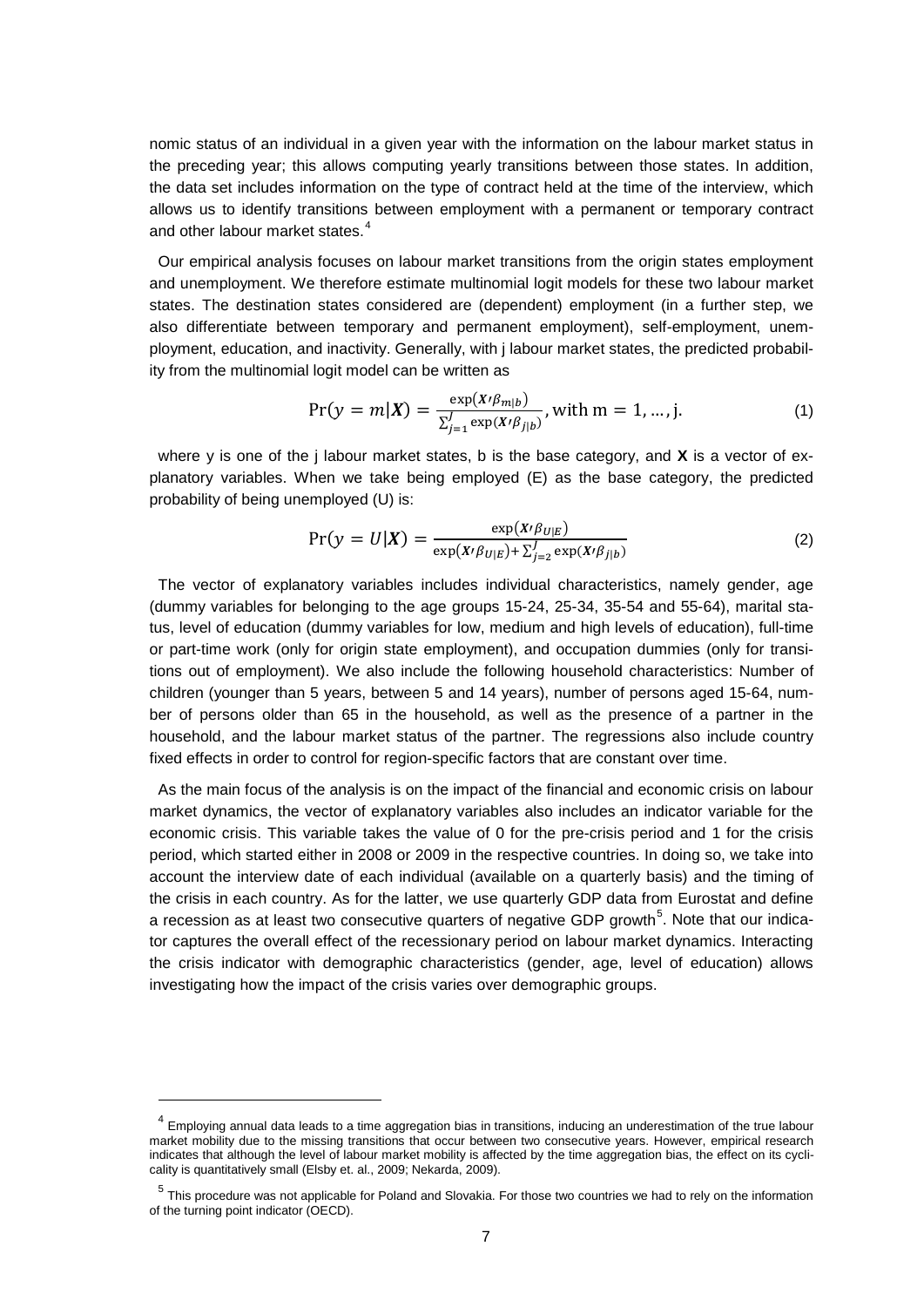nomic status of an individual in a given year with the information on the labour market status in the preceding year; this allows computing yearly transitions between those states. In addition, the data set includes information on the type of contract held at the time of the interview, which allows us to identify transitions between employment with a permanent or temporary contract and other labour market states.[4]

Our empirical analysis focuses on labour market transitions from the origin states employment and unemployment. We therefore estimate multinomial logit models for these two labour market states. The destination states considered are (dependent) employment (in a further step, we also differentiate between temporary and permanent employment), self-employment, unemployment, education, and inactivity. Generally, with j labour market states, the predicted probability from the multinomial logit model can be written as

$$\Pr(y = m|\boldsymbol{X}) = \frac{\exp(\boldsymbol{X}'\beta_{m|b})}{\sum_{j=1}^{J} \exp(\boldsymbol{X}'\beta_{j|b})}, \text{with m} = 1, \ldots, \text{j}. \tag{1}$$

where y is one of the j labour market states, b is the base category, and **X** is a vector of explanatory variables. When we take being employed (E) as the base category, the predicted probability of being unemployed (U) is:

$$\Pr(y = U|\boldsymbol{X}) = \frac{\exp(\boldsymbol{X}'\beta_{U|E})}{\exp(\boldsymbol{X}'\beta_{U|E}) + \sum_{j=2}^{J} \exp(\boldsymbol{X}'\beta_{j|b})} \tag{2}$$

The vector of explanatory variables includes individual characteristics, namely gender, age (dummy variables for belonging to the age groups 15-24, 25-34, 35-54 and 55-64), marital status, level of education (dummy variables for low, medium and high levels of education), full-time or part-time work (only for origin state employment), and occupation dummies (only for transitions out of employment). We also include the following household characteristics: Number of children (younger than 5 years, between 5 and 14 years), number of persons aged 15-64, number of persons older than 65 in the household, as well as the presence of a partner in the household, and the labour market status of the partner. The regressions also include country fixed effects in order to control for region-specific factors that are constant over time.

As the main focus of the analysis is on the impact of the financial and economic crisis on labour market dynamics, the vector of explanatory variables also includes an indicator variable for the economic crisis. This variable takes the value of 0 for the pre-crisis period and 1 for the crisis period, which started either in 2008 or 2009 in the respective countries. In doing so, we take into account the interview date of each individual (available on a quarterly basis) and the timing of the crisis in each country. As for the latter, we use quarterly GDP data from Eurostat and define a recession as at least two consecutive quarters of negative GDP growth[5]. Note that our indicator captures the overall effect of the recessionary period on labour market dynamics. Interacting the crisis indicator with demographic characteristics (gender, age, level of education) allows investigating how the impact of the crisis varies over demographic groups.

[4] Employing annual data leads to a time aggregation bias in transitions, inducing an underestimation of the true labour market mobility due to the missing transitions that occur between two consecutive years. However, empirical research indicates that although the level of labour market mobility is affected by the time aggregation bias, the effect on its cyclicality is quantitatively small (Elsby et. al., 2009; Nekarda, 2009).

[5] This procedure was not applicable for Poland and Slovakia. For those two countries we had to rely on the information of the turning point indicator (OECD).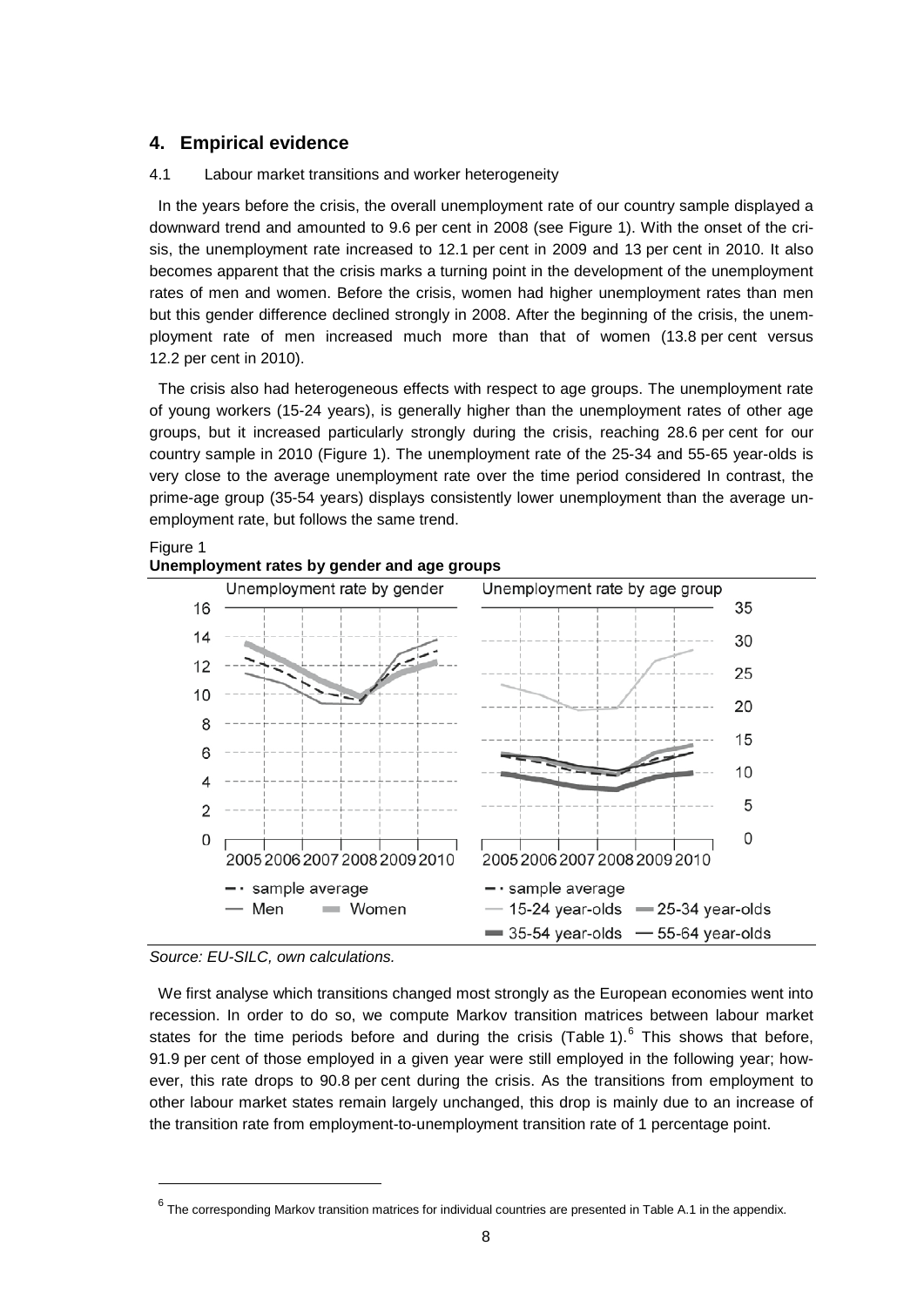## 4. Empirical evidence

### 4.1 Labour market transitions and worker heterogeneity

In the years before the crisis, the overall unemployment rate of our country sample displayed a downward trend and amounted to 9.6 per cent in 2008 (see Figure 1). With the onset of the crisis, the unemployment rate increased to 12.1 per cent in 2009 and 13 per cent in 2010. It also becomes apparent that the crisis marks a turning point in the development of the unemployment rates of men and women. Before the crisis, women had higher unemployment rates than men but this gender difference declined strongly in 2008. After the beginning of the crisis, the unemployment rate of men increased much more than that of women (13.8 per cent versus 12.2 per cent in 2010).

The crisis also had heterogeneous effects with respect to age groups. The unemployment rate of young workers (15-24 years), is generally higher than the unemployment rates of other age groups, but it increased particularly strongly during the crisis, reaching 28.6 per cent for our country sample in 2010 (Figure 1). The unemployment rate of the 25-34 and 55-65 year-olds is very close to the average unemployment rate over the time period considered In contrast, the prime-age group (35-54 years) displays consistently lower unemployment than the average unemployment rate, but follows the same trend.

Figure 1
**Unemployment rates by gender and age groups**

*Source: EU-SILC, own calculations.*

We first analyse which transitions changed most strongly as the European economies went into recession. In order to do so, we compute Markov transition matrices between labour market states for the time periods before and during the crisis (Table 1).[6] This shows that before, 91.9 per cent of those employed in a given year were still employed in the following year; however, this rate drops to 90.8 per cent during the crisis. As the transitions from employment to other labour market states remain largely unchanged, this drop is mainly due to an increase of the transition rate from employment-to-unemployment transition rate of 1 percentage point.

[6] The corresponding Markov transition matrices for individual countries are presented in Table A.1 in the appendix.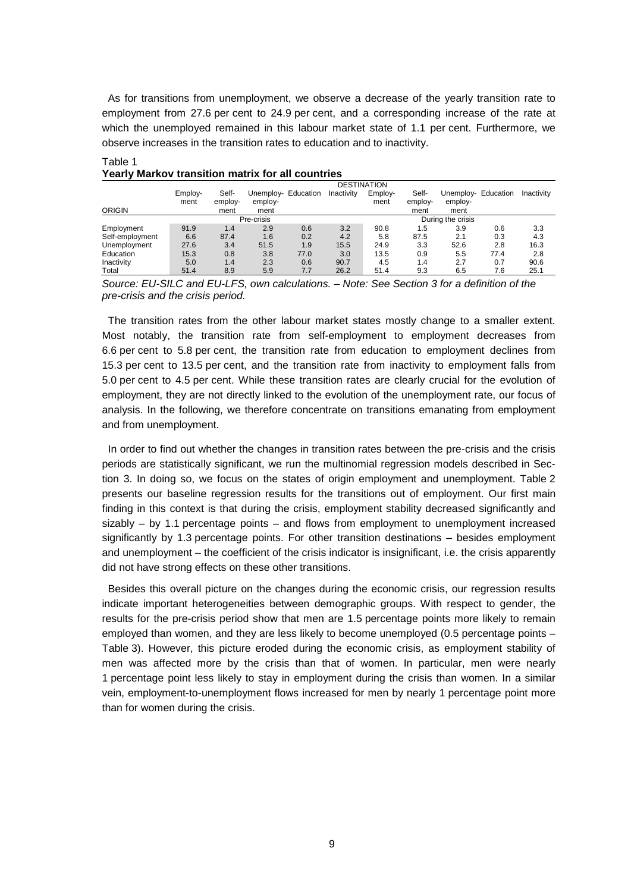As for transitions from unemployment, we observe a decrease of the yearly transition rate to employment from 27.6 per cent to 24.9 per cent, and a corresponding increase of the rate at which the unemployed remained in this labour market state of 1.1 per cent. Furthermore, we observe increases in the transition rates to education and to inactivity.

Table 1
**Yearly Markov transition matrix for all countries**

| ORIGIN | DESTINATION | | | | | | | | | |
|---|---|---|---|---|---|---|---|---|---|---|
| | Employ-ment | Self-employ-ment | Unemploy-ment | Education | Inactivity | Employ-ment | Self-employ-ment | Unemploy-ment | Education | Inactivity |
| | Pre-crisis | | | | | During the crisis | | | | |
| Employment | 91.9 | 1.4 | 2.9 | 0.6 | 3.2 | 90.8 | 1.5 | 3.9 | 0.6 | 3.3 |
| Self-employment | 6.6 | 87.4 | 1.6 | 0.2 | 4.2 | 5.8 | 87.5 | 2.1 | 0.3 | 4.3 |
| Unemployment | 27.6 | 3.4 | 51.5 | 1.9 | 15.5 | 24.9 | 3.3 | 52.6 | 2.8 | 16.3 |
| Education | 15.3 | 0.8 | 3.8 | 77.0 | 3.0 | 13.5 | 0.9 | 5.5 | 77.4 | 2.8 |
| Inactivity | 5.0 | 1.4 | 2.3 | 0.6 | 90.7 | 4.5 | 1.4 | 2.7 | 0.7 | 90.6 |
| Total | 51.4 | 8.9 | 5.9 | 7.7 | 26.2 | 51.4 | 9.3 | 6.5 | 7.6 | 25.1 |

*Source: EU-SILC and EU-LFS, own calculations. – Note: See Section 3 for a definition of the pre-crisis and the crisis period.*

The transition rates from the other labour market states mostly change to a smaller extent. Most notably, the transition rate from self-employment to employment decreases from 6.6 per cent to 5.8 per cent, the transition rate from education to employment declines from 15.3 per cent to 13.5 per cent, and the transition rate from inactivity to employment falls from 5.0 per cent to 4.5 per cent. While these transition rates are clearly crucial for the evolution of employment, they are not directly linked to the evolution of the unemployment rate, our focus of analysis. In the following, we therefore concentrate on transitions emanating from employment and from unemployment.

In order to find out whether the changes in transition rates between the pre-crisis and the crisis periods are statistically significant, we run the multinomial regression models described in Section 3. In doing so, we focus on the states of origin employment and unemployment. Table 2 presents our baseline regression results for the transitions out of employment. Our first main finding in this context is that during the crisis, employment stability decreased significantly and sizably – by 1.1 percentage points – and flows from employment to unemployment increased significantly by 1.3 percentage points. For other transition destinations – besides employment and unemployment – the coefficient of the crisis indicator is insignificant, i.e. the crisis apparently did not have strong effects on these other transitions.

Besides this overall picture on the changes during the economic crisis, our regression results indicate important heterogeneities between demographic groups. With respect to gender, the results for the pre-crisis period show that men are 1.5 percentage points more likely to remain employed than women, and they are less likely to become unemployed (0.5 percentage points – Table 3). However, this picture eroded during the economic crisis, as employment stability of men was affected more by the crisis than that of women. In particular, men were nearly 1 percentage point less likely to stay in employment during the crisis than women. In a similar vein, employment-to-unemployment flows increased for men by nearly 1 percentage point more than for women during the crisis.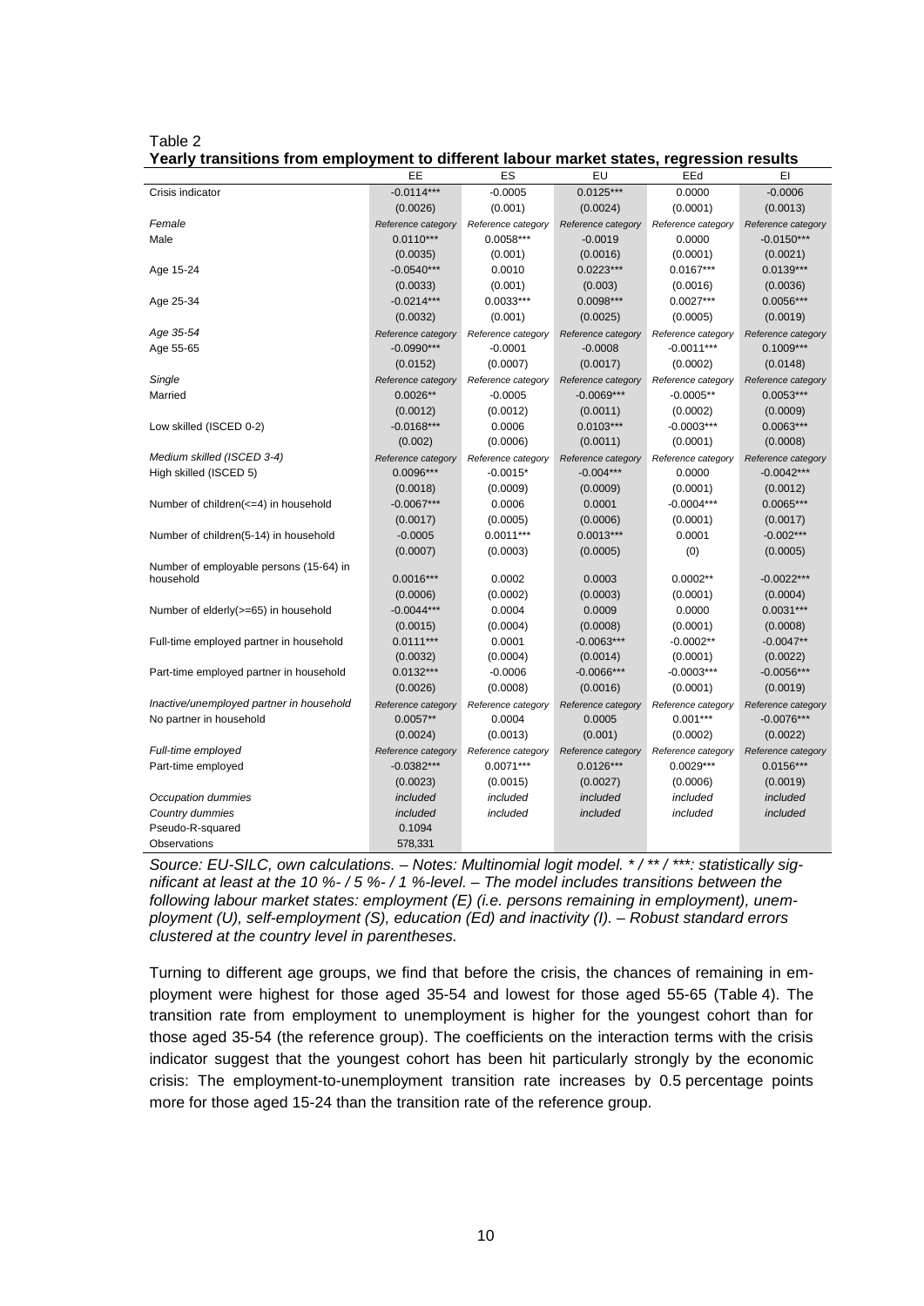Table 2
**Yearly transitions from employment to different labour market states, regression results**

| | EE | ES | EU | EEd | EI |
|---|---|---|---|---|---|
| Crisis indicator | -0.0114*** | -0.0005 | 0.0125*** | 0.0000 | -0.0006 |
| | (0.0026) | (0.001) | (0.0024) | (0.0001) | (0.0013) |
| *Female* | *Reference category* | *Reference category* | *Reference category* | *Reference category* | *Reference category* |
| Male | 0.0110*** | 0.0058*** | -0.0019 | 0.0000 | -0.0150*** |
| | (0.0035) | (0.001) | (0.0016) | (0.0001) | (0.0021) |
| Age 15-24 | -0.0540*** | 0.0010 | 0.0223*** | 0.0167*** | 0.0139*** |
| | (0.0033) | (0.001) | (0.003) | (0.0016) | (0.0036) |
| Age 25-34 | -0.0214*** | 0.0033*** | 0.0098*** | 0.0027*** | 0.0056*** |
| | (0.0032) | (0.001) | (0.0025) | (0.0005) | (0.0019) |
| *Age 35-54* | *Reference category* | *Reference category* | *Reference category* | *Reference category* | *Reference category* |
| Age 55-65 | -0.0990*** | -0.0001 | -0.0008 | -0.0011*** | 0.1009*** |
| | (0.0152) | (0.0007) | (0.0017) | (0.0002) | (0.0148) |
| *Single* | *Reference category* | *Reference category* | *Reference category* | *Reference category* | *Reference category* |
| Married | 0.0026** | -0.0005 | -0.0069*** | -0.0005** | 0.0053*** |
| | (0.0012) | (0.0012) | (0.0011) | (0.0002) | (0.0009) |
| Low skilled (ISCED 0-2) | -0.0168*** | 0.0006 | 0.0103*** | -0.0003*** | 0.0063*** |
| | (0.002) | (0.0006) | (0.0011) | (0.0001) | (0.0008) |
| *Medium skilled (ISCED 3-4)* | *Reference category* | *Reference category* | *Reference category* | *Reference category* | *Reference category* |
| High skilled (ISCED 5) | 0.0096*** | -0.0015* | -0.004*** | 0.0000 | -0.0042*** |
| | (0.0018) | (0.0009) | (0.0009) | (0.0001) | (0.0012) |
| Number of children(<=4) in household | -0.0067*** | 0.0006 | 0.0001 | -0.0004*** | 0.0065*** |
| | (0.0017) | (0.0005) | (0.0006) | (0.0001) | (0.0017) |
| Number of children(5-14) in household | -0.0005 | 0.0011*** | 0.0013*** | 0.0001 | -0.002*** |
| | (0.0007) | (0.0003) | (0.0005) | (0) | (0.0005) |
| Number of employable persons (15-64) in household | 0.0016*** | 0.0002 | 0.0003 | 0.0002** | -0.0022*** |
| | (0.0006) | (0.0002) | (0.0003) | (0.0001) | (0.0004) |
| Number of elderly(>=65) in household | -0.0044*** | 0.0004 | 0.0009 | 0.0000 | 0.0031*** |
| | (0.0015) | (0.0004) | (0.0008) | (0.0001) | (0.0008) |
| Full-time employed partner in household | 0.0111*** | 0.0001 | -0.0063*** | -0.0002** | -0.0047** |
| | (0.0032) | (0.0004) | (0.0014) | (0.0001) | (0.0022) |
| Part-time employed partner in household | 0.0132*** | -0.0006 | -0.0066*** | -0.0003*** | -0.0056*** |
| | (0.0026) | (0.0008) | (0.0016) | (0.0001) | (0.0019) |
| *Inactive/unemployed partner in household* | *Reference category* | *Reference category* | *Reference category* | *Reference category* | *Reference category* |
| No partner in household | 0.0057** | 0.0004 | 0.0005 | 0.001*** | -0.0076*** |
| | (0.0024) | (0.0013) | (0.001) | (0.0002) | (0.0022) |
| *Full-time employed* | *Reference category* | *Reference category* | *Reference category* | *Reference category* | *Reference category* |
| Part-time employed | -0.0382*** | 0.0071*** | 0.0126*** | 0.0029*** | 0.0156*** |
| | (0.0023) | (0.0015) | (0.0027) | (0.0006) | (0.0019) |
| *Occupation dummies* | *included* | *included* | *included* | *included* | *included* |
| *Country dummies* | *included* | *included* | *included* | *included* | *included* |
| Pseudo-R-squared | 0.1094 | | | | |
| Observations | 578,331 | | | | |

*Source: EU-SILC, own calculations. – Notes: Multinomial logit model. * / ** / ***: statistically significant at least at the 10 %- / 5 %- / 1 %-level. – The model includes transitions between the following labour market states: employment (E) (i.e. persons remaining in employment), unemployment (U), self-employment (S), education (Ed) and inactivity (I). – Robust standard errors clustered at the country level in parentheses.*

Turning to different age groups, we find that before the crisis, the chances of remaining in employment were highest for those aged 35-54 and lowest for those aged 55-65 (Table 4). The transition rate from employment to unemployment is higher for the youngest cohort than for those aged 35-54 (the reference group). The coefficients on the interaction terms with the crisis indicator suggest that the youngest cohort has been hit particularly strongly by the economic crisis: The employment-to-unemployment transition rate increases by 0.5 percentage points more for those aged 15-24 than the transition rate of the reference group.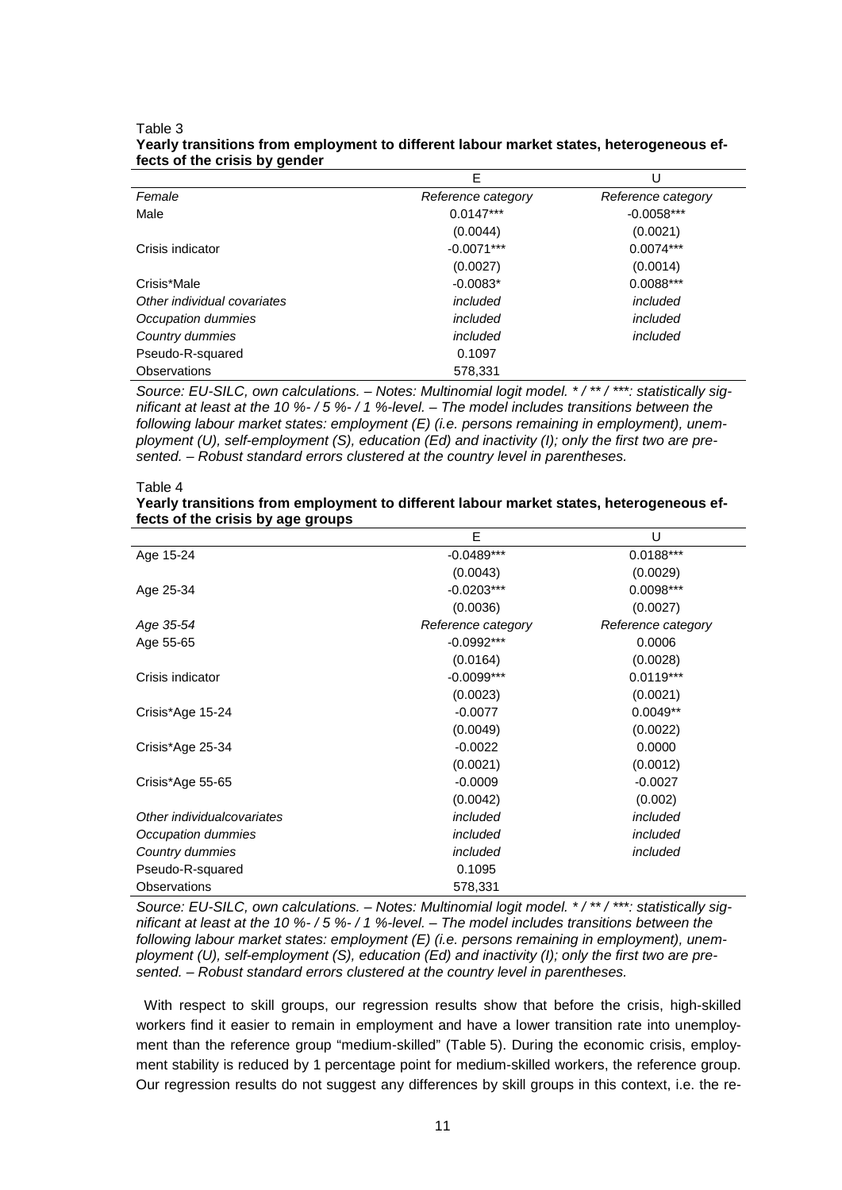Table 3

**Yearly transitions from employment to different labour market states, heterogeneous effects of the crisis by gender**

| | E | U |
|---|---|---|
| *Female* | *Reference category* | *Reference category* |
| Male | 0.0147*** | -0.0058*** |
| | (0.0044) | (0.0021) |
| Crisis indicator | -0.0071*** | 0.0074*** |
| | (0.0027) | (0.0014) |
| Crisis*Male | -0.0083* | 0.0088*** |
| *Other individual covariates* | *included* | *included* |
| *Occupation dummies* | *included* | *included* |
| *Country dummies* | *included* | *included* |
| Pseudo-R-squared | 0.1097 | |
| Observations | 578,331 | |

*Source: EU-SILC, own calculations. – Notes: Multinomial logit model. * / ** / ***: statistically significant at least at the 10 %- / 5 %- / 1 %-level. – The model includes transitions between the following labour market states: employment (E) (i.e. persons remaining in employment), unemployment (U), self-employment (S), education (Ed) and inactivity (I); only the first two are presented. – Robust standard errors clustered at the country level in parentheses.*

Table 4

**Yearly transitions from employment to different labour market states, heterogeneous effects of the crisis by age groups**

| | E | U |
|---|---|---|
| Age 15-24 | -0.0489*** | 0.0188*** |
| | (0.0043) | (0.0029) |
| Age 25-34 | -0.0203*** | 0.0098*** |
| | (0.0036) | (0.0027) |
| *Age 35-54* | *Reference category* | *Reference category* |
| Age 55-65 | -0.0992*** | 0.0006 |
| | (0.0164) | (0.0028) |
| Crisis indicator | -0.0099*** | 0.0119*** |
| | (0.0023) | (0.0021) |
| Crisis*Age 15-24 | -0.0077 | 0.0049** |
| | (0.0049) | (0.0022) |
| Crisis*Age 25-34 | -0.0022 | 0.0000 |
| | (0.0021) | (0.0012) |
| Crisis*Age 55-65 | -0.0009 | -0.0027 |
| | (0.0042) | (0.002) |
| *Other individualcovariates* | *included* | *included* |
| *Occupation dummies* | *included* | *included* |
| *Country dummies* | *included* | *included* |
| Pseudo-R-squared | 0.1095 | |
| Observations | 578,331 | |

*Source: EU-SILC, own calculations. – Notes: Multinomial logit model. * / ** / ***: statistically significant at least at the 10 %- / 5 %- / 1 %-level. – The model includes transitions between the following labour market states: employment (E) (i.e. persons remaining in employment), unemployment (U), self-employment (S), education (Ed) and inactivity (I); only the first two are presented. – Robust standard errors clustered at the country level in parentheses.*

With respect to skill groups, our regression results show that before the crisis, high-skilled workers find it easier to remain in employment and have a lower transition rate into unemployment than the reference group "medium-skilled" (Table 5). During the economic crisis, employment stability is reduced by 1 percentage point for medium-skilled workers, the reference group. Our regression results do not suggest any differences by skill groups in this context, i.e. the re-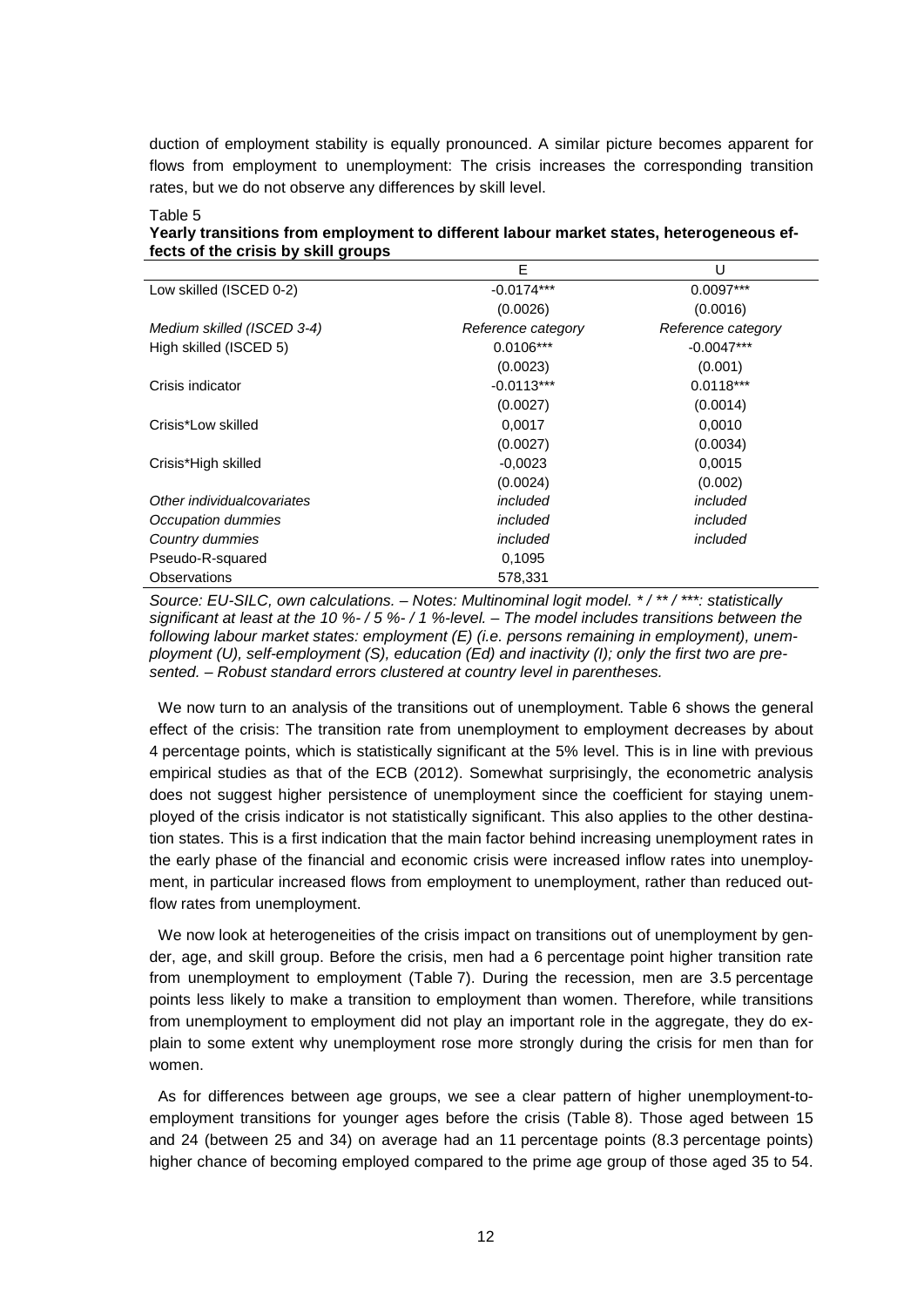duction of employment stability is equally pronounced. A similar picture becomes apparent for flows from employment to unemployment: The crisis increases the corresponding transition rates, but we do not observe any differences by skill level.

Table 5
**Yearly transitions from employment to different labour market states, heterogeneous effects of the crisis by skill groups**

| | E | U |
|---|---|---|
| Low skilled (ISCED 0-2) | -0.0174*** | 0.0097*** |
| | (0.0026) | (0.0016) |
| *Medium skilled (ISCED 3-4)* | *Reference category* | *Reference category* |
| High skilled (ISCED 5) | 0.0106*** | -0.0047*** |
| | (0.0023) | (0.001) |
| Crisis indicator | -0.0113*** | 0.0118*** |
| | (0.0027) | (0.0014) |
| Crisis*Low skilled | 0,0017 | 0,0010 |
| | (0.0027) | (0.0034) |
| Crisis*High skilled | -0,0023 | 0,0015 |
| | (0.0024) | (0.002) |
| *Other individualcovariates* | *included* | *included* |
| *Occupation dummies* | *included* | *included* |
| *Country dummies* | *included* | *included* |
| Pseudo-R-squared | 0,1095 | |
| Observations | 578,331 | |

*Source: EU-SILC, own calculations. – Notes: Multinominal logit model. * / ** / ***: statistically significant at least at the 10 %- / 5 %- / 1 %-level. – The model includes transitions between the following labour market states: employment (E) (i.e. persons remaining in employment), unemployment (U), self-employment (S), education (Ed) and inactivity (I); only the first two are presented. – Robust standard errors clustered at country level in parentheses.*

We now turn to an analysis of the transitions out of unemployment. Table 6 shows the general effect of the crisis: The transition rate from unemployment to employment decreases by about 4 percentage points, which is statistically significant at the 5% level. This is in line with previous empirical studies as that of the ECB (2012). Somewhat surprisingly, the econometric analysis does not suggest higher persistence of unemployment since the coefficient for staying unemployed of the crisis indicator is not statistically significant. This also applies to the other destination states. This is a first indication that the main factor behind increasing unemployment rates in the early phase of the financial and economic crisis were increased inflow rates into unemployment, in particular increased flows from employment to unemployment, rather than reduced outflow rates from unemployment.

We now look at heterogeneities of the crisis impact on transitions out of unemployment by gender, age, and skill group. Before the crisis, men had a 6 percentage point higher transition rate from unemployment to employment (Table 7). During the recession, men are 3.5 percentage points less likely to make a transition to employment than women. Therefore, while transitions from unemployment to employment did not play an important role in the aggregate, they do explain to some extent why unemployment rose more strongly during the crisis for men than for women.

As for differences between age groups, we see a clear pattern of higher unemployment-to-employment transitions for younger ages before the crisis (Table 8). Those aged between 15 and 24 (between 25 and 34) on average had an 11 percentage points (8.3 percentage points) higher chance of becoming employed compared to the prime age group of those aged 35 to 54.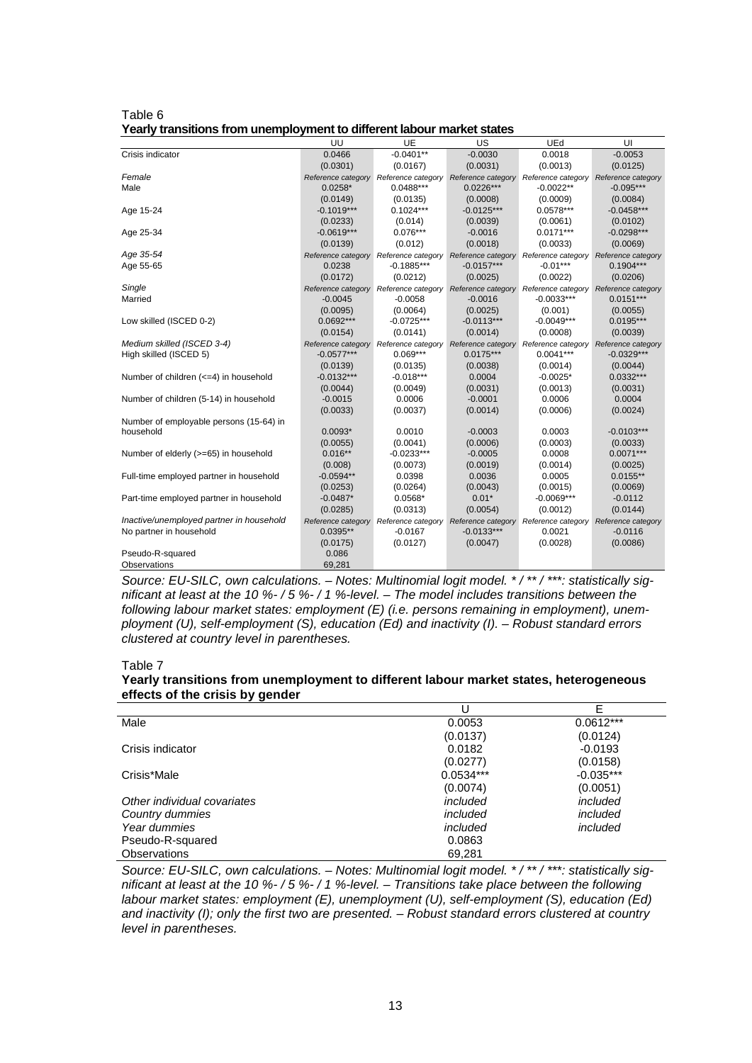Table 6
**Yearly transitions from unemployment to different labour market states**

| | UU | UE | US | UEd | UI |
|---|---|---|---|---|---|
| Crisis indicator | 0.0466 | -0.0401** | -0.0030 | 0.0018 | -0.0053 |
| | (0.0301) | (0.0167) | (0.0031) | (0.0013) | (0.0125) |
| *Female* | *Reference category* | *Reference category* | *Reference category* | *Reference category* | *Reference category* |
| Male | 0.0258* | 0.0488*** | 0.0226*** | -0.0022** | -0.095*** |
| | (0.0149) | (0.0135) | (0.0008) | (0.0009) | (0.0084) |
| Age 15-24 | -0.1019*** | 0.1024*** | -0.0125*** | 0.0578*** | -0.0458*** |
| | (0.0233) | (0.014) | (0.0039) | (0.0061) | (0.0102) |
| Age 25-34 | -0.0619*** | 0.076*** | -0.0016 | 0.0171*** | -0.0298*** |
| | (0.0139) | (0.012) | (0.0018) | (0.0033) | (0.0069) |
| *Age 35-54* | *Reference category* | *Reference category* | *Reference category* | *Reference category* | *Reference category* |
| Age 55-65 | 0.0238 | -0.1885*** | -0.0157*** | -0.01*** | 0.1904*** |
| | (0.0172) | (0.0212) | (0.0025) | (0.0022) | (0.0206) |
| *Single* | *Reference category* | *Reference category* | *Reference category* | *Reference category* | *Reference category* |
| Married | -0.0045 | -0.0058 | -0.0016 | -0.0033*** | 0.0151*** |
| | (0.0095) | (0.0064) | (0.0025) | (0.001) | (0.0055) |
| Low skilled (ISCED 0-2) | 0.0692*** | -0.0725*** | -0.0113*** | -0.0049*** | 0.0195*** |
| | (0.0154) | (0.0141) | (0.0014) | (0.0008) | (0.0039) |
| *Medium skilled (ISCED 3-4)* | *Reference category* | *Reference category* | *Reference category* | *Reference category* | *Reference category* |
| High skilled (ISCED 5) | -0.0577*** | 0.069*** | 0.0175*** | 0.0041*** | -0.0329*** |
| | (0.0139) | (0.0135) | (0.0038) | (0.0014) | (0.0044) |
| Number of children (<=4) in household | -0.0132*** | -0.018*** | 0.0004 | -0.0025* | 0.0332*** |
| | (0.0044) | (0.0049) | (0.0031) | (0.0013) | (0.0031) |
| Number of children (5-14) in household | -0.0015 | 0.0006 | -0.0001 | 0.0006 | 0.0004 |
| | (0.0033) | (0.0037) | (0.0014) | (0.0006) | (0.0024) |
| Number of employable persons (15-64) in household | 0.0093* | 0.0010 | -0.0003 | 0.0003 | -0.0103*** |
| | (0.0055) | (0.0041) | (0.0006) | (0.0003) | (0.0033) |
| Number of elderly (>=65) in household | 0.016** | -0.0233*** | -0.0005 | 0.0008 | 0.0071*** |
| | (0.008) | (0.0073) | (0.0019) | (0.0014) | (0.0025) |
| Full-time employed partner in household | -0.0594** | 0.0398 | 0.0036 | 0.0005 | 0.0155** |
| | (0.0253) | (0.0264) | (0.0043) | (0.0015) | (0.0069) |
| Part-time employed partner in household | -0.0487* | 0.0568* | 0.01* | -0.0069*** | -0.0112 |
| | (0.0285) | (0.0313) | (0.0054) | (0.0012) | (0.0144) |
| *Inactive/unemployed partner in household* | *Reference category* | *Reference category* | *Reference category* | *Reference category* | *Reference category* |
| No partner in household | 0.0395** | -0.0167 | -0.0133*** | 0.0021 | -0.0116 |
| | (0.0175) | (0.0127) | (0.0047) | (0.0028) | (0.0086) |
| Pseudo-R-squared | 0.086 | | | | |
| Observations | 69,281 | | | | |

*Source: EU-SILC, own calculations. – Notes: Multinomial logit model. * / ** / ***: statistically significant at least at the 10 %- / 5 %- / 1 %-level. – The model includes transitions between the following labour market states: employment (E) (i.e. persons remaining in employment), unemployment (U), self-employment (S), education (Ed) and inactivity (I). – Robust standard errors clustered at country level in parentheses.*

Table 7
**Yearly transitions from unemployment to different labour market states, heterogeneous effects of the crisis by gender**

| | U | E |
|---|---|---|
| Male | 0.0053 | 0.0612*** |
| | (0.0137) | (0.0124) |
| Crisis indicator | 0.0182 | -0.0193 |
| | (0.0277) | (0.0158) |
| Crisis*Male | 0.0534*** | -0.035*** |
| | (0.0074) | (0.0051) |
| *Other individual covariates* | *included* | *included* |
| *Country dummies* | *included* | *included* |
| *Year dummies* | *included* | *included* |
| Pseudo-R-squared | 0.0863 | |
| Observations | 69,281 | |

*Source: EU-SILC, own calculations. – Notes: Multinomial logit model. * / ** / ***: statistically significant at least at the 10 %- / 5 %- / 1 %-level. – Transitions take place between the following labour market states: employment (E), unemployment (U), self-employment (S), education (Ed) and inactivity (I); only the first two are presented. – Robust standard errors clustered at country level in parentheses.*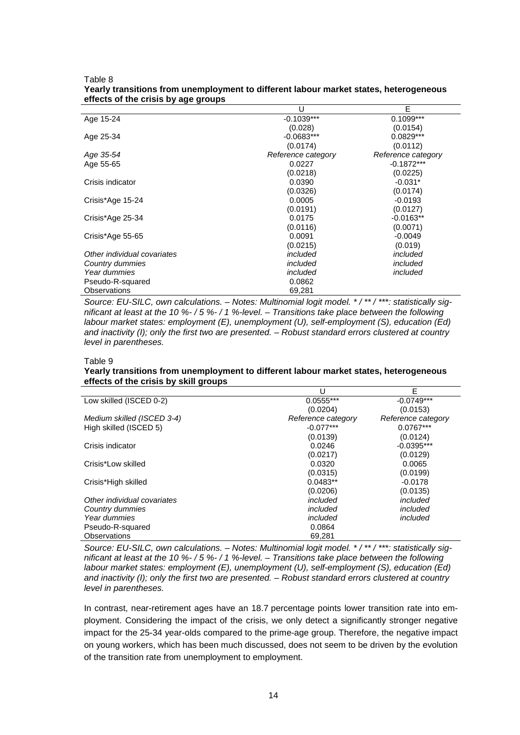Table 8

**Yearly transitions from unemployment to different labour market states, heterogeneous effects of the crisis by age groups**

| | U | E |
|---|---|---|
| Age 15-24 | -0.1039*** | 0.1099*** |
| | (0.028) | (0.0154) |
| Age 25-34 | -0.0683*** | 0.0829*** |
| | (0.0174) | (0.0112) |
| *Age 35-54* | *Reference category* | *Reference category* |
| Age 55-65 | 0.0227 | -0.1872*** |
| | (0.0218) | (0.0225) |
| Crisis indicator | 0.0390 | -0.031* |
| | (0.0326) | (0.0174) |
| Crisis*Age 15-24 | 0.0005 | -0.0193 |
| | (0.0191) | (0.0127) |
| Crisis*Age 25-34 | 0.0175 | -0.0163** |
| | (0.0116) | (0.0071) |
| Crisis*Age 55-65 | 0.0091 | -0.0049 |
| | (0.0215) | (0.019) |
| *Other individual covariates* | *included* | *included* |
| *Country dummies* | *included* | *included* |
| *Year dummies* | *included* | *included* |
| Pseudo-R-squared | 0.0862 | |
| Observations | 69,281 | |

*Source: EU-SILC, own calculations. – Notes: Multinomial logit model. * / ** / ***: statistically significant at least at the 10 %- / 5 %- / 1 %-level. – Transitions take place between the following labour market states: employment (E), unemployment (U), self-employment (S), education (Ed) and inactivity (I); only the first two are presented. – Robust standard errors clustered at country level in parentheses.*

Table 9

**Yearly transitions from unemployment to different labour market states, heterogeneous effects of the crisis by skill groups**

| | U | E |
|---|---|---|
| Low skilled (ISCED 0-2) | 0.0555*** | -0.0749*** |
| | (0.0204) | (0.0153) |
| *Medium skilled (ISCED 3-4)* | *Reference category* | *Reference category* |
| High skilled (ISCED 5) | -0.077*** | 0.0767*** |
| | (0.0139) | (0.0124) |
| Crisis indicator | 0.0246 | -0.0395*** |
| | (0.0217) | (0.0129) |
| Crisis*Low skilled | 0.0320 | 0.0065 |
| | (0.0315) | (0.0199) |
| Crisis*High skilled | 0.0483** | -0.0178 |
| | (0.0206) | (0.0135) |
| *Other individual covariates* | *included* | *included* |
| *Country dummies* | *included* | *included* |
| *Year dummies* | *included* | *included* |
| Pseudo-R-squared | 0.0864 | |
| Observations | 69,281 | |

*Source: EU-SILC, own calculations. – Notes: Multinomial logit model. * / ** / ***: statistically significant at least at the 10 %- / 5 %- / 1 %-level. – Transitions take place between the following labour market states: employment (E), unemployment (U), self-employment (S), education (Ed) and inactivity (I); only the first two are presented. – Robust standard errors clustered at country level in parentheses.*

In contrast, near-retirement ages have an 18.7 percentage points lower transition rate into employment. Considering the impact of the crisis, we only detect a significantly stronger negative impact for the 25-34 year-olds compared to the prime-age group. Therefore, the negative impact on young workers, which has been much discussed, does not seem to be driven by the evolution of the transition rate from unemployment to employment.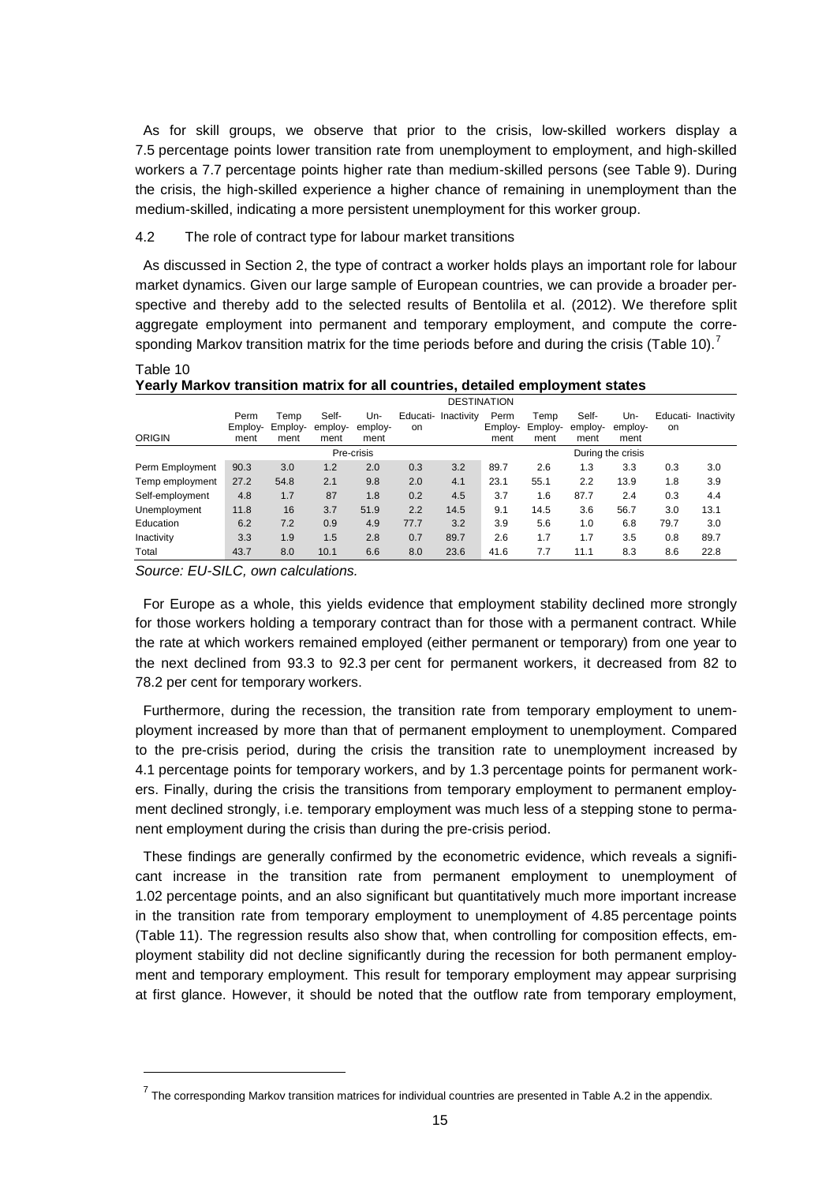As for skill groups, we observe that prior to the crisis, low-skilled workers display a 7.5 percentage points lower transition rate from unemployment to employment, and high-skilled workers a 7.7 percentage points higher rate than medium-skilled persons (see Table 9). During the crisis, the high-skilled experience a higher chance of remaining in unemployment than the medium-skilled, indicating a more persistent unemployment for this worker group.

### 4.2 The role of contract type for labour market transitions

As discussed in Section 2, the type of contract a worker holds plays an important role for labour market dynamics. Given our large sample of European countries, we can provide a broader perspective and thereby add to the selected results of Bentolila et al. (2012). We therefore split aggregate employment into permanent and temporary employment, and compute the corresponding Markov transition matrix for the time periods before and during the crisis (Table 10).[7]

Table 10
**Yearly Markov transition matrix for all countries, detailed employment states**

| | DESTINATION | | | | | | | | | | | |
|---|---|---|---|---|---|---|---|---|---|---|---|---|
| ORIGIN | Perm Employment | Temp Employment | Self-employment | Unemployment | Education | Inactivity | Perm Employment | Temp Employment | Self-employment | Unemployment | Education | Inactivity |
| | Pre-crisis | | | | | | During the crisis | | | | | |
| Perm Employment | 90.3 | 3.0 | 1.2 | 2.0 | 0.3 | 3.2 | 89.7 | 2.6 | 1.3 | 3.3 | 0.3 | 3.0 |
| Temp employment | 27.2 | 54.8 | 2.1 | 9.8 | 2.0 | 4.1 | 23.1 | 55.1 | 2.2 | 13.9 | 1.8 | 3.9 |
| Self-employment | 4.8 | 1.7 | 87 | 1.8 | 0.2 | 4.5 | 3.7 | 1.6 | 87.7 | 2.4 | 0.3 | 4.4 |
| Unemployment | 11.8 | 16 | 3.7 | 51.9 | 2.2 | 14.5 | 9.1 | 14.5 | 3.6 | 56.7 | 3.0 | 13.1 |
| Education | 6.2 | 7.2 | 0.9 | 4.9 | 77.7 | 3.2 | 3.9 | 5.6 | 1.0 | 6.8 | 79.7 | 3.0 |
| Inactivity | 3.3 | 1.9 | 1.5 | 2.8 | 0.7 | 89.7 | 2.6 | 1.7 | 1.7 | 3.5 | 0.8 | 89.7 |
| Total | 43.7 | 8.0 | 10.1 | 6.6 | 8.0 | 23.6 | 41.6 | 7.7 | 11.1 | 8.3 | 8.6 | 22.8 |

*Source: EU-SILC, own calculations.*

For Europe as a whole, this yields evidence that employment stability declined more strongly for those workers holding a temporary contract than for those with a permanent contract. While the rate at which workers remained employed (either permanent or temporary) from one year to the next declined from 93.3 to 92.3 per cent for permanent workers, it decreased from 82 to 78.2 per cent for temporary workers.

Furthermore, during the recession, the transition rate from temporary employment to unemployment increased by more than that of permanent employment to unemployment. Compared to the pre-crisis period, during the crisis the transition rate to unemployment increased by 4.1 percentage points for temporary workers, and by 1.3 percentage points for permanent workers. Finally, during the crisis the transitions from temporary employment to permanent employment declined strongly, i.e. temporary employment was much less of a stepping stone to permanent employment during the crisis than during the pre-crisis period.

These findings are generally confirmed by the econometric evidence, which reveals a significant increase in the transition rate from permanent employment to unemployment of 1.02 percentage points, and an also significant but quantitatively much more important increase in the transition rate from temporary employment to unemployment of 4.85 percentage points (Table 11). The regression results also show that, when controlling for composition effects, employment stability did not decline significantly during the recession for both permanent employment and temporary employment. This result for temporary employment may appear surprising at first glance. However, it should be noted that the outflow rate from temporary employment,

[7] The corresponding Markov transition matrices for individual countries are presented in Table A.2 in the appendix.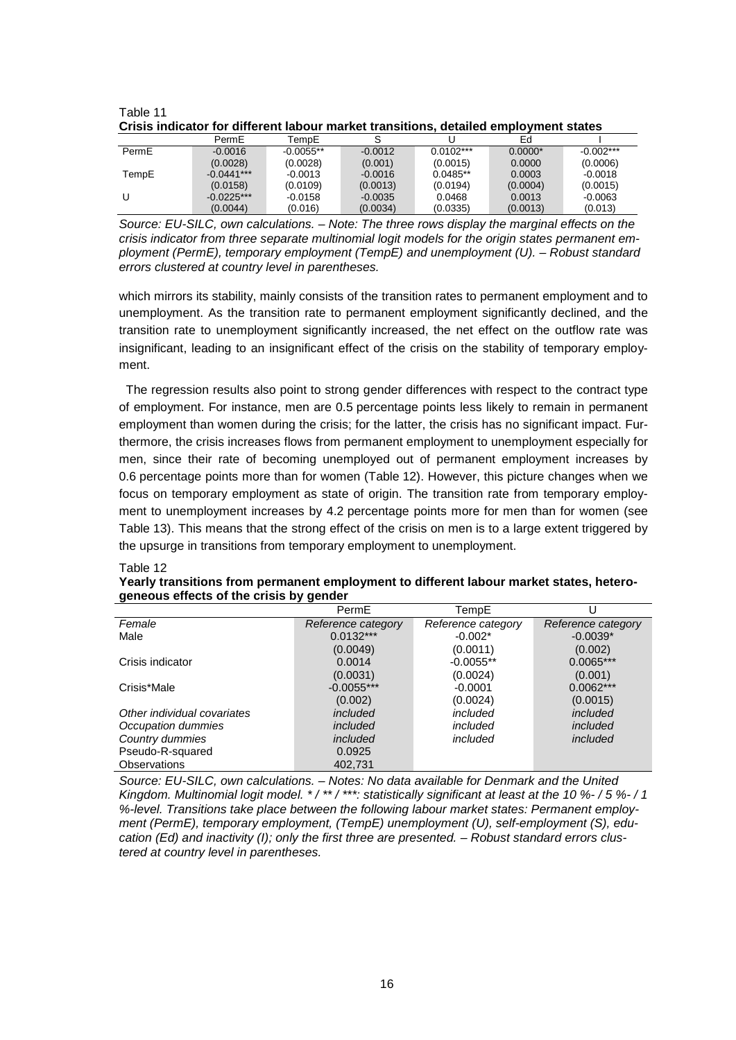Table 11

**Crisis indicator for different labour market transitions, detailed employment states**

| | PermE | TempE | S | U | Ed | I |
|---|---|---|---|---|---|---|
| PermE | -0.0016 | -0.0055** | -0.0012 | 0.0102*** | 0.0000* | -0.002*** |
| | (0.0028) | (0.0028) | (0.001) | (0.0015) | 0.0000 | (0.0006) |
| TempE | -0.0441*** | -0.0013 | -0.0016 | 0.0485** | 0.0003 | -0.0018 |
| | (0.0158) | (0.0109) | (0.0013) | (0.0194) | (0.0004) | (0.0015) |
| U | -0.0225*** | -0.0158 | -0.0035 | 0.0468 | 0.0013 | -0.0063 |
| | (0.0044) | (0.016) | (0.0034) | (0.0335) | (0.0013) | (0.013) |

*Source: EU-SILC, own calculations. – Note: The three rows display the marginal effects on the crisis indicator from three separate multinomial logit models for the origin states permanent employment (PermE), temporary employment (TempE) and unemployment (U). – Robust standard errors clustered at country level in parentheses.*

which mirrors its stability, mainly consists of the transition rates to permanent employment and to unemployment. As the transition rate to permanent employment significantly declined, and the transition rate to unemployment significantly increased, the net effect on the outflow rate was insignificant, leading to an insignificant effect of the crisis on the stability of temporary employment.

The regression results also point to strong gender differences with respect to the contract type of employment. For instance, men are 0.5 percentage points less likely to remain in permanent employment than women during the crisis; for the latter, the crisis has no significant impact. Furthermore, the crisis increases flows from permanent employment to unemployment especially for men, since their rate of becoming unemployed out of permanent employment increases by 0.6 percentage points more than for women (Table 12). However, this picture changes when we focus on temporary employment as state of origin. The transition rate from temporary employment to unemployment increases by 4.2 percentage points more for men than for women (see Table 13). This means that the strong effect of the crisis on men is to a large extent triggered by the upsurge in transitions from temporary employment to unemployment.

Table 12

**Yearly transitions from permanent employment to different labour market states, heterogeneous effects of the crisis by gender**

| | PermE | TempE | U |
|---|---|---|---|
| *Female* | *Reference category* | *Reference category* | *Reference category* |
| Male | 0.0132*** | -0.002* | -0.0039* |
| | (0.0049) | (0.0011) | (0.002) |
| Crisis indicator | 0.0014 | -0.0055** | 0.0065*** |
| | (0.0031) | (0.0024) | (0.001) |
| Crisis*Male | -0.0055*** | -0.0001 | 0.0062*** |
| | (0.002) | (0.0024) | (0.0015) |
| *Other individual covariates* | *included* | *included* | *included* |
| *Occupation dummies* | *included* | *included* | *included* |
| *Country dummies* | *included* | *included* | *included* |
| Pseudo-R-squared | 0.0925 | | |
| Observations | 402,731 | | |

*Source: EU-SILC, own calculations. – Notes: No data available for Denmark and the United Kingdom. Multinomial logit model. * / ** / ***: statistically significant at least at the 10 %- / 5 %- / 1 %-level. Transitions take place between the following labour market states: Permanent employment (PermE), temporary employment, (TempE) unemployment (U), self-employment (S), education (Ed) and inactivity (I); only the first three are presented. – Robust standard errors clustered at country level in parentheses.*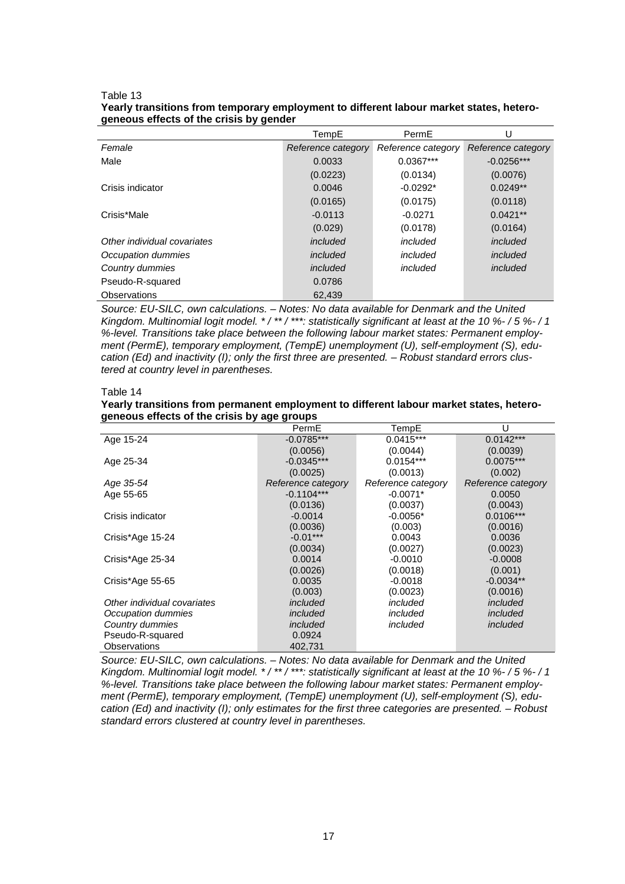Table 13

**Yearly transitions from temporary employment to different labour market states, heterogeneous effects of the crisis by gender**

| | TempE | PermE | U |
|---|---|---|---|
| *Female* | *Reference category* | *Reference category* | *Reference category* |
| Male | 0.0033 | 0.0367*** | -0.0256*** |
| | (0.0223) | (0.0134) | (0.0076) |
| Crisis indicator | 0.0046 | -0.0292* | 0.0249** |
| | (0.0165) | (0.0175) | (0.0118) |
| Crisis*Male | -0.0113 | -0.0271 | 0.0421** |
| | (0.029) | (0.0178) | (0.0164) |
| *Other individual covariates* | *included* | *included* | *included* |
| *Occupation dummies* | *included* | *included* | *included* |
| *Country dummies* | *included* | *included* | *included* |
| Pseudo-R-squared | 0.0786 | | |
| Observations | 62,439 | | |

*Source: EU-SILC, own calculations. – Notes: No data available for Denmark and the United Kingdom. Multinomial logit model. * / ** / ***: statistically significant at least at the 10 %- / 5 %- / 1 %-level. Transitions take place between the following labour market states: Permanent employment (PermE), temporary employment, (TempE) unemployment (U), self-employment (S), education (Ed) and inactivity (I); only the first three are presented. – Robust standard errors clustered at country level in parentheses.*

Table 14

**Yearly transitions from permanent employment to different labour market states, heterogeneous effects of the crisis by age groups**

| | PermE | TempE | U |
|---|---|---|---|
| Age 15-24 | -0.0785*** | 0.0415*** | 0.0142*** |
| | (0.0056) | (0.0044) | (0.0039) |
| Age 25-34 | -0.0345*** | 0.0154*** | 0.0075*** |
| | (0.0025) | (0.0013) | (0.002) |
| *Age 35-54* | *Reference category* | *Reference category* | *Reference category* |
| Age 55-65 | -0.1104*** | -0.0071* | 0.0050 |
| | (0.0136) | (0.0037) | (0.0043) |
| Crisis indicator | -0.0014 | -0.0056* | 0.0106*** |
| | (0.0036) | (0.003) | (0.0016) |
| Crisis*Age 15-24 | -0.01*** | 0.0043 | 0.0036 |
| | (0.0034) | (0.0027) | (0.0023) |
| Crisis*Age 25-34 | 0.0014 | -0.0010 | -0.0008 |
| | (0.0026) | (0.0018) | (0.001) |
| Crisis*Age 55-65 | 0.0035 | -0.0018 | -0.0034** |
| | (0.003) | (0.0023) | (0.0016) |
| *Other individual covariates* | *included* | *included* | *included* |
| *Occupation dummies* | *included* | *included* | *included* |
| *Country dummies* | *included* | *included* | *included* |
| Pseudo-R-squared | 0.0924 | | |
| Observations | 402,731 | | |

*Source: EU-SILC, own calculations. – Notes: No data available for Denmark and the United Kingdom. Multinomial logit model. * / ** / ***: statistically significant at least at the 10 %- / 5 %- / 1 %-level. Transitions take place between the following labour market states: Permanent employment (PermE), temporary employment, (TempE) unemployment (U), self-employment (S), education (Ed) and inactivity (I); only estimates for the first three categories are presented. – Robust standard errors clustered at country level in parentheses.*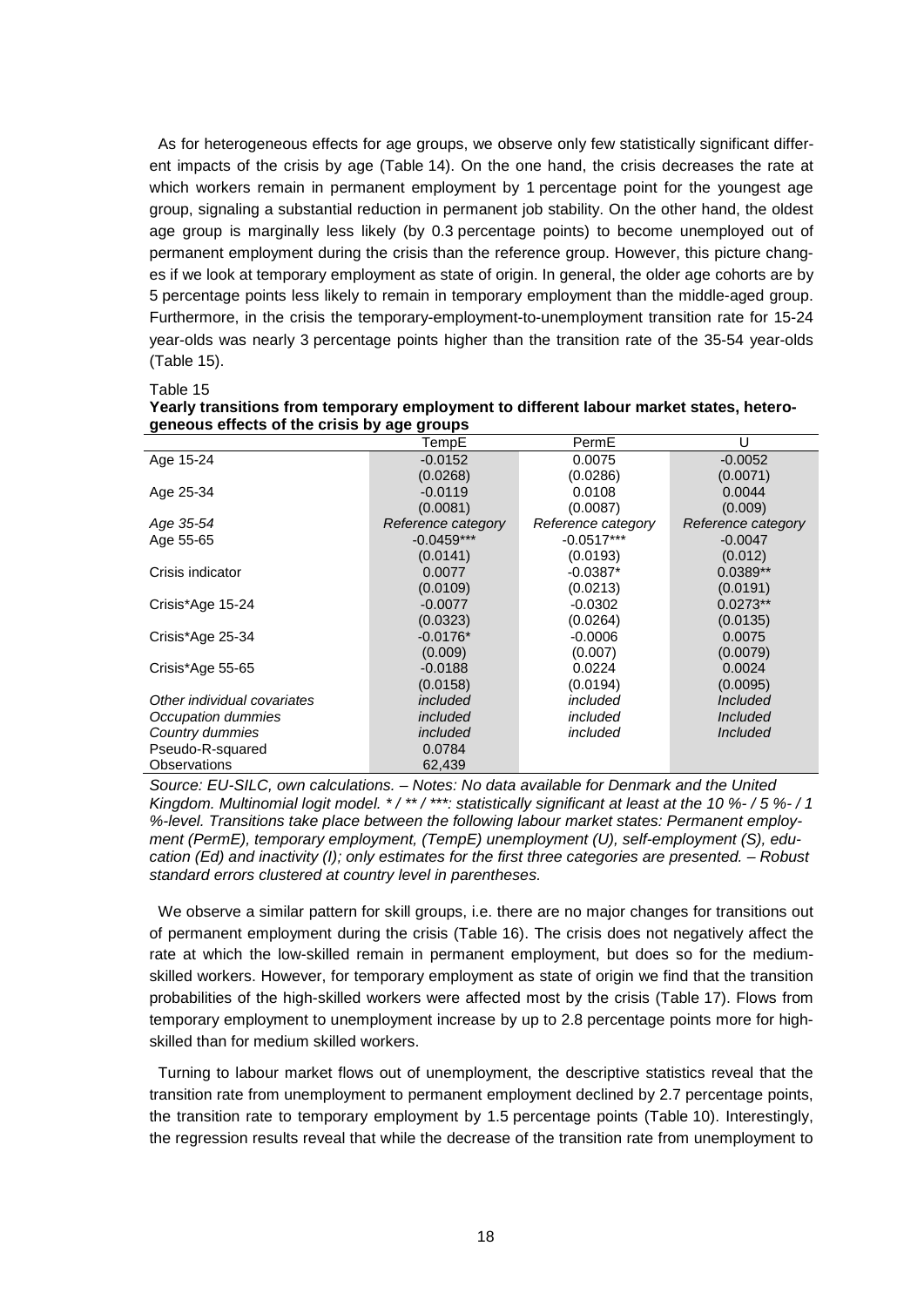As for heterogeneous effects for age groups, we observe only few statistically significant different impacts of the crisis by age (Table 14). On the one hand, the crisis decreases the rate at which workers remain in permanent employment by 1 percentage point for the youngest age group, signaling a substantial reduction in permanent job stability. On the other hand, the oldest age group is marginally less likely (by 0.3 percentage points) to become unemployed out of permanent employment during the crisis than the reference group. However, this picture changes if we look at temporary employment as state of origin. In general, the older age cohorts are by 5 percentage points less likely to remain in temporary employment than the middle-aged group. Furthermore, in the crisis the temporary-employment-to-unemployment transition rate for 15-24 year-olds was nearly 3 percentage points higher than the transition rate of the 35-54 year-olds (Table 15).

Table 15

**Yearly transitions from temporary employment to different labour market states, heterogeneous effects of the crisis by age groups**

| | TempE | PermE | U |
|---|---|---|---|
| Age 15-24 | -0.0152 | 0.0075 | -0.0052 |
| | (0.0268) | (0.0286) | (0.0071) |
| Age 25-34 | -0.0119 | 0.0108 | 0.0044 |
| | (0.0081) | (0.0087) | (0.009) |
| *Age 35-54* | *Reference category* | *Reference category* | *Reference category* |
| Age 55-65 | -0.0459*** | -0.0517*** | -0.0047 |
| | (0.0141) | (0.0193) | (0.012) |
| Crisis indicator | 0.0077 | -0.0387* | 0.0389** |
| | (0.0109) | (0.0213) | (0.0191) |
| Crisis*Age 15-24 | -0.0077 | -0.0302 | 0.0273** |
| | (0.0323) | (0.0264) | (0.0135) |
| Crisis*Age 25-34 | -0.0176* | -0.0006 | 0.0075 |
| | (0.009) | (0.007) | (0.0079) |
| Crisis*Age 55-65 | -0.0188 | 0.0224 | 0.0024 |
| | (0.0158) | (0.0194) | (0.0095) |
| *Other individual covariates* | *included* | *included* | *Included* |
| *Occupation dummies* | *included* | *included* | *Included* |
| *Country dummies* | *included* | *included* | *Included* |
| Pseudo-R-squared | 0.0784 | | |
| Observations | 62,439 | | |

*Source: EU-SILC, own calculations. – Notes: No data available for Denmark and the United Kingdom. Multinomial logit model. * / ** / ***: statistically significant at least at the 10 %- / 5 %- / 1 %-level. Transitions take place between the following labour market states: Permanent employment (PermE), temporary employment, (TempE) unemployment (U), self-employment (S), education (Ed) and inactivity (I); only estimates for the first three categories are presented. – Robust standard errors clustered at country level in parentheses.*

We observe a similar pattern for skill groups, i.e. there are no major changes for transitions out of permanent employment during the crisis (Table 16). The crisis does not negatively affect the rate at which the low-skilled remain in permanent employment, but does so for the medium-skilled workers. However, for temporary employment as state of origin we find that the transition probabilities of the high-skilled workers were affected most by the crisis (Table 17). Flows from temporary employment to unemployment increase by up to 2.8 percentage points more for high-skilled than for medium skilled workers.

Turning to labour market flows out of unemployment, the descriptive statistics reveal that the transition rate from unemployment to permanent employment declined by 2.7 percentage points, the transition rate to temporary employment by 1.5 percentage points (Table 10). Interestingly, the regression results reveal that while the decrease of the transition rate from unemployment to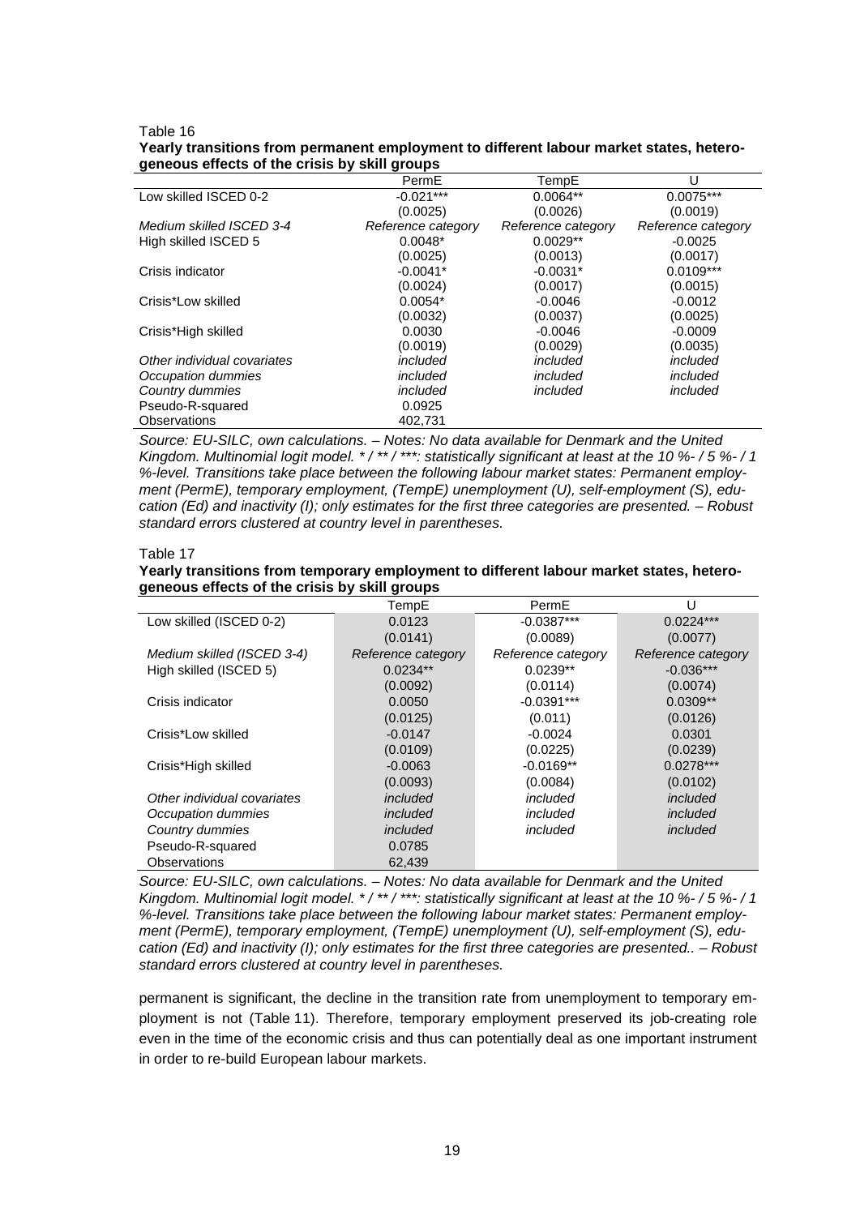Table 16

**Yearly transitions from permanent employment to different labour market states, heterogeneous effects of the crisis by skill groups**

| | PermE | TempE | U |
|---|---|---|---|
| Low skilled ISCED 0-2 | -0.021*** | 0.0064** | 0.0075*** |
| | (0.0025) | (0.0026) | (0.0019) |
| *Medium skilled ISCED 3-4* | *Reference category* | *Reference category* | *Reference category* |
| High skilled ISCED 5 | 0.0048* | 0.0029** | -0.0025 |
| | (0.0025) | (0.0013) | (0.0017) |
| Crisis indicator | -0.0041* | -0.0031* | 0.0109*** |
| | (0.0024) | (0.0017) | (0.0015) |
| Crisis*Low skilled | 0.0054* | -0.0046 | -0.0012 |
| | (0.0032) | (0.0037) | (0.0025) |
| Crisis*High skilled | 0.0030 | -0.0046 | -0.0009 |
| | (0.0019) | (0.0029) | (0.0035) |
| *Other individual covariates* | *included* | *included* | *included* |
| *Occupation dummies* | *included* | *included* | *included* |
| *Country dummies* | *included* | *included* | *included* |
| Pseudo-R-squared | 0.0925 | | |
| Observations | 402,731 | | |

*Source: EU-SILC, own calculations. – Notes: No data available for Denmark and the United Kingdom. Multinomial logit model. * / ** / ***: statistically significant at least at the 10 %- / 5 %- / 1 %-level. Transitions take place between the following labour market states: Permanent employment (PermE), temporary employment, (TempE) unemployment (U), self-employment (S), education (Ed) and inactivity (I); only estimates for the first three categories are presented. – Robust standard errors clustered at country level in parentheses.*

Table 17

**Yearly transitions from temporary employment to different labour market states, heterogeneous effects of the crisis by skill groups**

| | TempE | PermE | U |
|---|---|---|---|
| Low skilled (ISCED 0-2) | 0.0123 | -0.0387*** | 0.0224*** |
| | (0.0141) | (0.0089) | (0.0077) |
| *Medium skilled (ISCED 3-4)* | *Reference category* | *Reference category* | *Reference category* |
| High skilled (ISCED 5) | 0.0234** | 0.0239** | -0.036*** |
| | (0.0092) | (0.0114) | (0.0074) |
| Crisis indicator | 0.0050 | -0.0391*** | 0.0309** |
| | (0.0125) | (0.011) | (0.0126) |
| Crisis*Low skilled | -0.0147 | -0.0024 | 0.0301 |
| | (0.0109) | (0.0225) | (0.0239) |
| Crisis*High skilled | -0.0063 | -0.0169** | 0.0278*** |
| | (0.0093) | (0.0084) | (0.0102) |
| *Other individual covariates* | *included* | *included* | *included* |
| *Occupation dummies* | *included* | *included* | *included* |
| *Country dummies* | *included* | *included* | *included* |
| Pseudo-R-squared | 0.0785 | | |
| Observations | 62,439 | | |

*Source: EU-SILC, own calculations. – Notes: No data available for Denmark and the United Kingdom. Multinomial logit model. * / ** / ***: statistically significant at least at the 10 %- / 5 %- / 1 %-level. Transitions take place between the following labour market states: Permanent employment (PermE), temporary employment, (TempE) unemployment (U), self-employment (S), education (Ed) and inactivity (I); only estimates for the first three categories are presented.. – Robust standard errors clustered at country level in parentheses.*

permanent is significant, the decline in the transition rate from unemployment to temporary employment is not (Table 11). Therefore, temporary employment preserved its job-creating role even in the time of the economic crisis and thus can potentially deal as one important instrument in order to re-build European labour markets.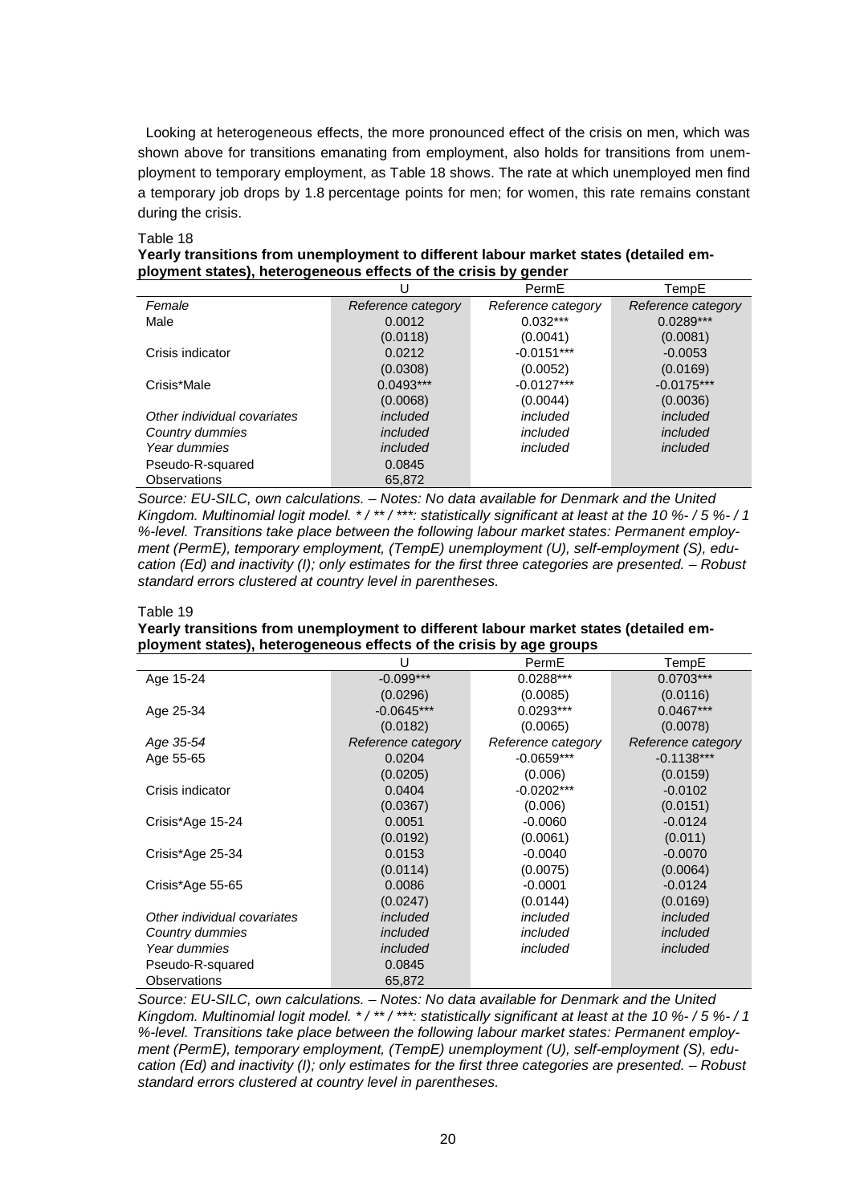Looking at heterogeneous effects, the more pronounced effect of the crisis on men, which was shown above for transitions emanating from employment, also holds for transitions from unemployment to temporary employment, as Table 18 shows. The rate at which unemployed men find a temporary job drops by 1.8 percentage points for men; for women, this rate remains constant during the crisis.

Table 18
**Yearly transitions from unemployment to different labour market states (detailed employment states), heterogeneous effects of the crisis by gender**

| | U | PermE | TempE |
|---|---|---|---|
| *Female* | *Reference category* | *Reference category* | *Reference category* |
| Male | 0.0012 | 0.032*** | 0.0289*** |
| | (0.0118) | (0.0041) | (0.0081) |
| Crisis indicator | 0.0212 | -0.0151*** | -0.0053 |
| | (0.0308) | (0.0052) | (0.0169) |
| Crisis*Male | 0.0493*** | -0.0127*** | -0.0175*** |
| | (0.0068) | (0.0044) | (0.0036) |
| *Other individual covariates* | *included* | *included* | *included* |
| *Country dummies* | *included* | *included* | *included* |
| *Year dummies* | *included* | *included* | *included* |
| Pseudo-R-squared | 0.0845 | | |
| Observations | 65,872 | | |

*Source: EU-SILC, own calculations. – Notes: No data available for Denmark and the United Kingdom. Multinomial logit model. * / ** / ***: statistically significant at least at the 10 %- / 5 %- / 1 %-level. Transitions take place between the following labour market states: Permanent employment (PermE), temporary employment, (TempE) unemployment (U), self-employment (S), education (Ed) and inactivity (I); only estimates for the first three categories are presented. – Robust standard errors clustered at country level in parentheses.*

Table 19
**Yearly transitions from unemployment to different labour market states (detailed employment states), heterogeneous effects of the crisis by age groups**

| | U | PermE | TempE |
|---|---|---|---|
| Age 15-24 | -0.099*** | 0.0288*** | 0.0703*** |
| | (0.0296) | (0.0085) | (0.0116) |
| Age 25-34 | -0.0645*** | 0.0293*** | 0.0467*** |
| | (0.0182) | (0.0065) | (0.0078) |
| *Age 35-54* | *Reference category* | *Reference category* | *Reference category* |
| Age 55-65 | 0.0204 | -0.0659*** | -0.1138*** |
| | (0.0205) | (0.006) | (0.0159) |
| Crisis indicator | 0.0404 | -0.0202*** | -0.0102 |
| | (0.0367) | (0.006) | (0.0151) |
| Crisis*Age 15-24 | 0.0051 | -0.0060 | -0.0124 |
| | (0.0192) | (0.0061) | (0.011) |
| Crisis*Age 25-34 | 0.0153 | -0.0040 | -0.0070 |
| | (0.0114) | (0.0075) | (0.0064) |
| Crisis*Age 55-65 | 0.0086 | -0.0001 | -0.0124 |
| | (0.0247) | (0.0144) | (0.0169) |
| *Other individual covariates* | *included* | *included* | *included* |
| *Country dummies* | *included* | *included* | *included* |
| *Year dummies* | *included* | *included* | *included* |
| Pseudo-R-squared | 0.0845 | | |
| Observations | 65,872 | | |

*Source: EU-SILC, own calculations. – Notes: No data available for Denmark and the United Kingdom. Multinomial logit model. * / ** / ***: statistically significant at least at the 10 %- / 5 %- / 1 %-level. Transitions take place between the following labour market states: Permanent employment (PermE), temporary employment, (TempE) unemployment (U), self-employment (S), education (Ed) and inactivity (I); only estimates for the first three categories are presented. – Robust standard errors clustered at country level in parentheses.*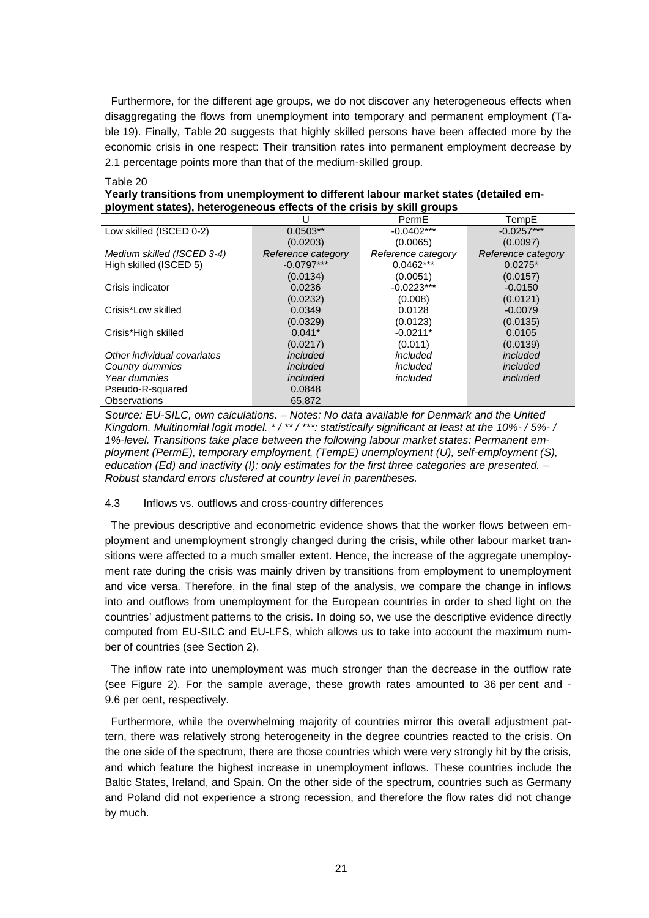Furthermore, for the different age groups, we do not discover any heterogeneous effects when disaggregating the flows from unemployment into temporary and permanent employment (Table 19). Finally, Table 20 suggests that highly skilled persons have been affected more by the economic crisis in one respect: Their transition rates into permanent employment decrease by 2.1 percentage points more than that of the medium-skilled group.

Table 20

**Yearly transitions from unemployment to different labour market states (detailed employment states), heterogeneous effects of the crisis by skill groups**

| | U | PermE | TempE |
|---|---|---|---|
| Low skilled (ISCED 0-2) | 0.0503** | -0.0402*** | -0.0257*** |
| | (0.0203) | (0.0065) | (0.0097) |
| *Medium skilled (ISCED 3-4)* | *Reference category* | *Reference category* | *Reference category* |
| High skilled (ISCED 5) | -0.0797*** | 0.0462*** | 0.0275* |
| | (0.0134) | (0.0051) | (0.0157) |
| Crisis indicator | 0.0236 | -0.0223*** | -0.0150 |
| | (0.0232) | (0.008) | (0.0121) |
| Crisis*Low skilled | 0.0349 | 0.0128 | -0.0079 |
| | (0.0329) | (0.0123) | (0.0135) |
| Crisis*High skilled | 0.041* | -0.0211* | 0.0105 |
| | (0.0217) | (0.011) | (0.0139) |
| *Other individual covariates* | *included* | *included* | *included* |
| *Country dummies* | *included* | *included* | *included* |
| *Year dummies* | *included* | *included* | *included* |
| Pseudo-R-squared | 0.0848 | | |
| Observations | 65,872 | | |

*Source: EU-SILC, own calculations. – Notes: No data available for Denmark and the United Kingdom. Multinomial logit model. * / ** / ***: statistically significant at least at the 10%- / 5%- / 1%-level. Transitions take place between the following labour market states: Permanent employment (PermE), temporary employment, (TempE) unemployment (U), self-employment (S), education (Ed) and inactivity (I); only estimates for the first three categories are presented. – Robust standard errors clustered at country level in parentheses.*

### 4.3 Inflows vs. outflows and cross-country differences

The previous descriptive and econometric evidence shows that the worker flows between employment and unemployment strongly changed during the crisis, while other labour market transitions were affected to a much smaller extent. Hence, the increase of the aggregate unemployment rate during the crisis was mainly driven by transitions from employment to unemployment and vice versa. Therefore, in the final step of the analysis, we compare the change in inflows into and outflows from unemployment for the European countries in order to shed light on the countries' adjustment patterns to the crisis. In doing so, we use the descriptive evidence directly computed from EU-SILC and EU-LFS, which allows us to take into account the maximum number of countries (see Section 2).

The inflow rate into unemployment was much stronger than the decrease in the outflow rate (see Figure 2). For the sample average, these growth rates amounted to 36 per cent and -9.6 per cent, respectively.

Furthermore, while the overwhelming majority of countries mirror this overall adjustment pattern, there was relatively strong heterogeneity in the degree countries reacted to the crisis. On the one side of the spectrum, there are those countries which were very strongly hit by the crisis, and which feature the highest increase in unemployment inflows. These countries include the Baltic States, Ireland, and Spain. On the other side of the spectrum, countries such as Germany and Poland did not experience a strong recession, and therefore the flow rates did not change by much.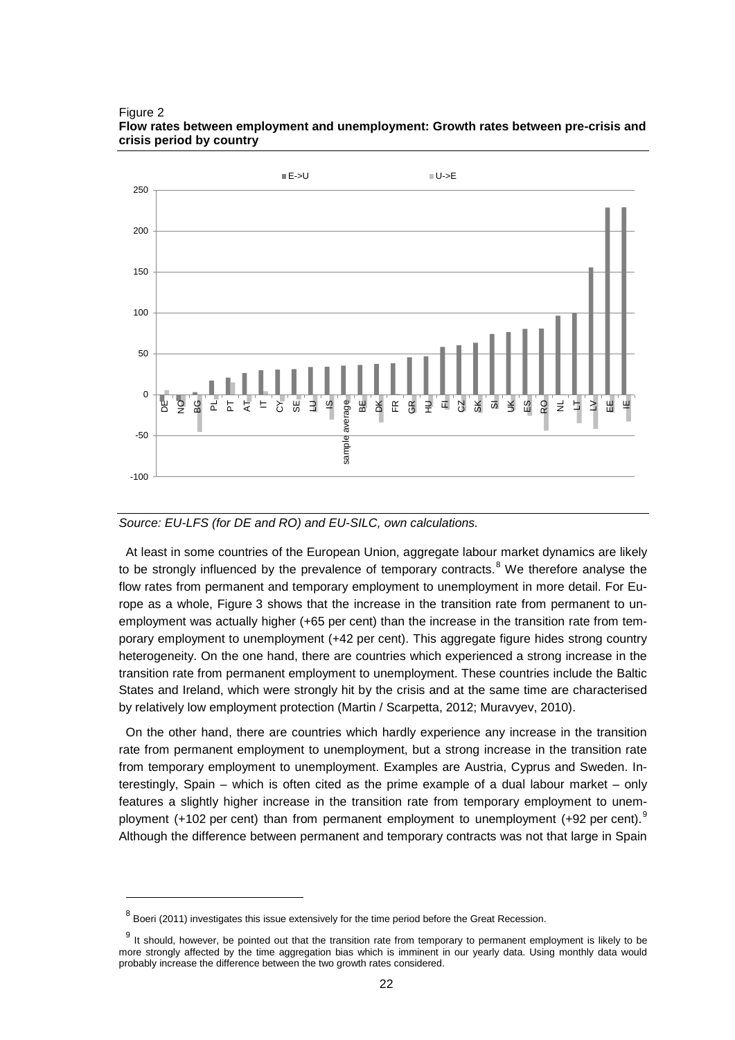Figure 2
**Flow rates between employment and unemployment: Growth rates between pre-crisis and crisis period by country**

*Source: EU-LFS (for DE and RO) and EU-SILC, own calculations.*

At least in some countries of the European Union, aggregate labour market dynamics are likely to be strongly influenced by the prevalence of temporary contracts.[8] We therefore analyse the flow rates from permanent and temporary employment to unemployment in more detail. For Europe as a whole, Figure 3 shows that the increase in the transition rate from permanent to unemployment was actually higher (+65 per cent) than the increase in the transition rate from temporary employment to unemployment (+42 per cent). This aggregate figure hides strong country heterogeneity. On the one hand, there are countries which experienced a strong increase in the transition rate from permanent employment to unemployment. These countries include the Baltic States and Ireland, which were strongly hit by the crisis and at the same time are characterised by relatively low employment protection (Martin / Scarpetta, 2012; Muravyev, 2010).

On the other hand, there are countries which hardly experience any increase in the transition rate from permanent employment to unemployment, but a strong increase in the transition rate from temporary employment to unemployment. Examples are Austria, Cyprus and Sweden. Interestingly, Spain – which is often cited as the prime example of a dual labour market – only features a slightly higher increase in the transition rate from temporary employment to unemployment (+102 per cent) than from permanent employment to unemployment (+92 per cent).[9] Although the difference between permanent and temporary contracts was not that large in Spain

[8] Boeri (2011) investigates this issue extensively for the time period before the Great Recession.

[9] It should, however, be pointed out that the transition rate from temporary to permanent employment is likely to be more strongly affected by the time aggregation bias which is imminent in our yearly data. Using monthly data would probably increase the difference between the two growth rates considered.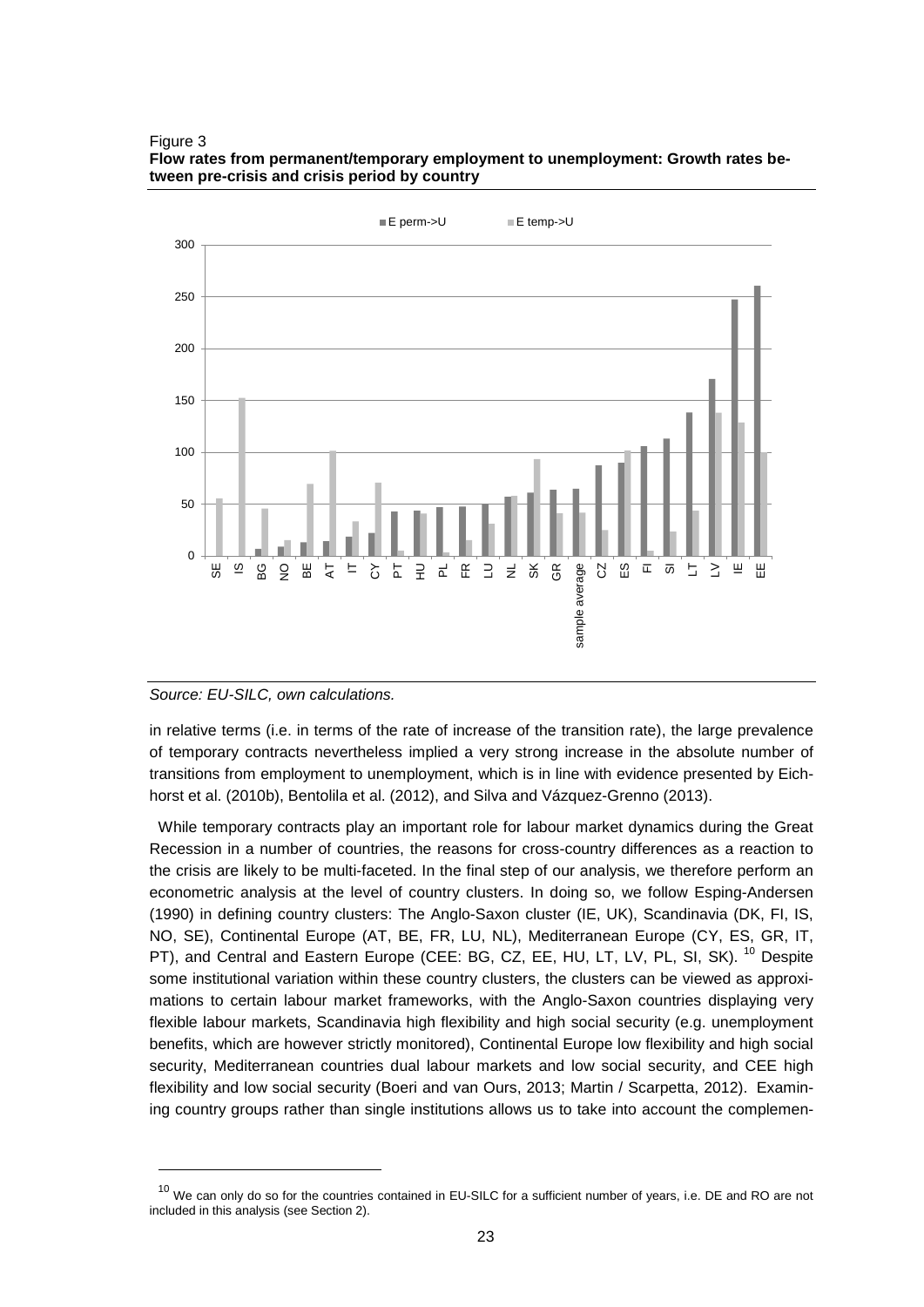Figure 3
**Flow rates from permanent/temporary employment to unemployment: Growth rates between pre-crisis and crisis period by country**

*Source: EU-SILC, own calculations.*

in relative terms (i.e. in terms of the rate of increase of the transition rate), the large prevalence of temporary contracts nevertheless implied a very strong increase in the absolute number of transitions from employment to unemployment, which is in line with evidence presented by Eichhorst et al. (2010b), Bentolila et al. (2012), and Silva and Vázquez-Grenno (2013).

While temporary contracts play an important role for labour market dynamics during the Great Recession in a number of countries, the reasons for cross-country differences as a reaction to the crisis are likely to be multi-faceted. In the final step of our analysis, we therefore perform an econometric analysis at the level of country clusters. In doing so, we follow Esping-Andersen (1990) in defining country clusters: The Anglo-Saxon cluster (IE, UK), Scandinavia (DK, FI, IS, NO, SE), Continental Europe (AT, BE, FR, LU, NL), Mediterranean Europe (CY, ES, GR, IT, PT), and Central and Eastern Europe (CEE: BG, CZ, EE, HU, LT, LV, PL, SI, SK). [10] Despite some institutional variation within these country clusters, the clusters can be viewed as approximations to certain labour market frameworks, with the Anglo-Saxon countries displaying very flexible labour markets, Scandinavia high flexibility and high social security (e.g. unemployment benefits, which are however strictly monitored), Continental Europe low flexibility and high social security, Mediterranean countries dual labour markets and low social security, and CEE high flexibility and low social security (Boeri and van Ours, 2013; Martin / Scarpetta, 2012). Examining country groups rather than single institutions allows us to take into account the complemen-

[10] We can only do so for the countries contained in EU-SILC for a sufficient number of years, i.e. DE and RO are not included in this analysis (see Section 2).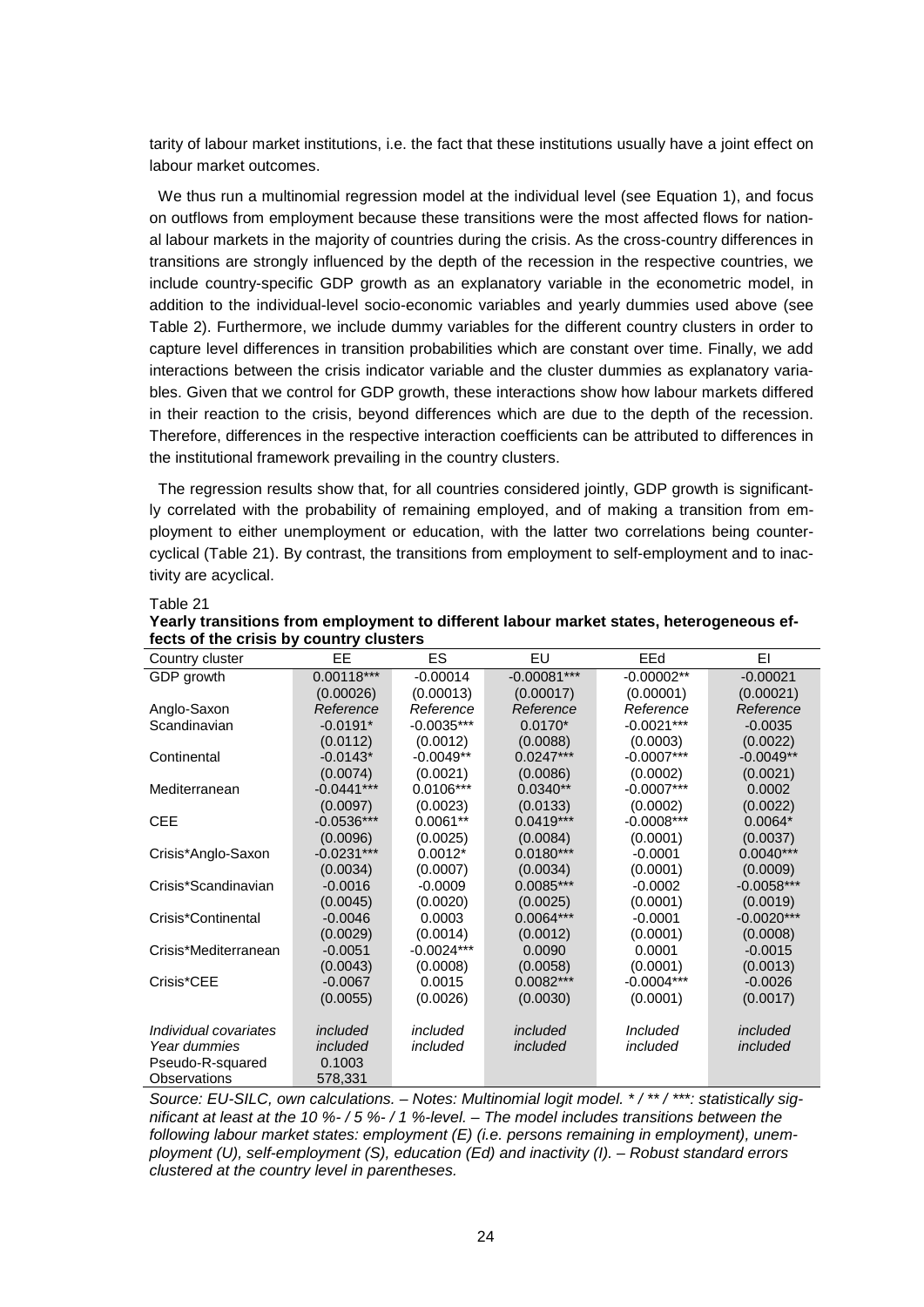tarity of labour market institutions, i.e. the fact that these institutions usually have a joint effect on labour market outcomes.

We thus run a multinomial regression model at the individual level (see Equation 1), and focus on outflows from employment because these transitions were the most affected flows for national labour markets in the majority of countries during the crisis. As the cross-country differences in transitions are strongly influenced by the depth of the recession in the respective countries, we include country-specific GDP growth as an explanatory variable in the econometric model, in addition to the individual-level socio-economic variables and yearly dummies used above (see Table 2). Furthermore, we include dummy variables for the different country clusters in order to capture level differences in transition probabilities which are constant over time. Finally, we add interactions between the crisis indicator variable and the cluster dummies as explanatory variables. Given that we control for GDP growth, these interactions show how labour markets differed in their reaction to the crisis, beyond differences which are due to the depth of the recession. Therefore, differences in the respective interaction coefficients can be attributed to differences in the institutional framework prevailing in the country clusters.

The regression results show that, for all countries considered jointly, GDP growth is significantly correlated with the probability of remaining employed, and of making a transition from employment to either unemployment or education, with the latter two correlations being countercyclical (Table 21). By contrast, the transitions from employment to self-employment and to inactivity are acyclical.

Table 21
**Yearly transitions from employment to different labour market states, heterogeneous effects of the crisis by country clusters**

| Country cluster | EE | ES | EU | EEd | EI |
|---|---|---|---|---|---|
| GDP growth | 0.00118*** | -0.00014 | -0.00081*** | -0.00002** | -0.00021 |
| | (0.00026) | (0.00013) | (0.00017) | (0.00001) | (0.00021) |
| Anglo-Saxon | *Reference* | *Reference* | *Reference* | *Reference* | *Reference* |
| Scandinavian | -0.0191* | -0.0035*** | 0.0170* | -0.0021*** | -0.0035 |
| | (0.0112) | (0.0012) | (0.0088) | (0.0003) | (0.0022) |
| Continental | -0.0143* | -0.0049** | 0.0247*** | -0.0007*** | -0.0049** |
| | (0.0074) | (0.0021) | (0.0086) | (0.0002) | (0.0021) |
| Mediterranean | -0.0441*** | 0.0106*** | 0.0340** | -0.0007*** | 0.0002 |
| | (0.0097) | (0.0023) | (0.0133) | (0.0002) | (0.0022) |
| CEE | -0.0536*** | 0.0061** | 0.0419*** | -0.0008*** | 0.0064* |
| | (0.0096) | (0.0025) | (0.0084) | (0.0001) | (0.0037) |
| Crisis*Anglo-Saxon | -0.0231*** | 0.0012* | 0.0180*** | -0.0001 | 0.0040*** |
| | (0.0034) | (0.0007) | (0.0034) | (0.0001) | (0.0009) |
| Crisis*Scandinavian | -0.0016 | -0.0009 | 0.0085*** | -0.0002 | -0.0058*** |
| | (0.0045) | (0.0020) | (0.0025) | (0.0001) | (0.0019) |
| Crisis*Continental | -0.0046 | 0.0003 | 0.0064*** | -0.0001 | -0.0020*** |
| | (0.0029) | (0.0014) | (0.0012) | (0.0001) | (0.0008) |
| Crisis*Mediterranean | -0.0051 | -0.0024*** | 0.0090 | 0.0001 | -0.0015 |
| | (0.0043) | (0.0008) | (0.0058) | (0.0001) | (0.0013) |
| Crisis*CEE | -0.0067 | 0.0015 | 0.0082*** | -0.0004*** | -0.0026 |
| | (0.0055) | (0.0026) | (0.0030) | (0.0001) | (0.0017) |
| *Individual covariates* | *included* | *included* | *included* | *Included* | *included* |
| *Year dummies* | *included* | *included* | *included* | *included* | *included* |
| Pseudo-R-squared | 0.1003 | | | | |
| Observations | 578,331 | | | | |

*Source: EU-SILC, own calculations. – Notes: Multinomial logit model. * / ** / ***: statistically significant at least at the 10 %- / 5 %- / 1 %-level. – The model includes transitions between the following labour market states: employment (E) (i.e. persons remaining in employment), unemployment (U), self-employment (S), education (Ed) and inactivity (I). – Robust standard errors clustered at the country level in parentheses.*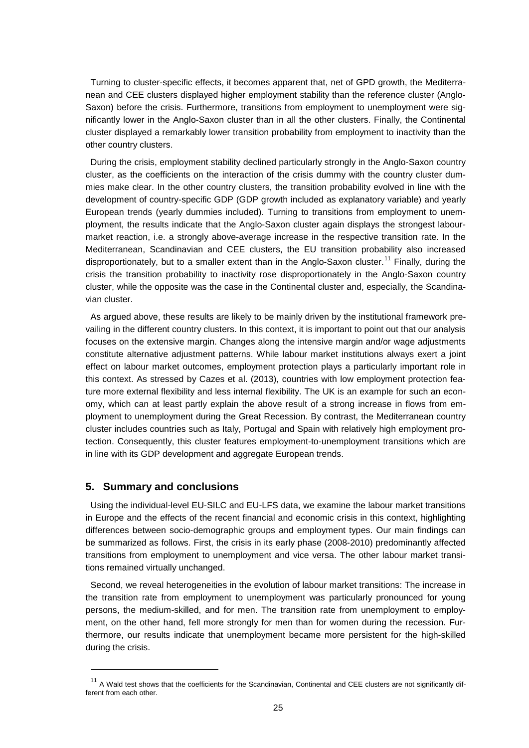Turning to cluster-specific effects, it becomes apparent that, net of GPD growth, the Mediterranean and CEE clusters displayed higher employment stability than the reference cluster (Anglo-Saxon) before the crisis. Furthermore, transitions from employment to unemployment were significantly lower in the Anglo-Saxon cluster than in all the other clusters. Finally, the Continental cluster displayed a remarkably lower transition probability from employment to inactivity than the other country clusters.

During the crisis, employment stability declined particularly strongly in the Anglo-Saxon country cluster, as the coefficients on the interaction of the crisis dummy with the country cluster dummies make clear. In the other country clusters, the transition probability evolved in line with the development of country-specific GDP (GDP growth included as explanatory variable) and yearly European trends (yearly dummies included). Turning to transitions from employment to unemployment, the results indicate that the Anglo-Saxon cluster again displays the strongest labour-market reaction, i.e. a strongly above-average increase in the respective transition rate. In the Mediterranean, Scandinavian and CEE clusters, the EU transition probability also increased disproportionately, but to a smaller extent than in the Anglo-Saxon cluster.[11] Finally, during the crisis the transition probability to inactivity rose disproportionately in the Anglo-Saxon country cluster, while the opposite was the case in the Continental cluster and, especially, the Scandinavian cluster.

As argued above, these results are likely to be mainly driven by the institutional framework prevailing in the different country clusters. In this context, it is important to point out that our analysis focuses on the extensive margin. Changes along the intensive margin and/or wage adjustments constitute alternative adjustment patterns. While labour market institutions always exert a joint effect on labour market outcomes, employment protection plays a particularly important role in this context. As stressed by Cazes et al. (2013), countries with low employment protection feature more external flexibility and less internal flexibility. The UK is an example for such an economy, which can at least partly explain the above result of a strong increase in flows from employment to unemployment during the Great Recession. By contrast, the Mediterranean country cluster includes countries such as Italy, Portugal and Spain with relatively high employment protection. Consequently, this cluster features employment-to-unemployment transitions which are in line with its GDP development and aggregate European trends.

## 5. Summary and conclusions

Using the individual-level EU-SILC and EU-LFS data, we examine the labour market transitions in Europe and the effects of the recent financial and economic crisis in this context, highlighting differences between socio-demographic groups and employment types. Our main findings can be summarized as follows. First, the crisis in its early phase (2008-2010) predominantly affected transitions from employment to unemployment and vice versa. The other labour market transitions remained virtually unchanged.

Second, we reveal heterogeneities in the evolution of labour market transitions: The increase in the transition rate from employment to unemployment was particularly pronounced for young persons, the medium-skilled, and for men. The transition rate from unemployment to employment, on the other hand, fell more strongly for men than for women during the recession. Furthermore, our results indicate that unemployment became more persistent for the high-skilled during the crisis.

---

[11] A Wald test shows that the coefficients for the Scandinavian, Continental and CEE clusters are not significantly different from each other.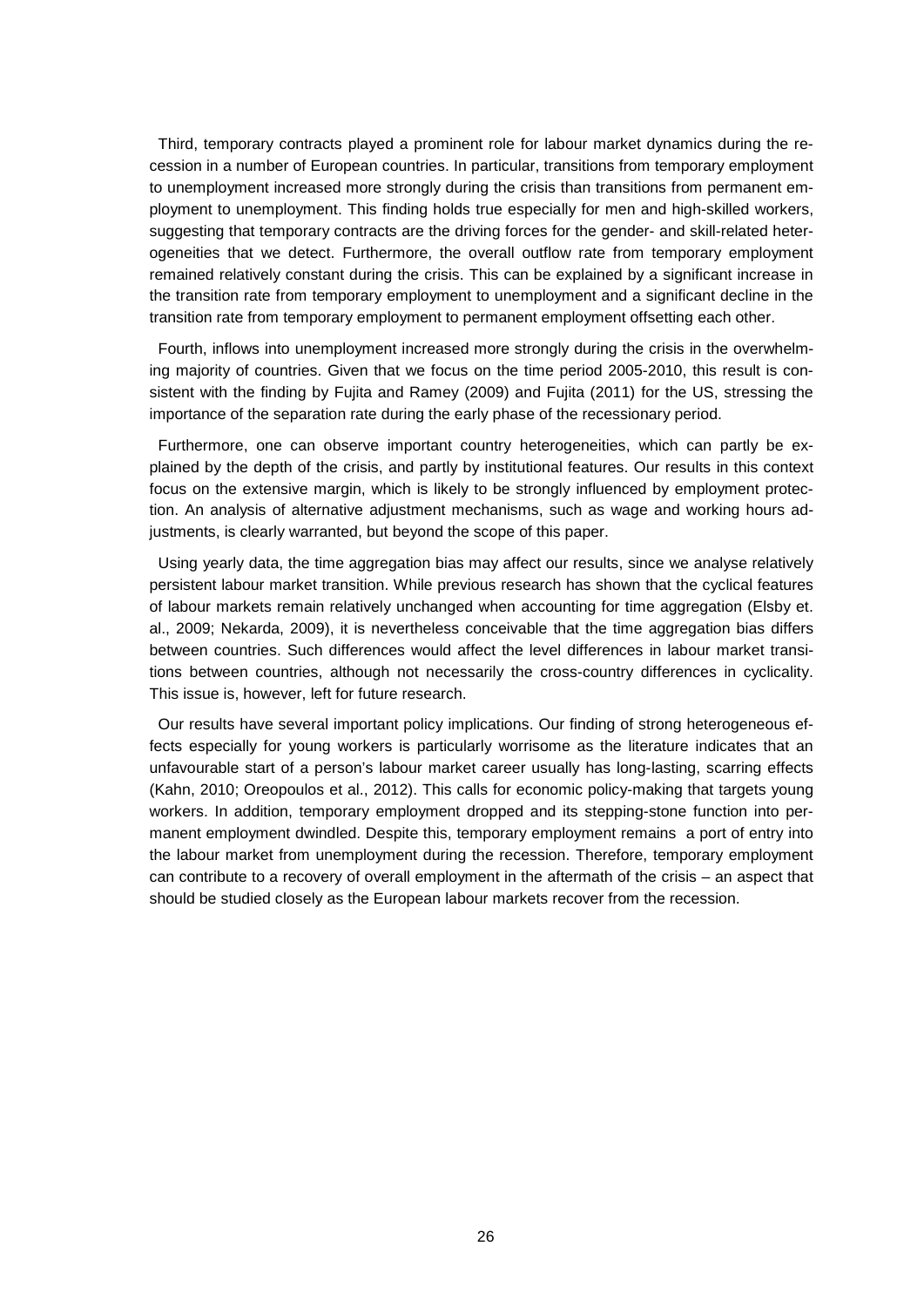Third, temporary contracts played a prominent role for labour market dynamics during the recession in a number of European countries. In particular, transitions from temporary employment to unemployment increased more strongly during the crisis than transitions from permanent employment to unemployment. This finding holds true especially for men and high-skilled workers, suggesting that temporary contracts are the driving forces for the gender- and skill-related heterogeneities that we detect. Furthermore, the overall outflow rate from temporary employment remained relatively constant during the crisis. This can be explained by a significant increase in the transition rate from temporary employment to unemployment and a significant decline in the transition rate from temporary employment to permanent employment offsetting each other.

Fourth, inflows into unemployment increased more strongly during the crisis in the overwhelming majority of countries. Given that we focus on the time period 2005-2010, this result is consistent with the finding by Fujita and Ramey (2009) and Fujita (2011) for the US, stressing the importance of the separation rate during the early phase of the recessionary period.

Furthermore, one can observe important country heterogeneities, which can partly be explained by the depth of the crisis, and partly by institutional features. Our results in this context focus on the extensive margin, which is likely to be strongly influenced by employment protection. An analysis of alternative adjustment mechanisms, such as wage and working hours adjustments, is clearly warranted, but beyond the scope of this paper.

Using yearly data, the time aggregation bias may affect our results, since we analyse relatively persistent labour market transition. While previous research has shown that the cyclical features of labour markets remain relatively unchanged when accounting for time aggregation (Elsby et. al., 2009; Nekarda, 2009), it is nevertheless conceivable that the time aggregation bias differs between countries. Such differences would affect the level differences in labour market transitions between countries, although not necessarily the cross-country differences in cyclicality. This issue is, however, left for future research.

Our results have several important policy implications. Our finding of strong heterogeneous effects especially for young workers is particularly worrisome as the literature indicates that an unfavourable start of a person's labour market career usually has long-lasting, scarring effects (Kahn, 2010; Oreopoulos et al., 2012). This calls for economic policy-making that targets young workers. In addition, temporary employment dropped and its stepping-stone function into permanent employment dwindled. Despite this, temporary employment remains a port of entry into the labour market from unemployment during the recession. Therefore, temporary employment can contribute to a recovery of overall employment in the aftermath of the crisis – an aspect that should be studied closely as the European labour markets recover from the recession.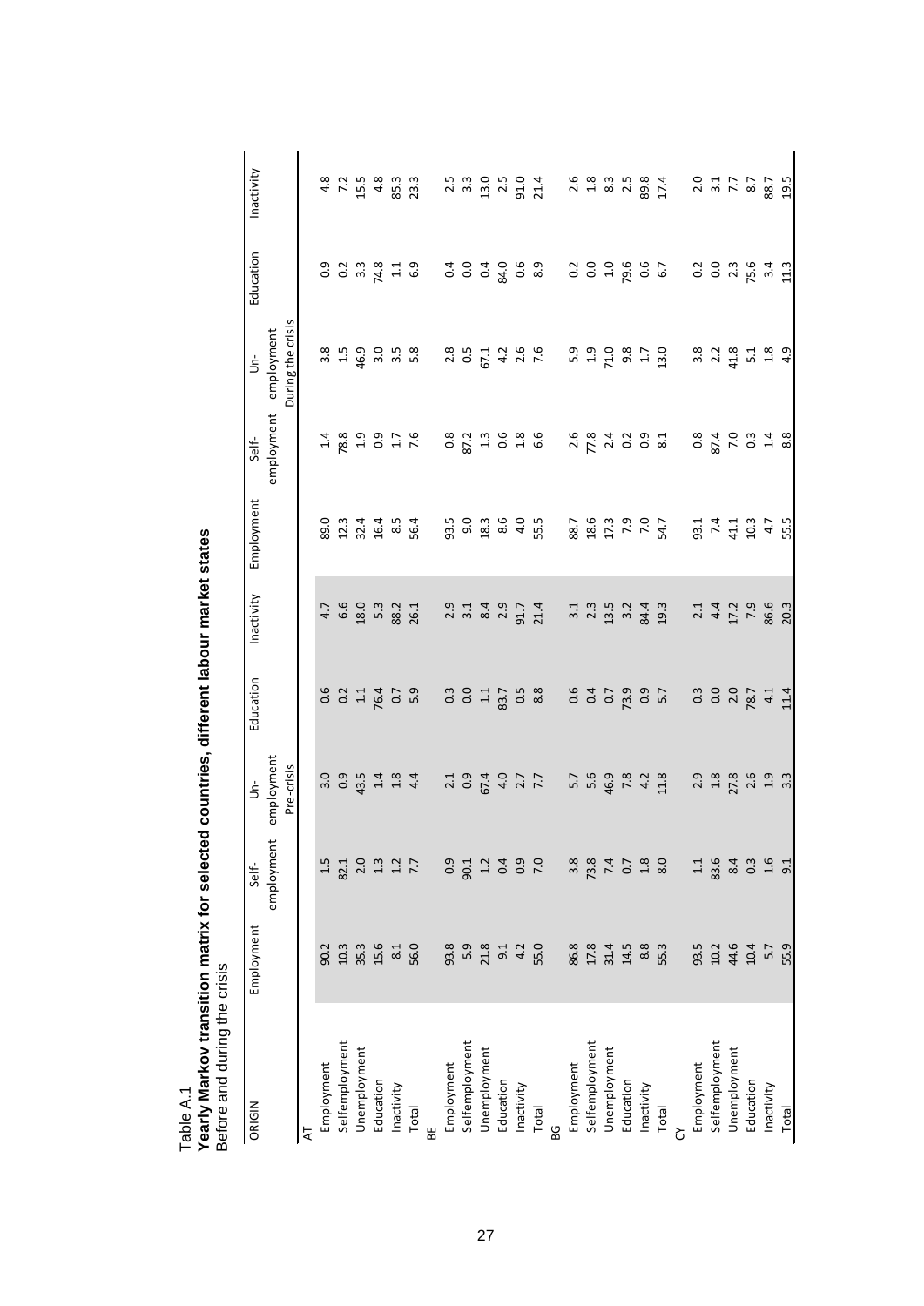Table A.1

**Yearly Markov transition matrix for selected countries, different labour market states**

Before and during the crisis

| ORIGIN | Employment | Self-employment | Un-employment | Education | Inactivity | Employment | Self-employment | Un-employment | Education | Inactivity |
|---|---|---|---|---|---|---|---|---|---|---|
| | Pre-crisis | | | | | During the crisis | | | | |
| AT | | | | | | | | | | |
| Employment | 90.2 | 1.5 | 3.0 | 0.6 | 4.7 | 89.0 | 1.4 | 3.8 | 0.9 | 4.8 |
| Selfemployment | 10.3 | 82.1 | 0.9 | 0.2 | 6.6 | 12.3 | 78.8 | 1.5 | 0.2 | 7.2 |
| Unemployment | 35.3 | 2.0 | 43.5 | 1.1 | 18.0 | 32.4 | 1.9 | 46.9 | 3.3 | 15.5 |
| Education | 15.6 | 1.3 | 1.4 | 76.4 | 5.3 | 16.4 | 0.9 | 3.0 | 74.8 | 4.8 |
| Inactivity | 8.1 | 1.2 | 1.8 | 0.7 | 88.2 | 8.5 | 1.7 | 3.5 | 1.1 | 85.3 |
| Total | 56.0 | 7.7 | 4.4 | 5.9 | 26.1 | 56.4 | 7.6 | 5.8 | 6.9 | 23.3 |
| BE | | | | | | | | | | |
| Employment | 93.8 | 0.9 | 2.1 | 0.3 | 2.9 | 93.5 | 0.8 | 2.8 | 0.4 | 2.5 |
| Selfemployment | 5.9 | 90.1 | 0.9 | 0.0 | 3.1 | 9.0 | 87.2 | 0.5 | 0.0 | 3.3 |
| Unemployment | 21.8 | 1.2 | 67.4 | 1.1 | 8.4 | 18.3 | 1.3 | 67.1 | 0.4 | 13.0 |
| Education | 9.1 | 0.4 | 4.0 | 83.7 | 2.9 | 8.6 | 0.6 | 4.2 | 84.0 | 2.5 |
| Inactivity | 4.2 | 0.9 | 2.7 | 0.5 | 91.7 | 4.0 | 1.8 | 2.6 | 0.6 | 91.0 |
| Total | 55.0 | 7.0 | 7.7 | 8.8 | 21.4 | 55.5 | 6.6 | 7.6 | 8.9 | 21.4 |
| BG | | | | | | | | | | |
| Employment | 86.8 | 3.8 | 5.7 | 0.6 | 3.1 | 88.7 | 2.6 | 5.9 | 0.2 | 2.6 |
| Selfemployment | 17.8 | 73.8 | 5.6 | 0.4 | 2.3 | 18.6 | 77.8 | 1.9 | 0.0 | 1.8 |
| Unemployment | 31.4 | 7.4 | 46.9 | 0.7 | 13.5 | 17.3 | 2.4 | 71.0 | 1.0 | 8.3 |
| Education | 14.5 | 0.7 | 7.8 | 73.9 | 3.2 | 7.9 | 0.2 | 9.8 | 79.6 | 2.5 |
| Inactivity | 8.8 | 1.8 | 4.2 | 0.9 | 84.4 | 7.0 | 0.9 | 1.7 | 0.6 | 89.8 |
| Total | 55.3 | 8.0 | 11.8 | 5.7 | 19.3 | 54.7 | 8.1 | 13.0 | 6.7 | 17.4 |
| CY | | | | | | | | | | |
| Employment | 93.5 | 1.1 | 2.9 | 0.3 | 2.1 | 93.1 | 0.8 | 3.8 | 0.2 | 2.0 |
| Selfemployment | 10.2 | 83.6 | 1.8 | 0.0 | 4.4 | 7.4 | 87.4 | 2.2 | 0.0 | 3.1 |
| Unemployment | 44.6 | 8.4 | 27.8 | 2.0 | 17.2 | 41.1 | 7.0 | 41.8 | 2.3 | 7.7 |
| Education | 10.4 | 0.3 | 2.6 | 78.7 | 7.9 | 10.3 | 0.3 | 5.1 | 75.6 | 8.7 |
| Inactivity | 5.7 | 1.6 | 1.9 | 4.1 | 86.6 | 4.7 | 1.4 | 1.8 | 3.4 | 88.7 |
| Total | 55.9 | 9.1 | 3.3 | 11.4 | 20.3 | 55.5 | 8.8 | 4.9 | 11.3 | 19.5 |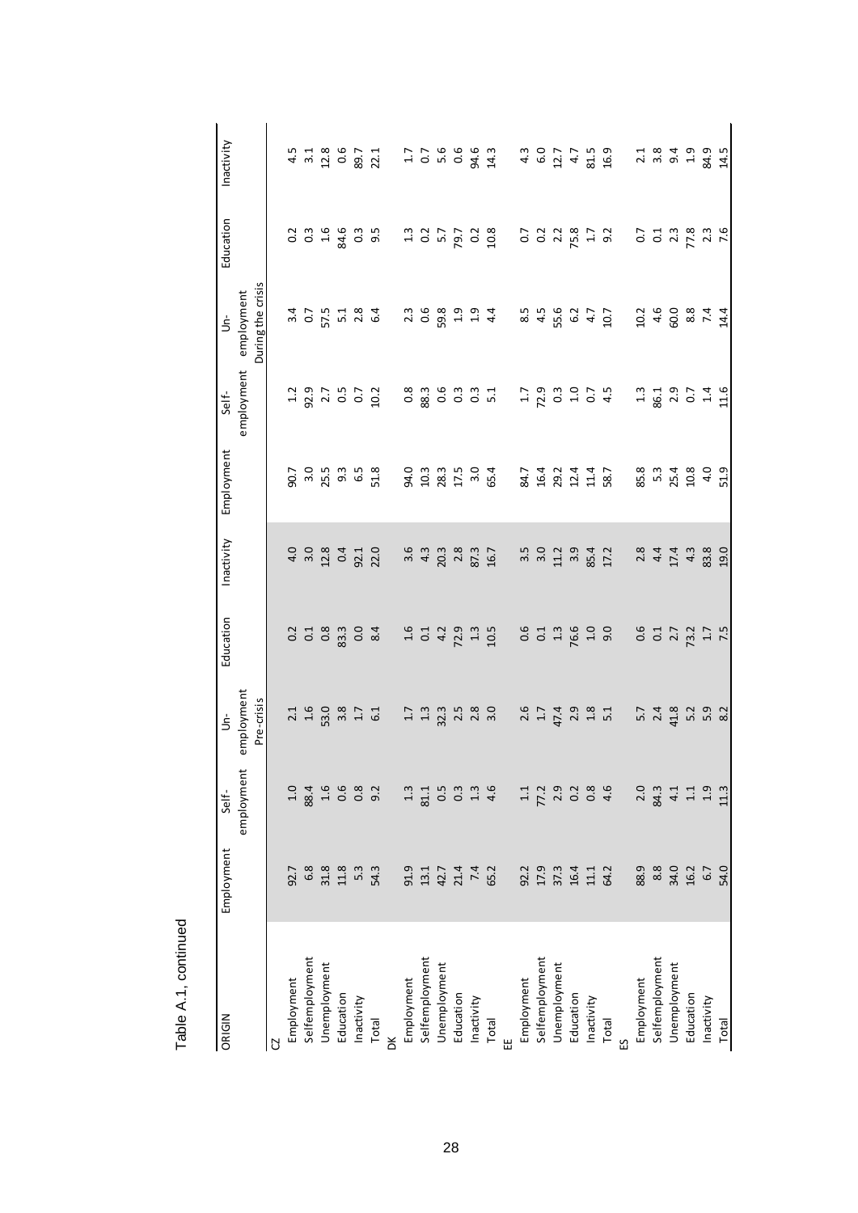Table A.1, continued

| ORIGIN | Employment | Self-employment | Un-employment | Education | Inactivity | Employment | Self-employment | Un-employment | Education | Inactivity |
|---|---|---|---|---|---|---|---|---|---|---|
| | | | Pre-crisis | | | | | During the crisis | | |
| CZ | | | | | | | | | | |
| Employment | 92.7 | 1.0 | 2.1 | 0.2 | 4.0 | 90.7 | 1.2 | 3.4 | 0.2 | 4.5 |
| Selfemployment | 6.8 | 88.4 | 1.6 | 0.1 | 3.0 | 3.0 | 92.9 | 0.7 | 0.3 | 3.1 |
| Unemployment | 31.8 | 1.6 | 53.0 | 0.8 | 12.8 | 25.5 | 2.7 | 57.5 | 1.6 | 12.8 |
| Education | 11.8 | 0.6 | 3.8 | 83.3 | 0.4 | 9.3 | 0.5 | 5.1 | 84.6 | 0.6 |
| Inactivity | 5.3 | 0.8 | 1.7 | 0.0 | 92.1 | 6.5 | 0.7 | 2.8 | 0.3 | 89.7 |
| Total | 54.3 | 9.2 | 6.1 | 8.4 | 22.0 | 51.8 | 10.2 | 6.4 | 9.5 | 22.1 |
| DK | | | | | | | | | | |
| Employment | 91.9 | 1.3 | 1.7 | 1.6 | 3.6 | 94.0 | 0.8 | 2.3 | 1.3 | 1.7 |
| Selfemployment | 13.1 | 81.1 | 1.3 | 0.1 | 4.3 | 10.3 | 88.3 | 0.6 | 0.2 | 0.7 |
| Unemployment | 42.7 | 0.5 | 32.3 | 4.2 | 20.3 | 28.3 | 0.6 | 59.8 | 5.7 | 5.6 |
| Education | 21.4 | 0.3 | 2.5 | 72.9 | 2.8 | 17.5 | 0.3 | 1.9 | 79.7 | 0.6 |
| Inactivity | 7.4 | 1.3 | 2.8 | 1.3 | 87.3 | 3.0 | 0.3 | 1.9 | 0.2 | 94.6 |
| Total | 65.2 | 4.6 | 3.0 | 10.5 | 16.7 | 65.4 | 5.1 | 4.4 | 10.8 | 14.3 |
| EE | | | | | | | | | | |
| Employment | 92.2 | 1.1 | 2.6 | 0.6 | 3.5 | 84.7 | 1.7 | 8.5 | 0.7 | 4.3 |
| Selfemployment | 17.9 | 77.2 | 1.7 | 0.1 | 3.0 | 16.4 | 72.9 | 4.5 | 0.2 | 6.0 |
| Unemployment | 37.3 | 2.9 | 47.4 | 1.3 | 11.2 | 29.2 | 0.3 | 55.6 | 2.2 | 12.7 |
| Education | 16.4 | 0.2 | 2.9 | 76.6 | 3.9 | 12.4 | 1.0 | 6.2 | 75.8 | 4.7 |
| Inactivity | 11.1 | 0.8 | 1.8 | 1.0 | 85.4 | 11.4 | 0.7 | 4.7 | 1.7 | 81.5 |
| Total | 64.2 | 4.6 | 5.1 | 9.0 | 17.2 | 58.7 | 4.5 | 10.7 | 9.2 | 16.9 |
| ES | | | | | | | | | | |
| Employment | 88.9 | 2.0 | 5.7 | 0.6 | 2.8 | 85.8 | 1.3 | 10.2 | 0.7 | 2.1 |
| Selfemployment | 8.8 | 84.3 | 2.4 | 0.1 | 4.4 | 5.3 | 86.1 | 4.6 | 0.1 | 3.8 |
| Unemployment | 34.0 | 4.1 | 41.8 | 2.7 | 17.4 | 25.4 | 2.9 | 60.0 | 2.3 | 9.4 |
| Education | 16.2 | 1.1 | 5.2 | 73.2 | 4.3 | 10.8 | 0.7 | 8.8 | 77.8 | 1.9 |
| Inactivity | 6.7 | 1.9 | 5.9 | 1.7 | 83.8 | 4.0 | 1.4 | 7.4 | 2.3 | 84.9 |
| Total | 54.0 | 11.3 | 8.2 | 7.5 | 19.0 | 51.9 | 11.6 | 14.4 | 7.6 | 14.5 |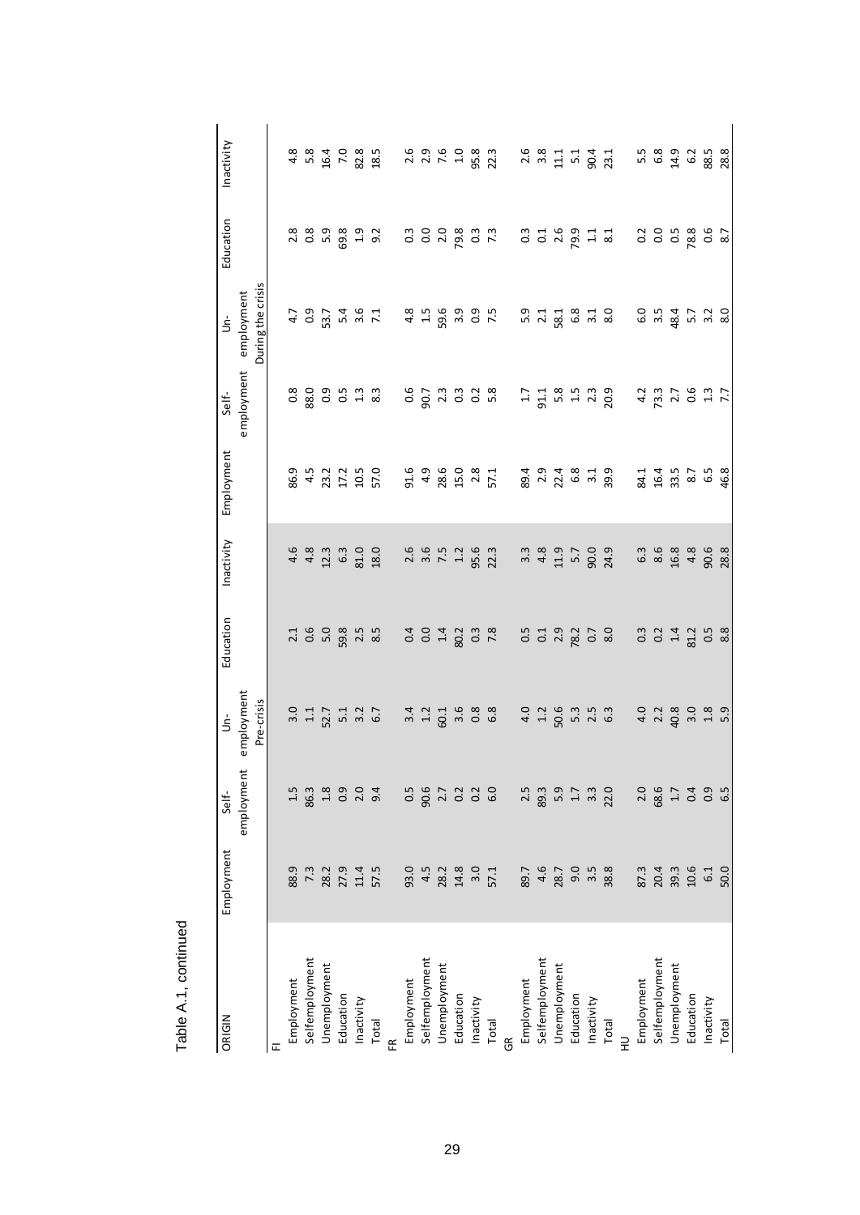Table A.1, continued

| ORIGIN | Employment | Self-employment | Un-employment | Education | Inactivity | Employment | Self-employment | Un-employment | Education | Inactivity |
|---|---|---|---|---|---|---|---|---|---|---|
| | Pre-crisis | | | | | During the crisis | | | | |
| FI | | | | | | | | | | |
| Employment | 88.9 | 1.5 | 3.0 | 2.1 | 4.6 | 86.9 | 0.8 | 4.7 | 2.8 | 4.8 |
| Selfemployment | 7.3 | 86.3 | 1.1 | 0.6 | 4.8 | 4.5 | 88.0 | 0.9 | 0.8 | 5.8 |
| Unemployment | 28.2 | 1.8 | 52.7 | 5.0 | 12.3 | 23.2 | 0.9 | 53.7 | 5.9 | 16.4 |
| Education | 27.9 | 0.9 | 5.1 | 59.8 | 6.3 | 17.2 | 0.5 | 5.4 | 69.8 | 7.0 |
| Inactivity | 11.4 | 2.0 | 3.2 | 2.5 | 81.0 | 10.5 | 1.3 | 3.6 | 1.9 | 82.8 |
| Total | 57.5 | 9.4 | 6.7 | 8.5 | 18.0 | 57.0 | 8.3 | 7.1 | 9.2 | 18.5 |
| FR | | | | | | | | | | |
| Employment | 93.0 | 0.5 | 3.4 | 0.4 | 2.6 | 91.6 | 0.6 | 4.8 | 0.3 | 2.6 |
| Selfemployment | 4.5 | 90.6 | 1.2 | 0.0 | 3.6 | 4.9 | 90.7 | 1.5 | 0.0 | 2.9 |
| Unemployment | 28.2 | 2.7 | 60.1 | 1.4 | 7.5 | 28.6 | 2.3 | 59.6 | 2.0 | 7.6 |
| Education | 14.8 | 0.2 | 3.6 | 80.2 | 1.2 | 15.0 | 0.3 | 3.9 | 79.8 | 1.0 |
| Inactivity | 3.0 | 0.2 | 0.8 | 0.3 | 95.6 | 2.8 | 0.2 | 0.9 | 0.3 | 95.8 |
| Total | 57.1 | 6.0 | 6.8 | 7.8 | 22.3 | 57.1 | 5.8 | 7.5 | 7.3 | 22.3 |
| GR | | | | | | | | | | |
| Employment | 89.7 | 2.5 | 4.0 | 0.5 | 3.3 | 89.4 | 1.7 | 5.9 | 0.3 | 2.6 |
| Selfemployment | 4.6 | 89.3 | 1.2 | 0.1 | 4.8 | 2.9 | 91.1 | 2.1 | 0.1 | 3.8 |
| Unemployment | 28.7 | 5.9 | 50.6 | 2.9 | 11.9 | 22.4 | 5.8 | 58.1 | 2.6 | 11.1 |
| Education | 9.0 | 1.7 | 5.3 | 78.2 | 5.7 | 6.8 | 1.5 | 6.8 | 79.9 | 5.1 |
| Inactivity | 3.5 | 3.3 | 2.5 | 0.7 | 90.0 | 3.1 | 2.3 | 3.1 | 1.1 | 90.4 |
| Total | 38.8 | 22.0 | 6.3 | 8.0 | 24.9 | 39.9 | 20.9 | 8.0 | 8.1 | 23.1 |
| HU | | | | | | | | | | |
| Employment | 87.3 | 2.0 | 4.0 | 0.3 | 6.3 | 84.1 | 4.2 | 6.0 | 0.2 | 5.5 |
| Selfemployment | 20.4 | 68.6 | 2.2 | 0.2 | 8.6 | 16.4 | 73.3 | 3.5 | 0.0 | 6.8 |
| Unemployment | 39.3 | 1.7 | 40.8 | 1.4 | 16.8 | 33.5 | 2.7 | 48.4 | 0.5 | 14.9 |
| Education | 10.6 | 0.4 | 3.0 | 81.2 | 4.8 | 8.7 | 0.6 | 5.7 | 78.8 | 6.2 |
| Inactivity | 6.1 | 0.9 | 1.8 | 0.5 | 90.6 | 6.5 | 1.3 | 3.2 | 0.6 | 88.5 |
| Total | 50.0 | 6.5 | 5.9 | 8.8 | 28.8 | 46.8 | 7.7 | 8.0 | 8.7 | 28.8 |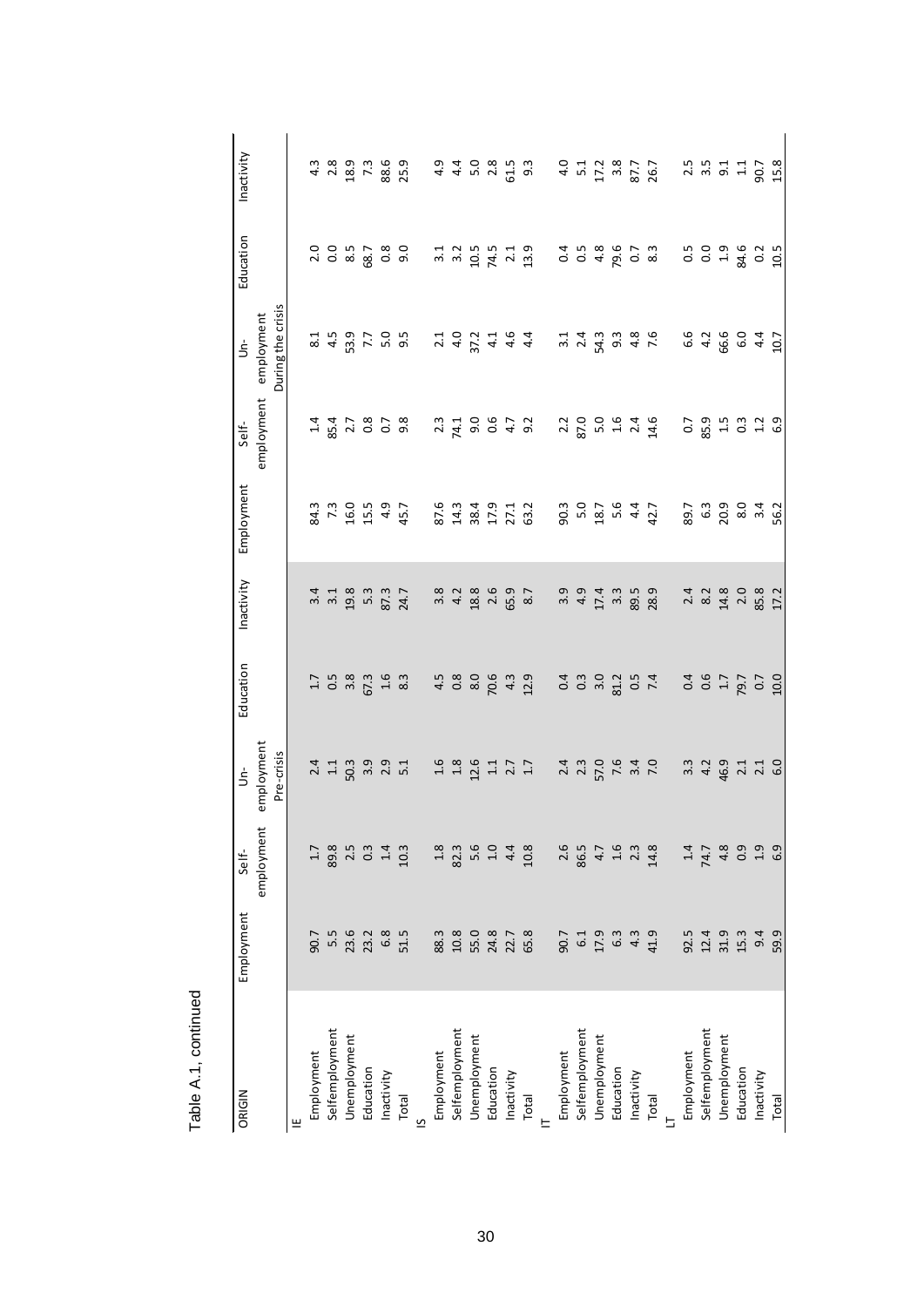Table A.1, continued

| ORIGIN | Employment | Self-employment | Un-employment | Education | Inactivity | Employment | Self-employment | Un-employment | Education | Inactivity |
|---|---|---|---|---|---|---|---|---|---|---|
| | Pre-crisis | | | | | During the crisis | | | | |
| IE | | | | | | | | | | |
| Employment | 90.7 | 1.7 | 2.4 | 1.7 | 3.4 | 84.3 | 1.4 | 8.1 | 2.0 | 4.3 |
| Selfemployment | 5.5 | 89.8 | 1.1 | 0.5 | 3.1 | 7.3 | 85.4 | 4.5 | 0.0 | 2.8 |
| Unemployment | 23.6 | 2.5 | 50.3 | 3.8 | 19.8 | 16.0 | 2.7 | 53.9 | 8.5 | 18.9 |
| Education | 23.2 | 0.3 | 3.9 | 67.3 | 5.3 | 15.5 | 0.8 | 7.7 | 68.7 | 7.3 |
| Inactivity | 6.8 | 1.4 | 2.9 | 1.6 | 87.3 | 4.9 | 0.7 | 5.0 | 0.8 | 88.6 |
| Total | 51.5 | 10.3 | 5.1 | 8.3 | 24.7 | 45.7 | 9.8 | 9.5 | 9.0 | 25.9 |
| IS | | | | | | | | | | |
| Employment | 88.3 | 1.8 | 1.6 | 4.5 | 3.8 | 87.6 | 2.3 | 2.1 | 3.1 | 4.9 |
| Selfemployment | 10.8 | 82.3 | 1.8 | 0.8 | 4.2 | 14.3 | 74.1 | 4.0 | 3.2 | 4.4 |
| Unemployment | 55.0 | 5.6 | 12.6 | 8.0 | 18.8 | 38.4 | 9.0 | 37.2 | 10.5 | 5.0 |
| Education | 24.8 | 1.0 | 1.1 | 70.6 | 2.6 | 17.9 | 0.6 | 4.1 | 74.5 | 2.8 |
| Inactivity | 22.7 | 4.4 | 2.7 | 4.3 | 65.9 | 27.1 | 4.7 | 4.6 | 2.1 | 61.5 |
| Total | 65.8 | 10.8 | 1.7 | 12.9 | 8.7 | 63.2 | 9.2 | 4.4 | 13.9 | 9.3 |
| IT | | | | | | | | | | |
| Employment | 90.7 | 2.6 | 2.4 | 0.4 | 3.9 | 90.3 | 2.2 | 3.1 | 0.4 | 4.0 |
| Selfemployment | 6.1 | 86.5 | 2.3 | 0.3 | 4.9 | 5.0 | 87.0 | 2.4 | 0.5 | 5.1 |
| Unemployment | 17.9 | 4.7 | 57.0 | 3.0 | 17.4 | 18.7 | 5.0 | 54.3 | 4.8 | 17.2 |
| Education | 6.3 | 1.6 | 7.6 | 81.2 | 3.3 | 5.6 | 1.6 | 9.3 | 79.6 | 3.8 |
| Inactivity | 4.3 | 2.3 | 3.4 | 0.5 | 89.5 | 4.4 | 2.4 | 4.8 | 0.7 | 87.7 |
| Total | 41.9 | 14.8 | 7.0 | 7.4 | 28.9 | 42.7 | 14.6 | 7.6 | 8.3 | 26.7 |
| LT | | | | | | | | | | |
| Employment | 92.5 | 1.4 | 3.3 | 0.4 | 2.4 | 89.7 | 0.7 | 6.6 | 0.5 | 2.5 |
| Selfemployment | 12.4 | 74.7 | 4.2 | 0.6 | 8.2 | 6.3 | 85.9 | 4.2 | 0.0 | 3.5 |
| Unemployment | 31.9 | 4.8 | 46.9 | 1.7 | 14.8 | 20.9 | 1.5 | 66.6 | 1.9 | 9.1 |
| Education | 15.3 | 0.9 | 2.1 | 79.7 | 2.0 | 8.0 | 0.3 | 6.0 | 84.6 | 1.1 |
| Inactivity | 9.4 | 1.9 | 2.1 | 0.7 | 85.8 | 3.4 | 1.2 | 4.4 | 0.2 | 90.7 |
| Total | 59.9 | 6.9 | 6.0 | 10.0 | 17.2 | 56.2 | 6.9 | 10.7 | 10.5 | 15.8 |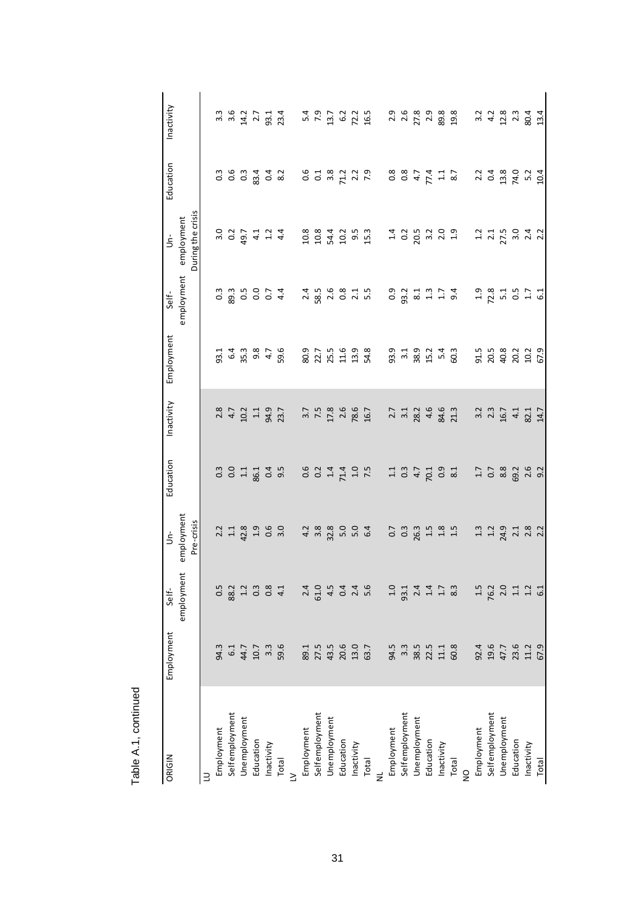Table A.1, continued

| ORIGIN | Employment | Self-employment | Un-employment | Education | Inactivity | Employment | Self-employment | Un-employment | Education | Inactivity |
|---|---|---|---|---|---|---|---|---|---|---|
| | Pre-crisis | | | | | During the crisis | | | | |
| LU | | | | | | | | | | |
| Employment | 94.3 | 0.5 | 2.2 | 0.3 | 2.8 | 93.1 | 0.3 | 3.0 | 0.3 | 3.3 |
| Selfemployment | 6.1 | 88.2 | 1.1 | 0.0 | 4.7 | 6.4 | 89.3 | 0.2 | 0.6 | 3.6 |
| Unemployment | 44.7 | 1.2 | 42.8 | 1.1 | 10.2 | 35.3 | 0.5 | 49.7 | 0.3 | 14.2 |
| Education | 10.7 | 0.3 | 1.9 | 86.1 | 1.1 | 9.8 | 0.0 | 4.1 | 83.4 | 2.7 |
| Inactivity | 3.3 | 0.8 | 0.6 | 0.4 | 94.9 | 4.7 | 0.7 | 1.2 | 0.4 | 93.1 |
| Total | 59.6 | 4.1 | 3.0 | 9.5 | 23.7 | 59.6 | 4.4 | 4.4 | 8.2 | 23.4 |
| LV | | | | | | | | | | |
| Employment | 89.1 | 2.4 | 4.2 | 0.6 | 3.7 | 80.9 | 2.4 | 10.8 | 0.6 | 5.4 |
| Selfemployment | 27.5 | 61.0 | 3.8 | 0.2 | 7.5 | 22.7 | 58.5 | 10.8 | 0.1 | 7.9 |
| Unemployment | 43.5 | 4.5 | 32.8 | 1.4 | 17.8 | 25.5 | 2.6 | 54.4 | 3.8 | 13.7 |
| Education | 20.6 | 0.4 | 5.0 | 71.4 | 2.6 | 11.6 | 0.8 | 10.2 | 71.2 | 6.2 |
| Inactivity | 13.0 | 2.4 | 5.0 | 1.0 | 78.6 | 13.9 | 2.1 | 9.5 | 2.2 | 72.2 |
| Total | 63.7 | 5.6 | 6.4 | 7.5 | 16.7 | 54.8 | 5.5 | 15.3 | 7.9 | 16.5 |
| NL | | | | | | | | | | |
| Employment | 94.5 | 1.0 | 0.7 | 1.1 | 2.7 | 93.9 | 0.9 | 1.4 | 0.8 | 2.9 |
| Selfemployment | 3.3 | 93.1 | 0.3 | 0.3 | 3.1 | 3.1 | 93.2 | 0.2 | 0.8 | 2.6 |
| Unemployment | 38.5 | 2.4 | 26.3 | 4.7 | 28.2 | 38.9 | 8.1 | 20.5 | 4.7 | 27.8 |
| Education | 22.5 | 1.4 | 1.5 | 70.1 | 4.6 | 15.2 | 1.3 | 3.2 | 77.4 | 2.9 |
| Inactivity | 11.1 | 1.7 | 1.8 | 0.9 | 84.6 | 5.4 | 1.7 | 2.0 | 1.1 | 89.8 |
| Total | 60.8 | 8.3 | 1.5 | 8.1 | 21.3 | 60.3 | 9.4 | 1.9 | 8.7 | 19.8 |
| NO | | | | | | | | | | |
| Employment | 92.4 | 1.5 | 1.3 | 1.7 | 3.2 | 91.5 | 1.9 | 1.2 | 2.2 | 3.2 |
| Selfemployment | 19.6 | 76.2 | 1.2 | 0.7 | 2.3 | 20.5 | 72.8 | 2.1 | 0.4 | 4.2 |
| Unemployment | 47.7 | 2.0 | 24.9 | 8.8 | 16.7 | 40.8 | 5.1 | 27.5 | 13.8 | 12.8 |
| Education | 23.6 | 1.1 | 2.1 | 69.2 | 4.1 | 20.2 | 0.5 | 3.0 | 74.0 | 2.3 |
| Inactivity | 11.2 | 1.2 | 2.8 | 2.6 | 82.1 | 10.2 | 1.7 | 2.4 | 5.2 | 80.4 |
| Total | 67.9 | 6.1 | 2.2 | 9.2 | 14.7 | 67.9 | 6.1 | 2.2 | 10.4 | 13.4 |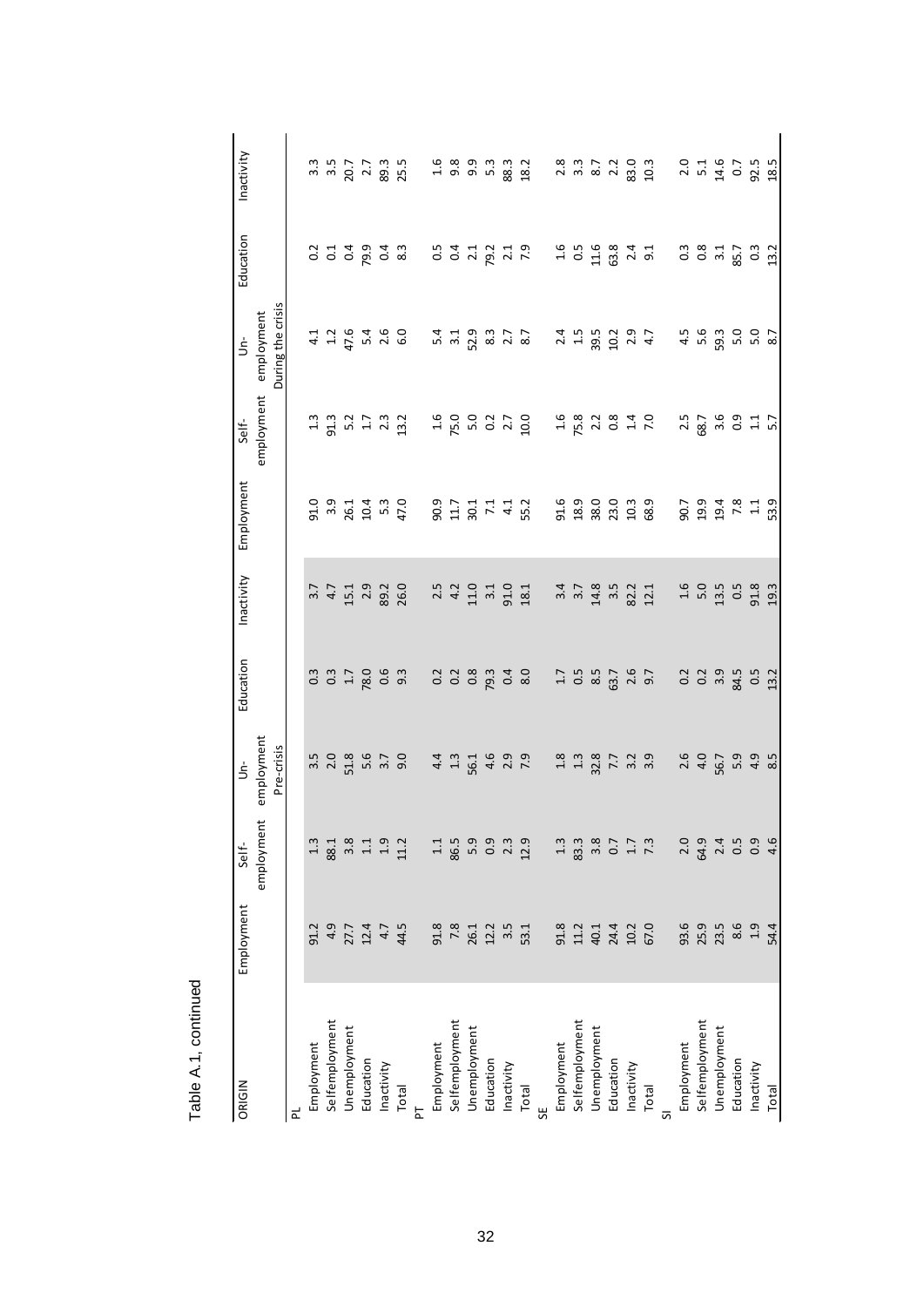Table A.1, continued

| ORIGIN | Employment | Self-employment | Un-employment | Education | Inactivity | Employment | Self-employment | Un-employment | Education | Inactivity |
|---|---|---|---|---|---|---|---|---|---|---|
| | Pre-crisis | | | | | During the crisis | | | | |
| PL | | | | | | | | | | |
| Employment | 91.2 | 1.3 | 3.5 | 0.3 | 3.7 | 91.0 | 1.3 | 4.1 | 0.2 | 3.3 |
| Selfemployment | 4.9 | 88.1 | 2.0 | 0.3 | 4.7 | 3.9 | 91.3 | 1.2 | 0.1 | 3.5 |
| Unemployment | 27.7 | 3.8 | 51.8 | 1.7 | 15.1 | 26.1 | 5.2 | 47.6 | 0.4 | 20.7 |
| Education | 12.4 | 1.1 | 5.6 | 78.0 | 2.9 | 10.4 | 1.7 | 5.4 | 79.9 | 2.7 |
| Inactivity | 4.7 | 1.9 | 3.7 | 0.6 | 89.2 | 5.3 | 2.3 | 2.6 | 0.4 | 89.3 |
| Total | 44.5 | 11.2 | 9.0 | 9.3 | 26.0 | 47.0 | 13.2 | 6.0 | 8.3 | 25.5 |
| PT | | | | | | | | | | |
| Employment | 91.8 | 1.1 | 4.4 | 0.2 | 2.5 | 90.9 | 1.6 | 5.4 | 0.5 | 1.6 |
| Selfemployment | 7.8 | 86.5 | 1.3 | 0.2 | 4.2 | 11.7 | 75.0 | 3.1 | 0.4 | 9.8 |
| Unemployment | 26.1 | 5.9 | 56.1 | 0.8 | 11.0 | 30.1 | 5.0 | 52.9 | 2.1 | 9.9 |
| Education | 12.2 | 0.9 | 4.6 | 79.3 | 3.1 | 7.1 | 0.2 | 8.3 | 79.2 | 5.3 |
| Inactivity | 3.5 | 2.3 | 2.9 | 0.4 | 91.0 | 4.1 | 2.7 | 2.7 | 2.1 | 88.3 |
| Total | 53.1 | 12.9 | 7.9 | 8.0 | 18.1 | 55.2 | 10.0 | 8.7 | 7.9 | 18.2 |
| SE | | | | | | | | | | |
| Employment | 91.8 | 1.3 | 1.8 | 1.7 | 3.4 | 91.6 | 1.6 | 2.4 | 1.6 | 2.8 |
| Selfemployment | 11.2 | 83.3 | 1.3 | 0.5 | 3.7 | 18.9 | 75.8 | 1.5 | 0.5 | 3.3 |
| Unemployment | 40.1 | 3.8 | 32.8 | 8.5 | 14.8 | 38.0 | 2.2 | 39.5 | 11.6 | 8.7 |
| Education | 24.4 | 0.7 | 7.7 | 63.7 | 3.5 | 23.0 | 0.8 | 10.2 | 63.8 | 2.2 |
| Inactivity | 10.2 | 1.7 | 3.2 | 2.6 | 82.2 | 10.3 | 1.4 | 2.9 | 2.4 | 83.0 |
| Total | 67.0 | 7.3 | 3.9 | 9.7 | 12.1 | 68.9 | 7.0 | 4.7 | 9.1 | 10.3 |
| SI | | | | | | | | | | |
| Employment | 93.6 | 2.0 | 2.6 | 0.2 | 1.6 | 90.7 | 2.5 | 4.5 | 0.3 | 2.0 |
| Selfemployment | 25.9 | 64.9 | 4.0 | 0.2 | 5.0 | 19.9 | 68.7 | 5.6 | 0.8 | 5.1 |
| Unemployment | 23.5 | 2.4 | 56.7 | 3.9 | 13.5 | 19.4 | 3.6 | 59.3 | 3.1 | 14.6 |
| Education | 8.6 | 0.5 | 5.9 | 84.5 | 0.5 | 7.8 | 0.9 | 5.0 | 85.7 | 0.7 |
| Inactivity | 1.9 | 0.9 | 4.9 | 0.5 | 91.8 | 1.1 | 1.1 | 5.0 | 0.3 | 92.5 |
| Total | 54.4 | 4.6 | 8.5 | 13.2 | 19.3 | 53.9 | 5.7 | 8.7 | 13.2 | 18.5 |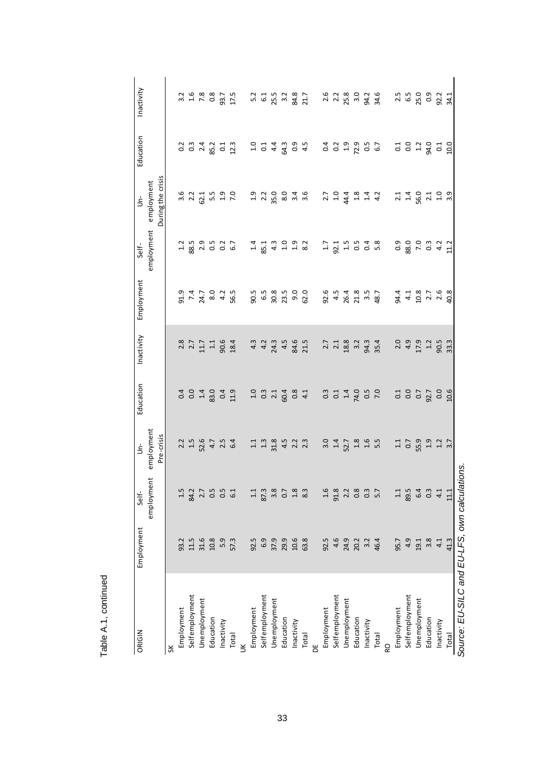Table A.1, continued

| ORIGIN | Employment | Self-employment | Un-employment | Education | Inactivity | Employment | Self-employment | Un-employment | Education | Inactivity |
|---|---|---|---|---|---|---|---|---|---|---|
| | | | Pre-crisis | | | | | During the crisis | | |
| SK | | | | | | | | | | |
| Employment | 93.2 | 1.5 | 2.2 | 0.4 | 2.8 | 91.9 | 1.2 | 3.6 | 0.2 | 3.2 |
| Selfemployment | 11.5 | 84.2 | 1.5 | 0.0 | 2.7 | 7.4 | 88.5 | 2.2 | 0.3 | 1.6 |
| Unemployment | 31.6 | 2.7 | 52.6 | 1.4 | 11.7 | 24.7 | 2.9 | 62.1 | 2.4 | 7.8 |
| Education | 10.8 | 0.5 | 4.7 | 83.0 | 1.1 | 8.0 | 0.5 | 5.5 | 85.2 | 0.8 |
| Inactivity | 5.9 | 0.5 | 2.5 | 0.4 | 90.6 | 4.2 | 0.2 | 1.9 | 0.1 | 93.7 |
| Total | 57.3 | 6.1 | 6.4 | 11.9 | 18.4 | 56.5 | 6.7 | 7.0 | 12.3 | 17.5 |
| UK | | | | | | | | | | |
| Employment | 92.5 | 1.1 | 1.1 | 1.0 | 4.3 | 90.5 | 1.4 | 1.9 | 1.0 | 5.2 |
| Selfemployment | 6.9 | 87.3 | 1.3 | 0.3 | 4.2 | 6.5 | 85.1 | 2.2 | 0.1 | 6.1 |
| Unemployment | 37.9 | 3.8 | 31.8 | 2.1 | 24.3 | 30.8 | 4.3 | 35.0 | 4.4 | 25.5 |
| Education | 29.9 | 0.7 | 4.5 | 60.4 | 4.5 | 23.5 | 1.0 | 8.0 | 64.3 | 3.2 |
| Inactivity | 10.6 | 1.8 | 2.2 | 0.8 | 84.6 | 9.0 | 1.9 | 3.4 | 0.9 | 84.8 |
| Total | 63.8 | 8.3 | 2.3 | 4.1 | 21.5 | 62.0 | 8.2 | 3.6 | 4.5 | 21.7 |
| DE | | | | | | | | | | |
| Employment | 92.5 | 1.6 | 3.0 | 0.3 | 2.7 | 92.6 | 1.7 | 2.7 | 0.4 | 2.6 |
| Selfemployment | 4.6 | 91.8 | 1.4 | 0.1 | 2.1 | 4.5 | 92.1 | 1.0 | 0.2 | 2.2 |
| Unemployment | 24.9 | 2.2 | 52.7 | 1.4 | 18.8 | 26.4 | 1.5 | 44.4 | 1.9 | 25.8 |
| Education | 20.2 | 0.8 | 1.8 | 74.0 | 3.2 | 21.8 | 0.5 | 1.8 | 72.9 | 3.0 |
| Inactivity | 3.2 | 0.3 | 1.6 | 0.5 | 94.3 | 3.5 | 0.4 | 1.4 | 0.5 | 94.2 |
| Total | 46.4 | 5.7 | 5.5 | 7.0 | 35.4 | 48.7 | 5.8 | 4.2 | 6.7 | 34.6 |
| RO | | | | | | | | | | |
| Employment | 95.7 | 1.1 | 1.1 | 0.1 | 2.0 | 94.4 | 0.9 | 2.1 | 0.1 | 2.5 |
| Selfemployment | 4.9 | 89.5 | 0.7 | 0.0 | 4.9 | 4.1 | 88.0 | 1.4 | 0.0 | 6.5 |
| Unemployment | 19.1 | 6.4 | 55.9 | 0.7 | 17.9 | 10.8 | 7.0 | 56.0 | 1.2 | 25.0 |
| Education | 3.8 | 0.3 | 1.9 | 92.7 | 1.2 | 2.7 | 0.3 | 2.1 | 94.0 | 0.9 |
| Inactivity | 4.1 | 4.1 | 1.2 | 0.0 | 90.5 | 2.6 | 4.2 | 1.0 | 0.1 | 92.2 |
| Total | 41.3 | 11.1 | 3.7 | 10.6 | 33.3 | 40.8 | 11.2 | 3.9 | 10.0 | 34.1 |

*Source: EU-SILC and EU-LFS, own calculations.*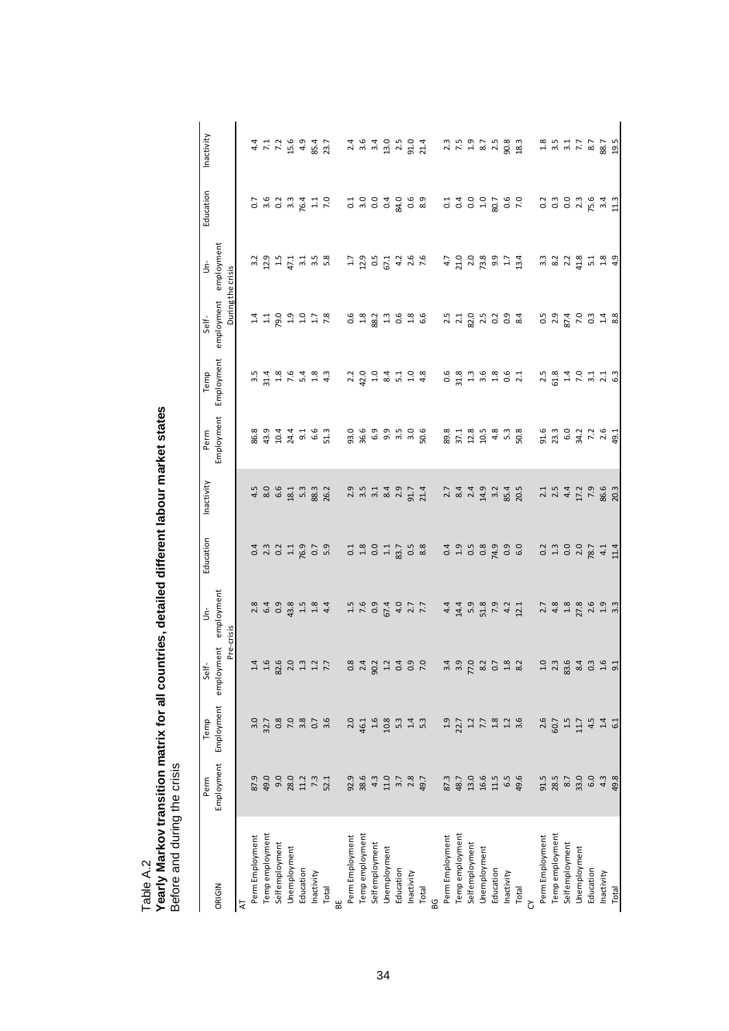Table A.2

**Yearly Markov transition matrix for all countries, detailed different labour market states**

Before and during the crisis

| ORIGIN | Pre-crisis | | | | | | During the crisis | | | | | |
|---|---|---|---|---|---|---|---|---|---|---|---|---|
| | Perm Employment | Temp Employment | Self-employment | Un-employment | Education | Inactivity | Perm Employment | Temp Employment | Self-employment | Un-employment | Education | Inactivity |
| AT | | | | | | | | | | | | |
| Perm Employment | 87.9 | 3.0 | 1.4 | 2.8 | 0.4 | 4.5 | 86.8 | 3.5 | 1.4 | 3.2 | 0.7 | 4.4 |
| Temp employment | 49.0 | 32.7 | 1.6 | 6.4 | 2.3 | 8.0 | 43.9 | 31.4 | 1.1 | 12.9 | 3.6 | 7.1 |
| Selfemployment | 9.0 | 0.8 | 82.6 | 0.9 | 0.2 | 6.6 | 10.4 | 1.8 | 79.0 | 1.5 | 0.2 | 7.2 |
| Unemployment | 28.0 | 7.0 | 2.0 | 43.8 | 1.1 | 18.1 | 24.4 | 7.6 | 1.9 | 47.1 | 3.3 | 15.6 |
| Education | 11.2 | 3.8 | 1.3 | 1.5 | 76.9 | 5.3 | 9.1 | 5.4 | 1.0 | 3.1 | 76.4 | 4.9 |
| Inactivity | 7.3 | 0.7 | 1.2 | 1.8 | 0.7 | 88.3 | 6.6 | 1.8 | 1.7 | 3.5 | 1.1 | 85.4 |
| Total | 52.1 | 3.6 | 7.7 | 4.4 | 5.9 | 26.2 | 51.3 | 4.3 | 7.8 | 5.8 | 7.0 | 23.7 |
| BE | | | | | | | | | | | | |
| Perm Employment | 92.9 | 2.0 | 0.8 | 1.5 | 0.1 | 2.9 | 93.0 | 2.2 | 0.6 | 1.7 | 0.1 | 2.4 |
| Temp employment | 38.6 | 46.1 | 2.4 | 7.6 | 1.8 | 3.5 | 36.6 | 42.0 | 1.8 | 12.9 | 3.0 | 3.6 |
| Selfemployment | 4.3 | 1.6 | 90.2 | 0.9 | 0.0 | 3.1 | 6.9 | 1.0 | 88.2 | 0.5 | 0.0 | 3.4 |
| Unemployment | 11.0 | 10.8 | 1.2 | 67.4 | 1.1 | 8.4 | 9.9 | 8.4 | 1.3 | 67.1 | 0.4 | 13.0 |
| Education | 3.7 | 5.3 | 0.4 | 4.0 | 83.7 | 2.9 | 3.5 | 5.1 | 0.6 | 4.2 | 84.0 | 2.5 |
| Inactivity | 2.8 | 1.4 | 0.9 | 2.7 | 0.5 | 91.7 | 3.0 | 1.0 | 1.8 | 2.6 | 0.6 | 91.0 |
| Total | 49.7 | 5.3 | 7.0 | 7.7 | 8.8 | 21.4 | 50.6 | 4.8 | 6.6 | 7.6 | 8.9 | 21.4 |
| BG | | | | | | | | | | | | |
| Perm Employment | 87.3 | 1.9 | 3.4 | 4.4 | 0.4 | 2.7 | 89.8 | 0.6 | 2.5 | 4.7 | 0.1 | 2.3 |
| Temp employment | 48.7 | 22.7 | 3.9 | 14.4 | 1.9 | 8.4 | 37.1 | 31.8 | 2.1 | 21.0 | 0.4 | 7.5 |
| Selfemployment | 13.0 | 1.2 | 77.0 | 5.9 | 0.5 | 2.4 | 12.8 | 1.3 | 82.0 | 2.0 | 0.0 | 1.9 |
| Unemployment | 16.6 | 7.7 | 8.2 | 51.8 | 0.8 | 14.9 | 10.5 | 3.6 | 2.5 | 73.8 | 1.0 | 8.7 |
| Education | 11.5 | 1.8 | 0.7 | 7.9 | 74.9 | 3.2 | 4.8 | 1.8 | 0.2 | 9.9 | 80.7 | 2.5 |
| Inactivity | 6.5 | 1.2 | 1.8 | 4.2 | 0.9 | 85.4 | 5.3 | 0.6 | 0.9 | 1.7 | 0.6 | 90.8 |
| Total | 49.6 | 3.6 | 8.2 | 12.1 | 6.0 | 20.5 | 50.8 | 2.1 | 8.4 | 13.4 | 7.0 | 18.3 |
| CY | | | | | | | | | | | | |
| Perm Employment | 91.5 | 2.6 | 1.0 | 2.7 | 0.2 | 2.1 | 91.6 | 2.5 | 0.5 | 3.3 | 0.2 | 1.8 |
| Temp employment | 28.5 | 60.7 | 2.3 | 4.8 | 1.3 | 2.5 | 23.3 | 61.8 | 2.9 | 8.2 | 0.3 | 3.5 |
| Selfemployment | 8.7 | 1.5 | 83.6 | 1.8 | 0.0 | 4.4 | 6.0 | 1.4 | 87.4 | 2.2 | 0.0 | 3.1 |
| Unemployment | 33.0 | 11.7 | 8.4 | 27.8 | 2.0 | 17.2 | 34.2 | 7.0 | 7.0 | 41.8 | 2.3 | 7.7 |
| Education | 6.0 | 4.5 | 0.3 | 2.6 | 78.7 | 7.9 | 7.2 | 3.1 | 0.3 | 5.1 | 75.6 | 8.7 |
| Inactivity | 4.3 | 1.4 | 1.6 | 1.9 | 4.1 | 86.6 | 2.6 | 2.1 | 1.4 | 1.8 | 3.4 | 88.7 |
| Total | 49.8 | 6.1 | 9.1 | 3.3 | 11.4 | 20.3 | 49.1 | 6.3 | 8.8 | 4.9 | 11.3 | 19.5 |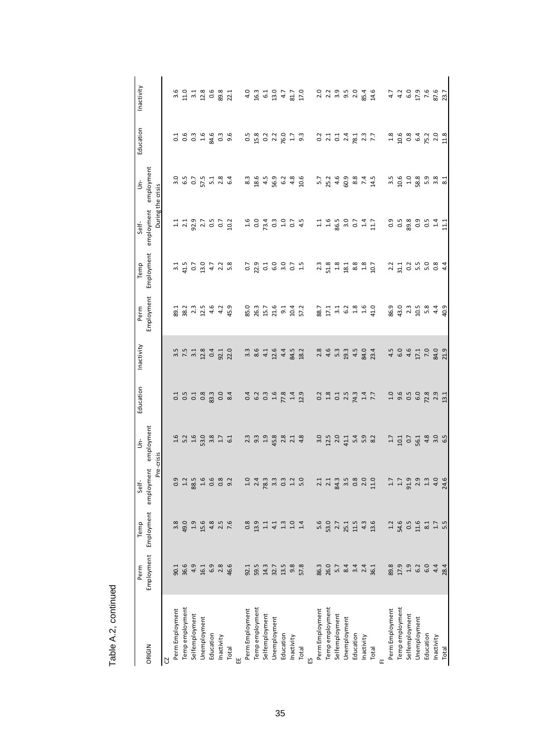Table A.2, continued

| ORIGIN | Perm Employment | Temp Employment | Self-employment | Un-employment | Education | Inactivity | Perm Employment | Temp Employment | Self-employment | Un-employment | Education | Inactivity |
|---|---|---|---|---|---|---|---|---|---|---|---|---|
| | Pre-crisis | | | | | | During the crisis | | | | | |
| CZ | | | | | | | | | | | | |
| Perm Employment | 90.1 | 3.8 | 0.9 | 1.6 | 0.1 | 3.5 | 89.1 | 3.1 | 1.1 | 3.0 | 0.1 | 3.6 |
| Temp employment | 36.6 | 49.0 | 1.2 | 5.2 | 0.5 | 7.5 | 38.2 | 41.5 | 2.1 | 6.5 | 0.6 | 11.0 |
| Selfemployment | 4.9 | 1.9 | 88.5 | 1.6 | 0.1 | 3.1 | 2.3 | 0.7 | 92.9 | 0.7 | 0.3 | 3.1 |
| Unemployment | 16.1 | 15.6 | 1.6 | 53.0 | 0.8 | 12.8 | 12.5 | 13.0 | 2.7 | 57.5 | 1.6 | 12.8 |
| Education | 6.9 | 4.8 | 0.6 | 3.8 | 83.3 | 0.4 | 4.6 | 4.7 | 0.5 | 5.1 | 84.6 | 0.6 |
| Inactivity | 2.8 | 2.5 | 0.8 | 1.7 | 0.0 | 92.1 | 4.2 | 2.2 | 0.7 | 2.8 | 0.3 | 89.8 |
| Total | 46.6 | 7.6 | 9.2 | 6.1 | 8.4 | 22.0 | 45.9 | 5.8 | 10.2 | 6.4 | 9.6 | 22.1 |
| EE | | | | | | | | | | | | |
| Perm Employment | 92.1 | 0.8 | 1.0 | 2.3 | 0.4 | 3.3 | 85.0 | 0.7 | 1.6 | 8.3 | 0.5 | 4.0 |
| Temp employment | 59.5 | 13.9 | 2.4 | 9.3 | 6.2 | 8.6 | 26.3 | 22.9 | 0.0 | 18.6 | 15.8 | 16.3 |
| Selfemployment | 14.3 | 1.1 | 78.3 | 1.9 | 0.3 | 4.1 | 15.7 | 0.1 | 73.4 | 4.5 | 0.2 | 6.1 |
| Unemployment | 32.7 | 4.1 | 3.3 | 45.8 | 1.6 | 12.6 | 21.6 | 6.0 | 0.3 | 56.9 | 2.2 | 13.0 |
| Education | 13.5 | 1.3 | 0.3 | 2.8 | 77.8 | 4.4 | 9.1 | 3.0 | 1.0 | 6.2 | 76.0 | 4.7 |
| Inactivity | 9.8 | 1.0 | 1.2 | 2.1 | 1.4 | 84.5 | 10.4 | 0.7 | 0.7 | 4.8 | 1.7 | 81.7 |
| Total | 57.8 | 1.4 | 5.0 | 4.8 | 12.9 | 18.2 | 57.2 | 1.5 | 4.5 | 10.6 | 9.3 | 17.0 |
| ES | | | | | | | | | | | | |
| Perm Employment | 86.3 | 5.6 | 2.1 | 3.0 | 0.2 | 2.8 | 88.7 | 2.3 | 1.1 | 5.7 | 0.2 | 2.0 |
| Temp employment | 26.0 | 53.0 | 2.1 | 12.5 | 1.8 | 4.6 | 17.1 | 51.8 | 1.6 | 25.2 | 2.1 | 2.2 |
| Selfemployment | 5.7 | 2.7 | 84.3 | 2.0 | 0.1 | 5.3 | 3.1 | 1.8 | 86.5 | 4.6 | 0.1 | 3.9 |
| Unemployment | 8.4 | 25.1 | 3.5 | 41.1 | 2.5 | 19.3 | 6.2 | 18.1 | 3.0 | 60.9 | 2.4 | 9.5 |
| Education | 3.4 | 11.5 | 0.8 | 5.4 | 74.3 | 4.5 | 1.8 | 8.8 | 0.7 | 8.8 | 78.1 | 2.0 |
| Inactivity | 2.4 | 4.3 | 2.0 | 5.9 | 1.4 | 84.0 | 1.6 | 1.8 | 1.4 | 7.4 | 2.3 | 85.4 |
| Total | 36.1 | 13.6 | 11.0 | 8.2 | 7.7 | 23.4 | 41.0 | 10.7 | 11.7 | 14.5 | 7.7 | 14.6 |
| FI | | | | | | | | | | | | |
| Perm Employment | 89.8 | 1.2 | 1.7 | 1.7 | 1.0 | 4.5 | 86.9 | 2.2 | 0.9 | 3.5 | 1.8 | 4.7 |
| Temp employment | 17.9 | 54.6 | 1.7 | 10.1 | 9.6 | 6.0 | 43.0 | 31.1 | 0.5 | 10.6 | 10.6 | 4.2 |
| Selfemployment | 1.9 | 0.5 | 91.9 | 0.7 | 0.5 | 4.6 | 2.3 | 0.2 | 89.8 | 1.0 | 0.8 | 6.0 |
| Unemployment | 6.2 | 11.6 | 2.9 | 56.1 | 6.0 | 17.1 | 10.5 | 5.5 | 0.9 | 58.8 | 6.4 | 17.9 |
| Education | 6.0 | 8.1 | 1.3 | 4.8 | 72.8 | 7.0 | 5.8 | 5.0 | 0.5 | 5.9 | 75.2 | 7.6 |
| Inactivity | 4.4 | 1.7 | 4.0 | 3.0 | 2.9 | 84.0 | 4.4 | 0.8 | 1.4 | 3.8 | 2.0 | 87.6 |
| Total | 28.4 | 5.5 | 24.6 | 6.5 | 13.1 | 21.9 | 40.9 | 4.4 | 11.1 | 8.1 | 11.8 | 23.7 |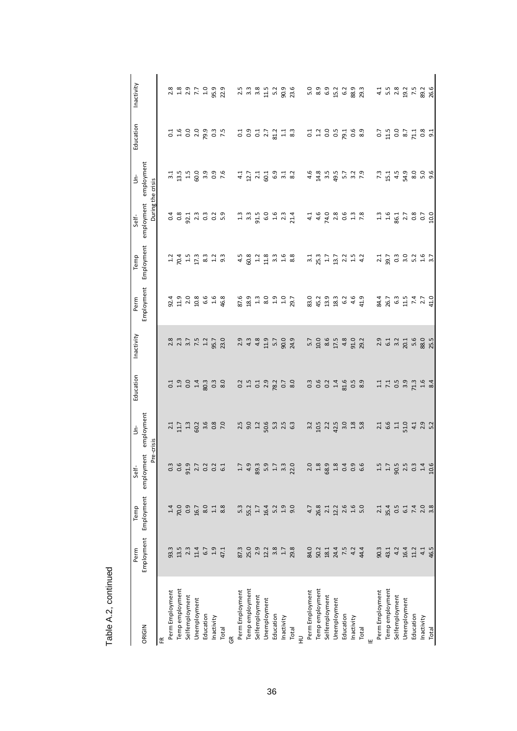Table A.2, continued

| ORIGIN | Perm Employment | Temp Employment | Self-employment | Un-employment | Education | Inactivity | Perm Employment | Temp Employment | Self-employment | Un-employment | Education | Inactivity |
|---|---|---|---|---|---|---|---|---|---|---|---|---|
| | Pre-crisis | | | | | | During the crisis | | | | | |
| FR | | | | | | | | | | | | |
| Perm Employment | 93.3 | 1.4 | 0.3 | 2.1 | 0.1 | 2.8 | 92.4 | 1.2 | 0.4 | 3.1 | 0.1 | 2.8 |
| Temp employment | 13.5 | 70.0 | 0.6 | 11.7 | 1.9 | 2.3 | 11.9 | 70.4 | 0.8 | 13.5 | 1.6 | 1.8 |
| Selfemployment | 2.3 | 0.9 | 91.9 | 1.3 | 0.0 | 3.7 | 2.0 | 1.5 | 92.1 | 1.5 | 0.0 | 2.9 |
| Unemployment | 11.4 | 16.7 | 2.7 | 60.2 | 1.4 | 7.5 | 10.8 | 17.3 | 2.3 | 60.0 | 2.0 | 7.7 |
| Education | 6.7 | 8.0 | 0.2 | 3.6 | 80.3 | 1.2 | 6.6 | 8.3 | 0.3 | 3.9 | 79.9 | 1.0 |
| Inactivity | 1.9 | 1.1 | 0.2 | 0.8 | 0.3 | 95.7 | 1.6 | 1.2 | 0.2 | 0.9 | 0.3 | 95.9 |
| Total | 47.1 | 8.8 | 6.1 | 7.0 | 8.0 | 23.0 | 46.8 | 9.3 | 5.9 | 7.6 | 7.5 | 22.9 |
| GR | | | | | | | | | | | | |
| Perm Employment | 87.3 | 5.3 | 1.7 | 2.5 | 0.2 | 2.9 | 87.6 | 4.5 | 1.3 | 4.1 | 0.1 | 2.5 |
| Temp employment | 25.0 | 55.2 | 4.9 | 9.0 | 1.5 | 4.3 | 18.9 | 60.8 | 3.3 | 12.7 | 0.9 | 3.3 |
| Selfemployment | 2.9 | 1.7 | 89.3 | 1.2 | 0.1 | 4.8 | 1.3 | 1.2 | 91.5 | 2.1 | 0.1 | 3.8 |
| Unemployment | 12.2 | 16.4 | 5.9 | 50.6 | 2.9 | 11.9 | 8.0 | 11.8 | 6.0 | 60.1 | 2.7 | 11.5 |
| Education | 3.8 | 5.2 | 1.7 | 5.3 | 78.2 | 5.7 | 1.9 | 3.3 | 1.6 | 6.9 | 81.2 | 5.2 |
| Inactivity | 1.7 | 1.9 | 3.3 | 2.5 | 0.7 | 90.0 | 1.0 | 1.6 | 2.3 | 3.1 | 1.1 | 90.9 |
| Total | 29.8 | 9.0 | 22.0 | 6.3 | 8.0 | 24.9 | 29.7 | 8.8 | 21.4 | 8.2 | 8.3 | 23.6 |
| HU | | | | | | | | | | | | |
| Perm Employment | 84.0 | 4.7 | 2.0 | 3.2 | 0.3 | 5.7 | 83.0 | 3.1 | 4.1 | 4.6 | 0.1 | 5.0 |
| Temp employment | 50.2 | 26.8 | 1.8 | 10.5 | 0.6 | 10.0 | 45.2 | 25.3 | 4.6 | 14.8 | 1.2 | 8.9 |
| Selfemployment | 18.1 | 2.1 | 68.9 | 2.2 | 0.2 | 8.6 | 13.9 | 1.7 | 74.0 | 3.5 | 0.0 | 6.9 |
| Unemployment | 24.4 | 12.2 | 1.8 | 42.5 | 1.4 | 17.5 | 18.3 | 13.7 | 2.8 | 49.5 | 0.5 | 15.2 |
| Education | 7.5 | 2.6 | 0.4 | 3.0 | 81.6 | 4.8 | 6.2 | 2.2 | 0.6 | 5.7 | 79.1 | 6.2 |
| Inactivity | 4.2 | 1.6 | 0.9 | 1.8 | 0.5 | 91.0 | 4.6 | 1.5 | 1.3 | 3.2 | 0.6 | 88.9 |
| Total | 44.4 | 5.0 | 6.6 | 5.8 | 8.9 | 29.2 | 41.9 | 4.2 | 7.8 | 7.9 | 8.9 | 29.3 |
| IE | | | | | | | | | | | | |
| Perm Employment | 90.3 | 2.1 | 1.5 | 2.1 | 1.1 | 2.9 | 84.4 | 2.1 | 1.3 | 7.3 | 0.7 | 4.1 |
| Temp employment | 43.1 | 35.4 | 1.7 | 6.6 | 7.1 | 6.1 | 26.7 | 39.7 | 1.6 | 15.1 | 11.5 | 5.5 |
| Selfemployment | 4.2 | 0.5 | 90.5 | 1.1 | 0.5 | 3.2 | 6.3 | 0.3 | 86.1 | 4.5 | 0.0 | 2.8 |
| Unemployment | 16.4 | 6.1 | 2.5 | 51.0 | 3.9 | 20.1 | 11.5 | 3.0 | 2.7 | 54.9 | 8.7 | 19.2 |
| Education | 11.2 | 7.4 | 0.3 | 4.1 | 71.3 | 5.6 | 7.4 | 5.2 | 0.8 | 8.0 | 71.1 | 7.5 |
| Inactivity | 4.1 | 2.0 | 1.4 | 2.9 | 1.6 | 88.0 | 2.7 | 1.6 | 0.7 | 5.0 | 0.8 | 89.2 |
| Total | 46.5 | 3.8 | 10.6 | 5.2 | 8.4 | 25.5 | 41.0 | 3.7 | 10.0 | 9.6 | 9.1 | 26.6 |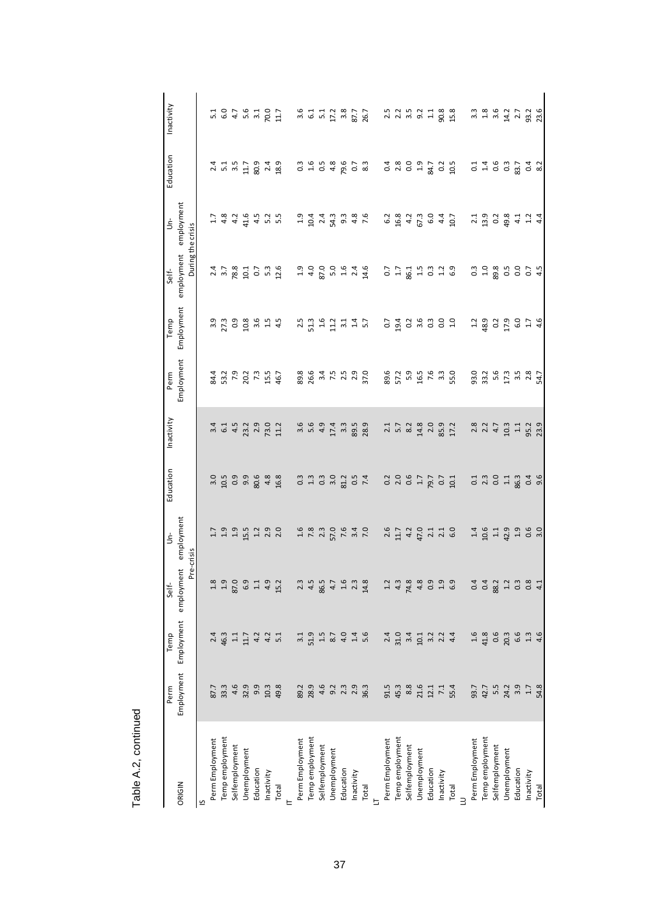Table A.2, continued

| ORIGIN | Perm Employment | Temp Employment | Self-employment | Un-employment | Education | Inactivity | Perm Employment | Temp Employment | Self-employment | Un-employment | Education | Inactivity |
|---|---|---|---|---|---|---|---|---|---|---|---|---|
| | Pre-crisis | | | | | | During the crisis | | | | | |
| IS | | | | | | | | | | | | |
| Perm Employment | 87.7 | 2.4 | 1.8 | 1.7 | 3.0 | 3.4 | 84.4 | 3.9 | 2.4 | 1.7 | 2.4 | 5.1 |
| Temp employment | 33.3 | 46.3 | 1.9 | 1.9 | 10.5 | 6.1 | 53.2 | 27.3 | 3.7 | 4.8 | 5.1 | 6.0 |
| Selfemployment | 4.6 | 1.1 | 87.0 | 1.9 | 0.9 | 4.5 | 7.9 | 0.9 | 78.8 | 4.2 | 3.5 | 4.7 |
| Unemployment | 32.9 | 11.7 | 6.9 | 15.5 | 9.9 | 23.2 | 20.2 | 10.8 | 10.1 | 41.6 | 11.7 | 5.6 |
| Education | 9.9 | 4.2 | 1.1 | 1.2 | 80.6 | 2.9 | 7.3 | 3.6 | 0.7 | 4.5 | 80.9 | 3.1 |
| Inactivity | 10.3 | 4.2 | 4.9 | 2.9 | 4.8 | 73.0 | 15.5 | 1.5 | 5.3 | 5.2 | 2.4 | 70.0 |
| Total | 49.8 | 5.1 | 15.2 | 2.0 | 16.8 | 11.2 | 46.7 | 4.5 | 12.6 | 5.5 | 18.9 | 11.7 |
| IT | | | | | | | | | | | | |
| Perm Employment | 89.2 | 3.1 | 2.3 | 1.6 | 0.3 | 3.6 | 89.8 | 2.5 | 1.9 | 1.9 | 0.3 | 3.6 |
| Temp employment | 28.9 | 51.9 | 4.5 | 7.8 | 1.3 | 5.6 | 26.6 | 51.3 | 4.0 | 10.4 | 1.6 | 6.1 |
| Selfemployment | 4.6 | 1.5 | 86.5 | 2.3 | 0.3 | 4.9 | 3.4 | 1.6 | 87.0 | 2.4 | 0.5 | 5.1 |
| Unemployment | 9.2 | 8.7 | 4.7 | 57.0 | 3.0 | 17.4 | 7.5 | 11.2 | 5.0 | 54.3 | 4.8 | 17.2 |
| Education | 2.3 | 4.0 | 1.6 | 7.6 | 81.2 | 3.3 | 2.5 | 3.1 | 1.6 | 9.3 | 79.6 | 3.8 |
| Inactivity | 2.9 | 1.4 | 2.3 | 3.4 | 0.5 | 89.5 | 2.9 | 1.4 | 2.4 | 4.8 | 0.7 | 87.7 |
| Total | 36.3 | 5.6 | 14.8 | 7.0 | 7.4 | 28.9 | 37.0 | 5.7 | 14.6 | 7.6 | 8.3 | 26.7 |
| LT | | | | | | | | | | | | |
| Perm Employment | 91.5 | 2.4 | 1.2 | 2.6 | 0.2 | 2.1 | 89.6 | 0.7 | 0.7 | 6.2 | 0.4 | 2.5 |
| Temp employment | 45.3 | 31.0 | 4.3 | 11.7 | 2.0 | 5.7 | 57.2 | 19.4 | 1.7 | 16.8 | 2.8 | 2.2 |
| Selfemployment | 8.8 | 3.4 | 74.8 | 4.2 | 0.6 | 8.2 | 5.9 | 0.2 | 86.1 | 4.2 | 0.0 | 3.5 |
| Unemployment | 21.6 | 10.1 | 4.8 | 47.0 | 1.7 | 14.8 | 16.5 | 3.6 | 1.5 | 67.3 | 1.9 | 9.2 |
| Education | 12.1 | 3.2 | 0.9 | 2.1 | 79.7 | 2.0 | 7.6 | 0.3 | 0.3 | 6.0 | 84.7 | 1.1 |
| Inactivity | 7.1 | 2.2 | 1.9 | 2.1 | 0.7 | 85.9 | 3.3 | 0.0 | 1.2 | 4.4 | 0.2 | 90.8 |
| Total | 55.4 | 4.4 | 6.9 | 6.0 | 10.1 | 17.2 | 55.0 | 1.0 | 6.9 | 10.7 | 10.5 | 15.8 |
| LU | | | | | | | | | | | | |
| Perm Employment | 93.7 | 1.6 | 0.4 | 1.4 | 0.1 | 2.8 | 93.0 | 1.2 | 0.3 | 2.1 | 0.1 | 3.3 |
| Temp employment | 42.7 | 41.8 | 0.4 | 10.6 | 2.3 | 2.2 | 33.2 | 48.9 | 1.0 | 13.9 | 1.4 | 1.8 |
| Selfemployment | 5.5 | 0.6 | 88.2 | 1.1 | 0.0 | 4.7 | 5.6 | 0.2 | 89.8 | 0.2 | 0.6 | 3.6 |
| Unemployment | 24.2 | 20.3 | 1.2 | 42.9 | 1.1 | 10.3 | 17.3 | 17.9 | 0.5 | 49.8 | 0.3 | 14.2 |
| Education | 3.9 | 6.6 | 0.3 | 1.9 | 86.3 | 1.1 | 3.5 | 6.0 | 0.0 | 4.1 | 83.7 | 2.7 |
| Inactivity | 1.7 | 1.3 | 0.8 | 0.6 | 0.4 | 95.2 | 2.8 | 1.7 | 0.7 | 1.2 | 0.4 | 93.2 |
| Total | 54.8 | 4.6 | 4.1 | 3.0 | 9.6 | 23.9 | 54.7 | 4.6 | 4.5 | 4.4 | 8.2 | 23.6 |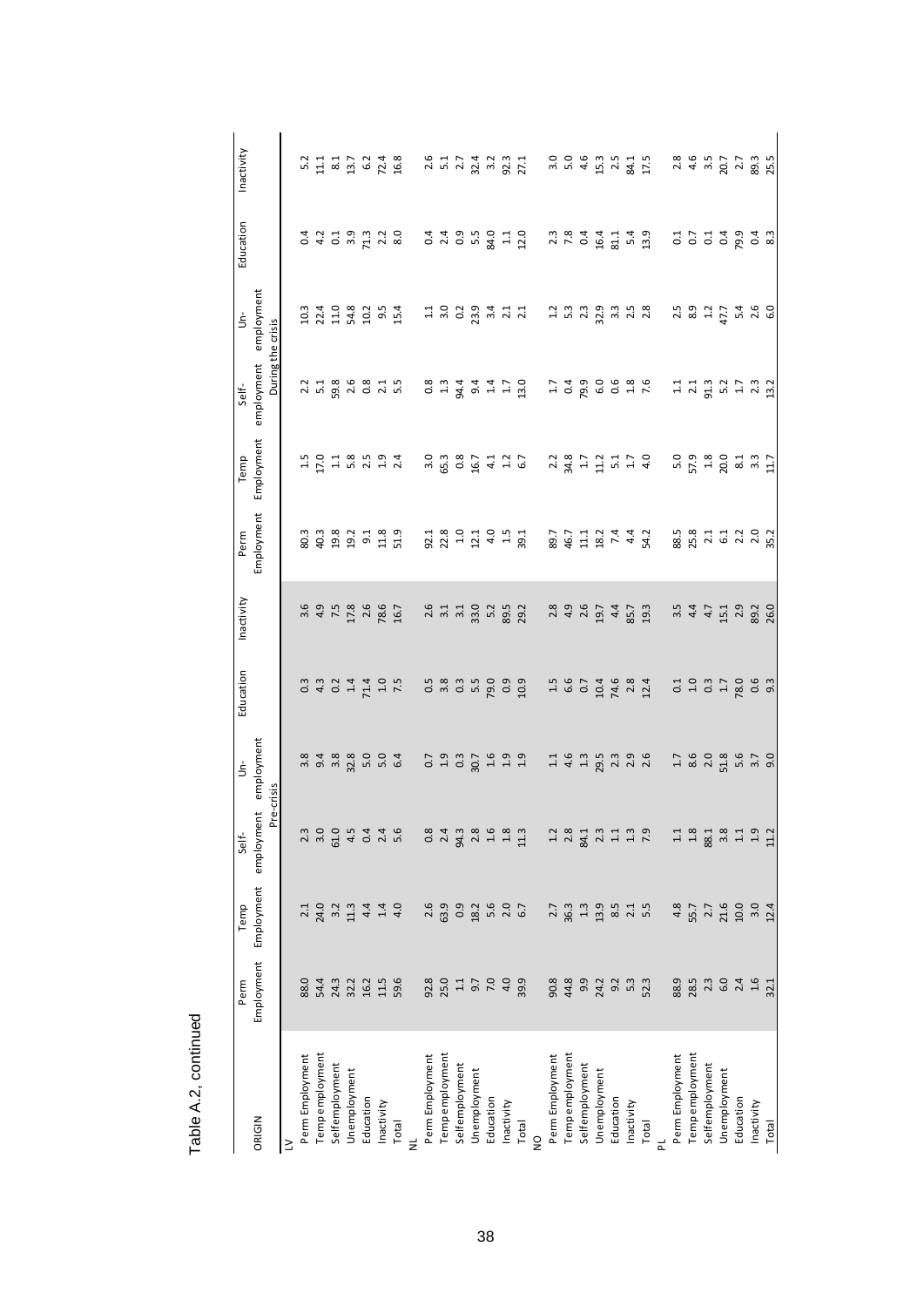Table A.2, continued

| ORIGIN | Perm Employment | Temp Employment | Self-employment | Un-employment | Education | Inactivity | Perm Employment | Temp Employment | Self-employment | Un-employment | Education | Inactivity |
|---|---|---|---|---|---|---|---|---|---|---|---|---|
| | Pre-crisis | | | | | | During the crisis | | | | | |
| LV | | | | | | | | | | | | |
| Perm Employment | 88.0 | 2.1 | 2.3 | 3.8 | 0.3 | 3.6 | 80.3 | 1.5 | 2.2 | 10.3 | 0.4 | 5.2 |
| Temp employment | 54.4 | 24.0 | 3.0 | 9.4 | 4.3 | 4.9 | 40.3 | 17.0 | 5.1 | 22.4 | 4.2 | 11.1 |
| Selfemployment | 24.3 | 3.2 | 61.0 | 3.8 | 0.2 | 7.5 | 19.8 | 1.1 | 59.8 | 11.0 | 0.1 | 8.1 |
| Unemployment | 32.2 | 11.3 | 4.5 | 32.8 | 1.4 | 17.8 | 19.2 | 5.8 | 2.6 | 54.8 | 3.9 | 13.7 |
| Education | 16.2 | 4.4 | 0.4 | 5.0 | 71.4 | 2.6 | 9.1 | 2.5 | 0.8 | 10.2 | 71.3 | 6.2 |
| Inactivity | 11.5 | 1.4 | 2.4 | 5.0 | 1.0 | 78.6 | 11.8 | 1.9 | 2.1 | 9.5 | 2.2 | 72.4 |
| Total | 59.6 | 4.0 | 5.6 | 6.4 | 7.5 | 16.7 | 51.9 | 2.4 | 5.5 | 15.4 | 8.0 | 16.8 |
| NL | | | | | | | | | | | | |
| Perm Employment | 92.8 | 2.6 | 0.8 | 0.7 | 0.5 | 2.6 | 92.1 | 3.0 | 0.8 | 1.1 | 0.4 | 2.6 |
| Temp employment | 25.0 | 63.9 | 2.4 | 1.9 | 3.8 | 3.1 | 22.8 | 65.3 | 1.3 | 3.0 | 2.4 | 5.1 |
| Selfemployment | 1.1 | 0.9 | 94.3 | 0.3 | 0.3 | 3.1 | 1.0 | 0.8 | 94.4 | 0.2 | 0.9 | 2.7 |
| Unemployment | 9.7 | 18.2 | 2.8 | 30.7 | 5.5 | 33.0 | 12.1 | 16.7 | 9.4 | 23.9 | 5.5 | 32.4 |
| Education | 7.0 | 5.6 | 1.6 | 1.6 | 79.0 | 5.2 | 4.0 | 4.1 | 1.4 | 3.4 | 84.0 | 3.2 |
| Inactivity | 4.0 | 2.0 | 1.8 | 1.9 | 0.9 | 89.5 | 1.5 | 1.2 | 1.7 | 2.1 | 1.1 | 92.3 |
| Total | 39.9 | 6.7 | 11.3 | 1.9 | 10.9 | 29.2 | 39.1 | 6.7 | 13.0 | 2.1 | 12.0 | 27.1 |
| NO | | | | | | | | | | | | |
| Perm Employment | 90.8 | 2.7 | 1.2 | 1.1 | 1.5 | 2.8 | 89.7 | 2.2 | 1.7 | 1.2 | 2.3 | 3.0 |
| Temp employment | 44.8 | 36.3 | 2.8 | 4.6 | 6.6 | 4.9 | 46.7 | 34.8 | 0.4 | 5.3 | 7.8 | 5.0 |
| Selfemployment | 9.9 | 1.3 | 84.1 | 1.3 | 0.7 | 2.6 | 11.1 | 1.7 | 79.9 | 2.3 | 0.4 | 4.6 |
| Unemployment | 24.2 | 13.9 | 2.3 | 29.5 | 10.4 | 19.7 | 18.2 | 11.2 | 6.0 | 32.9 | 16.4 | 15.3 |
| Education | 9.2 | 8.5 | 1.1 | 2.3 | 74.6 | 4.4 | 7.4 | 5.1 | 0.6 | 3.3 | 81.1 | 2.5 |
| Inactivity | 5.3 | 2.1 | 1.3 | 2.9 | 2.8 | 85.7 | 4.4 | 1.7 | 1.8 | 2.5 | 5.4 | 84.1 |
| Total | 52.3 | 5.5 | 7.9 | 2.6 | 12.4 | 19.3 | 54.2 | 4.0 | 7.6 | 2.8 | 13.9 | 17.5 |
| PL | | | | | | | | | | | | |
| Perm Employment | 88.9 | 4.8 | 1.1 | 1.7 | 0.1 | 3.5 | 88.5 | 5.0 | 1.1 | 2.5 | 0.1 | 2.8 |
| Temp employment | 28.5 | 55.7 | 1.8 | 8.6 | 1.0 | 4.4 | 25.8 | 57.9 | 2.1 | 8.9 | 0.7 | 4.6 |
| Selfemployment | 2.3 | 2.7 | 88.1 | 2.0 | 0.3 | 4.7 | 2.1 | 1.8 | 91.3 | 1.2 | 0.1 | 3.5 |
| Unemployment | 6.0 | 21.6 | 3.8 | 51.8 | 1.7 | 15.1 | 6.1 | 20.0 | 5.2 | 47.7 | 0.4 | 20.7 |
| Education | 2.4 | 10.0 | 1.1 | 5.6 | 78.0 | 2.9 | 2.2 | 8.1 | 1.7 | 5.4 | 79.9 | 2.7 |
| Inactivity | 1.6 | 3.0 | 1.9 | 3.7 | 0.6 | 89.2 | 2.0 | 3.3 | 2.3 | 2.6 | 0.4 | 89.3 |
| Total | 32.1 | 12.4 | 11.2 | 9.0 | 9.3 | 26.0 | 35.2 | 11.7 | 13.2 | 6.0 | 8.3 | 25.5 |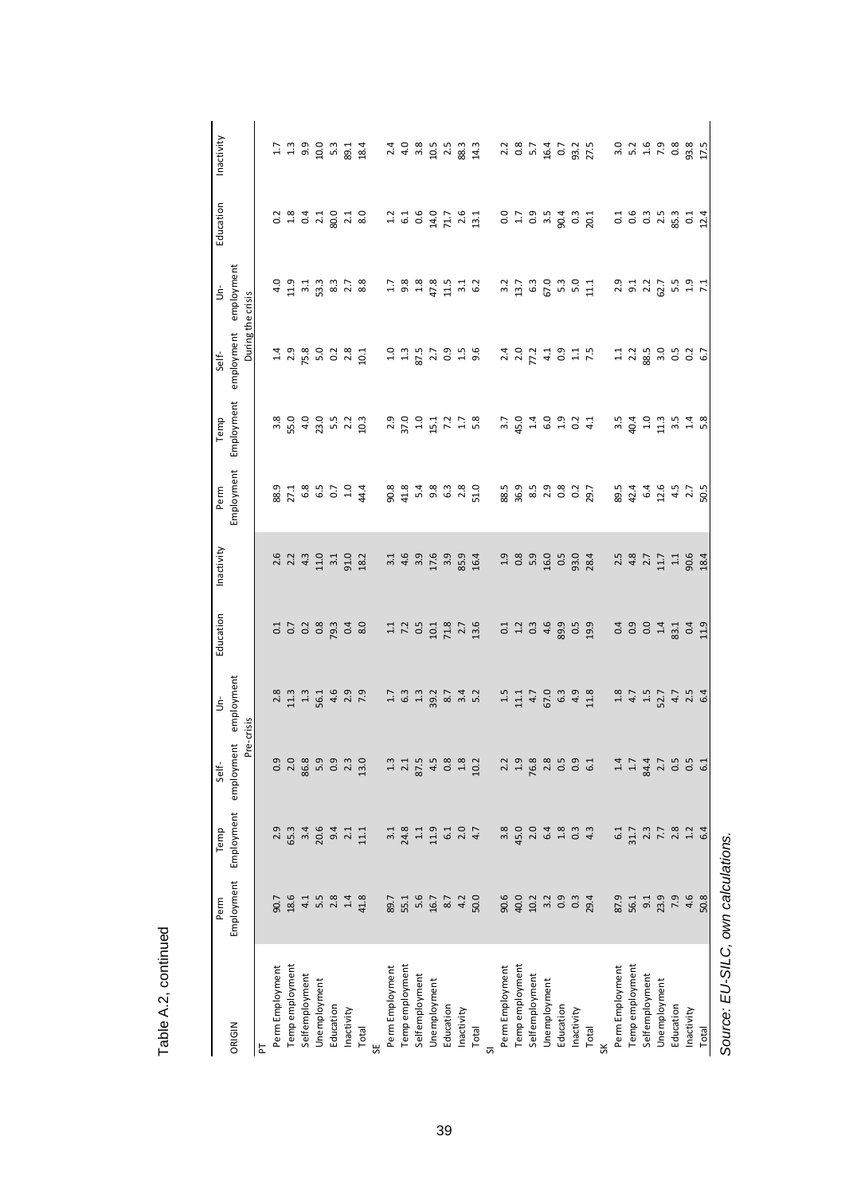Table A.2, continued

| ORIGIN | Perm Employment | Temp Employment | Self-employment | Un-employment | Education | Inactivity | Perm Employment | Temp Employment | Self-employment | Un-employment | Education | Inactivity |
|---|---|---|---|---|---|---|---|---|---|---|---|---|
| | Pre-crisis | | | | | | During the crisis | | | | | |
| PT | | | | | | | | | | | | |
| Perm Employment | 90.7 | 2.9 | 0.9 | 2.8 | 0.1 | 2.6 | 88.9 | 3.8 | 1.4 | 4.0 | 0.2 | 1.7 |
| Temp employment | 18.6 | 65.3 | 2.0 | 11.3 | 0.7 | 2.2 | 27.1 | 55.0 | 2.9 | 11.9 | 1.8 | 1.3 |
| Selfemployment | 4.1 | 3.4 | 86.8 | 1.3 | 0.2 | 4.3 | 6.8 | 4.0 | 75.8 | 3.1 | 0.4 | 9.9 |
| Unemployment | 5.5 | 20.6 | 5.9 | 56.1 | 0.8 | 11.0 | 6.5 | 23.0 | 5.0 | 53.3 | 2.1 | 10.0 |
| Education | 2.8 | 9.4 | 0.9 | 4.6 | 79.3 | 3.1 | 0.7 | 5.5 | 0.2 | 8.3 | 80.0 | 5.3 |
| Inactivity | 1.4 | 2.1 | 2.3 | 2.9 | 0.4 | 91.0 | 1.0 | 2.2 | 2.8 | 2.7 | 2.1 | 89.1 |
| Total | 41.8 | 11.1 | 13.0 | 7.9 | 8.0 | 18.2 | 44.4 | 10.3 | 10.1 | 8.8 | 8.0 | 18.4 |
| SE | | | | | | | | | | | | |
| Perm Employment | 89.7 | 3.1 | 1.3 | 1.7 | 1.1 | 3.1 | 90.8 | 2.9 | 1.0 | 1.7 | 1.2 | 2.4 |
| Temp employment | 55.1 | 24.8 | 2.1 | 6.3 | 7.2 | 4.6 | 41.8 | 37.0 | 1.3 | 9.8 | 6.1 | 4.0 |
| Selfemployment | 5.6 | 1.1 | 87.5 | 1.3 | 0.5 | 3.9 | 5.4 | 1.0 | 87.5 | 1.8 | 0.6 | 3.8 |
| Unemployment | 16.7 | 11.9 | 4.5 | 39.2 | 10.1 | 17.6 | 9.8 | 15.1 | 2.7 | 47.8 | 14.0 | 10.5 |
| Education | 8.7 | 6.1 | 0.8 | 8.7 | 71.8 | 3.9 | 6.3 | 7.2 | 0.9 | 11.5 | 71.7 | 2.5 |
| Inactivity | 4.2 | 2.0 | 1.8 | 3.4 | 2.7 | 85.9 | 2.8 | 1.7 | 1.5 | 3.1 | 2.6 | 88.3 |
| Total | 50.0 | 4.7 | 10.2 | 5.2 | 13.6 | 16.4 | 51.0 | 5.8 | 9.6 | 6.2 | 13.1 | 14.3 |
| SI | | | | | | | | | | | | |
| Perm Employment | 90.6 | 3.8 | 2.2 | 1.5 | 0.1 | 1.9 | 88.5 | 3.7 | 2.4 | 3.2 | 0.0 | 2.2 |
| Temp employment | 40.0 | 45.0 | 1.9 | 11.1 | 1.2 | 0.8 | 36.9 | 45.0 | 2.0 | 13.7 | 1.7 | 0.8 |
| Selfemployment | 10.2 | 2.0 | 76.8 | 4.7 | 0.3 | 5.9 | 8.5 | 1.4 | 77.2 | 6.3 | 0.9 | 5.7 |
| Unemployment | 3.2 | 6.4 | 2.8 | 67.0 | 4.6 | 16.0 | 2.9 | 6.0 | 4.1 | 67.0 | 3.5 | 16.4 |
| Education | 0.9 | 1.8 | 0.5 | 6.3 | 89.9 | 0.5 | 0.8 | 1.9 | 0.9 | 5.3 | 90.4 | 0.7 |
| Inactivity | 0.3 | 0.3 | 0.9 | 4.9 | 0.5 | 93.0 | 0.2 | 0.2 | 1.1 | 5.0 | 0.3 | 93.2 |
| Total | 29.4 | 4.3 | 6.1 | 11.8 | 19.9 | 28.4 | 29.7 | 4.1 | 7.5 | 11.1 | 20.1 | 27.5 |
| SK | | | | | | | | | | | | |
| Perm Employment | 87.9 | 6.1 | 1.4 | 1.8 | 0.4 | 2.5 | 89.5 | 3.5 | 1.1 | 2.9 | 0.1 | 3.0 |
| Temp employment | 56.1 | 31.7 | 1.7 | 4.7 | 0.9 | 4.8 | 42.4 | 40.4 | 2.2 | 9.1 | 0.6 | 5.2 |
| Selfemployment | 9.1 | 2.3 | 84.4 | 1.5 | 0.0 | 2.7 | 6.4 | 1.0 | 88.5 | 2.2 | 0.3 | 1.6 |
| Unemployment | 23.9 | 7.7 | 2.7 | 52.7 | 1.4 | 11.7 | 12.6 | 11.3 | 3.0 | 62.7 | 2.5 | 7.9 |
| Education | 7.9 | 2.8 | 0.5 | 4.7 | 83.1 | 1.1 | 4.5 | 3.5 | 0.5 | 5.5 | 85.3 | 0.8 |
| Inactivity | 4.6 | 1.2 | 0.5 | 2.5 | 0.4 | 90.6 | 2.7 | 1.4 | 0.2 | 1.9 | 0.1 | 93.8 |
| Total | 50.8 | 6.4 | 6.1 | 6.4 | 11.9 | 18.4 | 50.5 | 5.8 | 6.7 | 7.1 | 12.4 | 17.5 |

*Source: EU-SILC, own calculations.*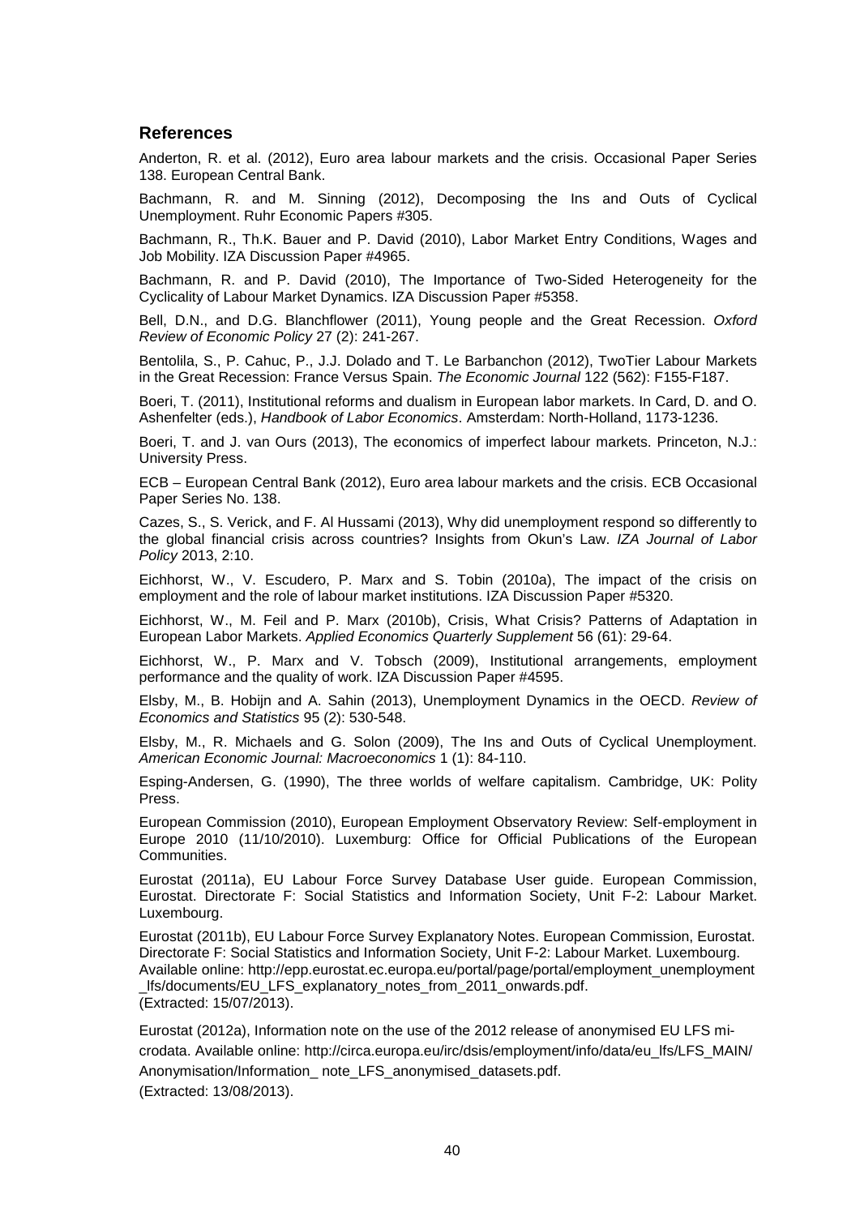## References

Anderton, R. et al. (2012), Euro area labour markets and the crisis. Occasional Paper Series 138. European Central Bank.

Bachmann, R. and M. Sinning (2012), Decomposing the Ins and Outs of Cyclical Unemployment. Ruhr Economic Papers #305.

Bachmann, R., Th.K. Bauer and P. David (2010), Labor Market Entry Conditions, Wages and Job Mobility. IZA Discussion Paper #4965.

Bachmann, R. and P. David (2010), The Importance of Two-Sided Heterogeneity for the Cyclicality of Labour Market Dynamics. IZA Discussion Paper #5358.

Bell, D.N., and D.G. Blanchflower (2011), Young people and the Great Recession. *Oxford Review of Economic Policy* 27 (2): 241-267.

Bentolila, S., P. Cahuc, P., J.J. Dolado and T. Le Barbanchon (2012), TwoTier Labour Markets in the Great Recession: France Versus Spain. *The Economic Journal* 122 (562): F155-F187.

Boeri, T. (2011), Institutional reforms and dualism in European labor markets. In Card, D. and O. Ashenfelter (eds.), *Handbook of Labor Economics*. Amsterdam: North-Holland, 1173-1236.

Boeri, T. and J. van Ours (2013), The economics of imperfect labour markets. Princeton, N.J.: University Press.

ECB – European Central Bank (2012), Euro area labour markets and the crisis. ECB Occasional Paper Series No. 138.

Cazes, S., S. Verick, and F. Al Hussami (2013), Why did unemployment respond so differently to the global financial crisis across countries? Insights from Okun's Law. *IZA Journal of Labor Policy* 2013, 2:10.

Eichhorst, W., V. Escudero, P. Marx and S. Tobin (2010a), The impact of the crisis on employment and the role of labour market institutions. IZA Discussion Paper #5320.

Eichhorst, W., M. Feil and P. Marx (2010b), Crisis, What Crisis? Patterns of Adaptation in European Labor Markets. *Applied Economics Quarterly Supplement* 56 (61): 29-64.

Eichhorst, W., P. Marx and V. Tobsch (2009), Institutional arrangements, employment performance and the quality of work. IZA Discussion Paper #4595.

Elsby, M., B. Hobijn and A. Sahin (2013), Unemployment Dynamics in the OECD. *Review of Economics and Statistics* 95 (2): 530-548.

Elsby, M., R. Michaels and G. Solon (2009), The Ins and Outs of Cyclical Unemployment. *American Economic Journal: Macroeconomics* 1 (1): 84-110.

Esping-Andersen, G. (1990), The three worlds of welfare capitalism. Cambridge, UK: Polity Press.

European Commission (2010), European Employment Observatory Review: Self-employment in Europe 2010 (11/10/2010). Luxemburg: Office for Official Publications of the European Communities.

Eurostat (2011a), EU Labour Force Survey Database User guide. European Commission, Eurostat. Directorate F: Social Statistics and Information Society, Unit F-2: Labour Market. Luxembourg.

Eurostat (2011b), EU Labour Force Survey Explanatory Notes. European Commission, Eurostat. Directorate F: Social Statistics and Information Society, Unit F-2: Labour Market. Luxembourg. Available online: http://epp.eurostat.ec.europa.eu/portal/page/portal/employment_unemployment_lfs/documents/EU_LFS_explanatory_notes_from_2011_onwards.pdf. (Extracted: 15/07/2013).

Eurostat (2012a), Information note on the use of the 2012 release of anonymised EU LFS microdata. Available online: http://circa.europa.eu/irc/dsis/employment/info/data/eu_lfs/LFS_MAIN/Anonymisation/Information_ note_LFS_anonymised_datasets.pdf. (Extracted: 13/08/2013).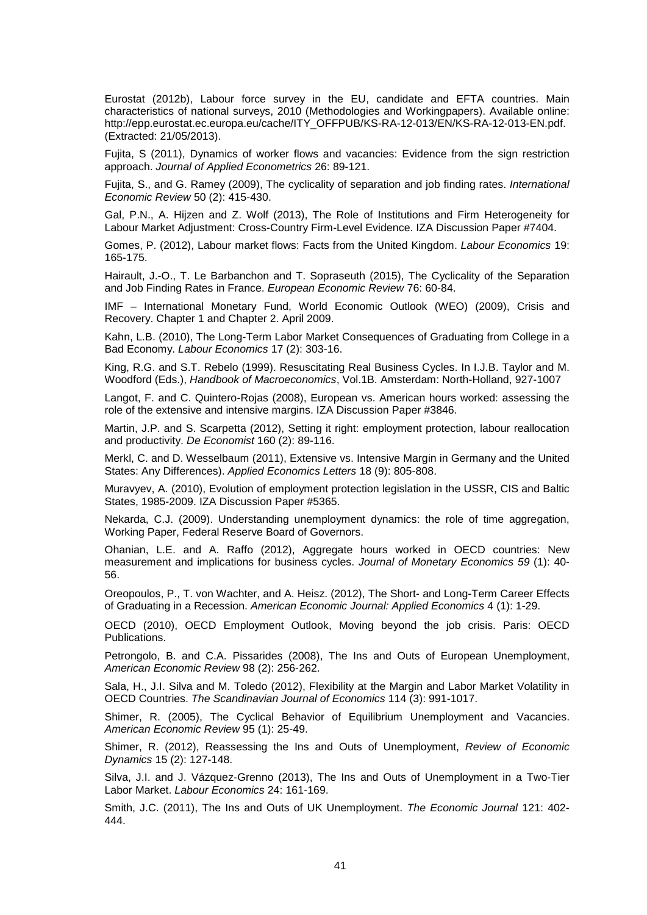Eurostat (2012b), Labour force survey in the EU, candidate and EFTA countries. Main characteristics of national surveys, 2010 (Methodologies and Workingpapers). Available online: http://epp.eurostat.ec.europa.eu/cache/ITY_OFFPUB/KS-RA-12-013/EN/KS-RA-12-013-EN.pdf. (Extracted: 21/05/2013).

Fujita, S (2011), Dynamics of worker flows and vacancies: Evidence from the sign restriction approach. *Journal of Applied Econometrics* 26: 89-121.

Fujita, S., and G. Ramey (2009), The cyclicality of separation and job finding rates. *International Economic Review* 50 (2): 415-430.

Gal, P.N., A. Hijzen and Z. Wolf (2013), The Role of Institutions and Firm Heterogeneity for Labour Market Adjustment: Cross-Country Firm-Level Evidence. IZA Discussion Paper #7404.

Gomes, P. (2012), Labour market flows: Facts from the United Kingdom. *Labour Economics* 19: 165-175.

Hairault, J.-O., T. Le Barbanchon and T. Sopraseuth (2015), The Cyclicality of the Separation and Job Finding Rates in France. *European Economic Review* 76: 60-84.

IMF – International Monetary Fund, World Economic Outlook (WEO) (2009), Crisis and Recovery. Chapter 1 and Chapter 2. April 2009.

Kahn, L.B. (2010), The Long-Term Labor Market Consequences of Graduating from College in a Bad Economy. *Labour Economics* 17 (2): 303-16.

King, R.G. and S.T. Rebelo (1999). Resuscitating Real Business Cycles. In I.J.B. Taylor and M. Woodford (Eds.), *Handbook of Macroeconomics*, Vol.1B. Amsterdam: North-Holland, 927-1007

Langot, F. and C. Quintero-Rojas (2008), European vs. American hours worked: assessing the role of the extensive and intensive margins. IZA Discussion Paper #3846.

Martin, J.P. and S. Scarpetta (2012), Setting it right: employment protection, labour reallocation and productivity. *De Economist* 160 (2): 89-116.

Merkl, C. and D. Wesselbaum (2011), Extensive vs. Intensive Margin in Germany and the United States: Any Differences). *Applied Economics Letters* 18 (9): 805-808.

Muravyev, A. (2010), Evolution of employment protection legislation in the USSR, CIS and Baltic States, 1985-2009. IZA Discussion Paper #5365.

Nekarda, C.J. (2009). Understanding unemployment dynamics: the role of time aggregation, Working Paper, Federal Reserve Board of Governors.

Ohanian, L.E. and A. Raffo (2012), Aggregate hours worked in OECD countries: New measurement and implications for business cycles. *Journal of Monetary Economics 59* (1): 40-56.

Oreopoulos, P., T. von Wachter, and A. Heisz. (2012), The Short- and Long-Term Career Effects of Graduating in a Recession. *American Economic Journal: Applied Economics* 4 (1): 1-29.

OECD (2010), OECD Employment Outlook, Moving beyond the job crisis. Paris: OECD Publications.

Petrongolo, B. and C.A. Pissarides (2008), The Ins and Outs of European Unemployment, *American Economic Review* 98 (2): 256-262.

Sala, H., J.I. Silva and M. Toledo (2012), Flexibility at the Margin and Labor Market Volatility in OECD Countries. *The Scandinavian Journal of Economics* 114 (3): 991-1017.

Shimer, R. (2005), The Cyclical Behavior of Equilibrium Unemployment and Vacancies. *American Economic Review* 95 (1): 25-49.

Shimer, R. (2012), Reassessing the Ins and Outs of Unemployment, *Review of Economic Dynamics* 15 (2): 127-148.

Silva, J.I. and J. Vázquez-Grenno (2013), The Ins and Outs of Unemployment in a Two-Tier Labor Market. *Labour Economics* 24: 161-169.

Smith, J.C. (2011), The Ins and Outs of UK Unemployment. *The Economic Journal* 121: 402-444.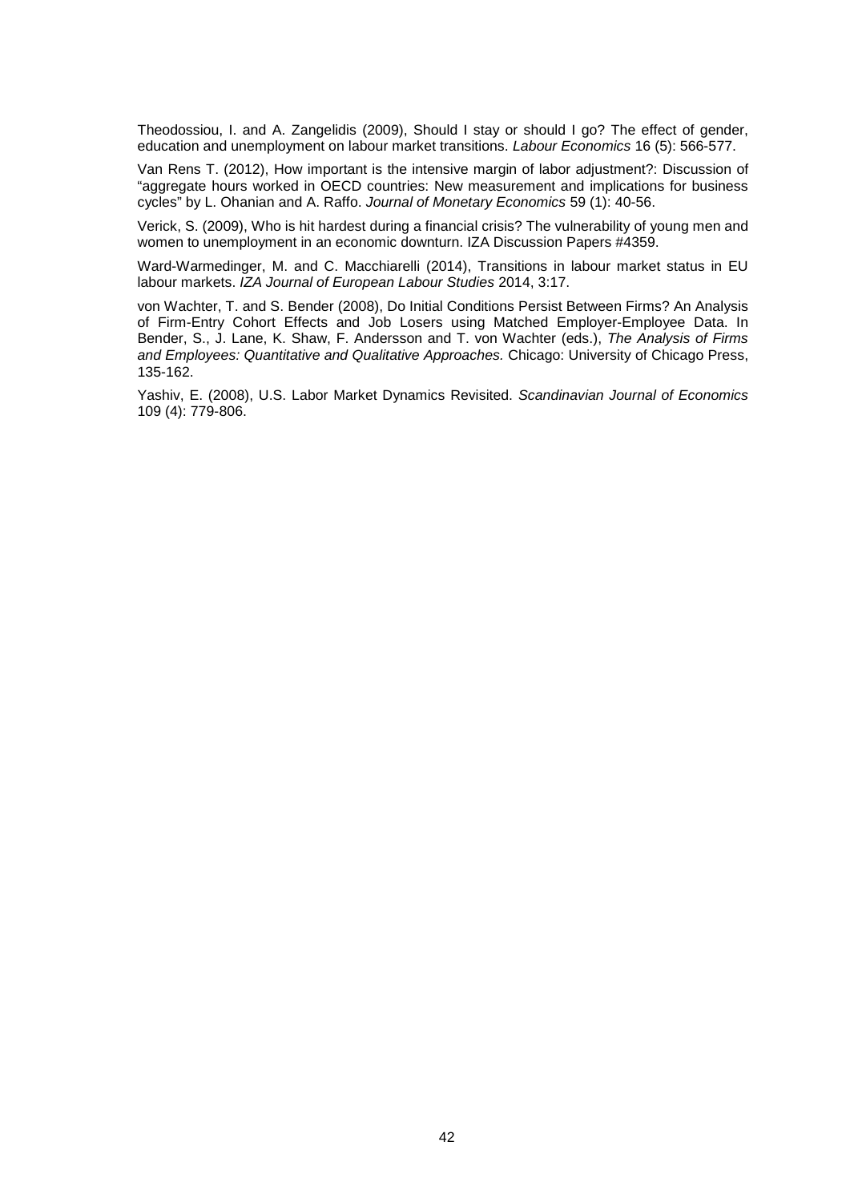Theodossiou, I. and A. Zangelidis (2009), Should I stay or should I go? The effect of gender, education and unemployment on labour market transitions. *Labour Economics* 16 (5): 566-577.

Van Rens T. (2012), How important is the intensive margin of labor adjustment?: Discussion of "aggregate hours worked in OECD countries: New measurement and implications for business cycles" by L. Ohanian and A. Raffo. *Journal of Monetary Economics* 59 (1): 40-56.

Verick, S. (2009), Who is hit hardest during a financial crisis? The vulnerability of young men and women to unemployment in an economic downturn. IZA Discussion Papers #4359.

Ward-Warmedinger, M. and C. Macchiarelli (2014), Transitions in labour market status in EU labour markets. *IZA Journal of European Labour Studies* 2014, 3:17.

von Wachter, T. and S. Bender (2008), Do Initial Conditions Persist Between Firms? An Analysis of Firm-Entry Cohort Effects and Job Losers using Matched Employer-Employee Data. In Bender, S., J. Lane, K. Shaw, F. Andersson and T. von Wachter (eds.), *The Analysis of Firms and Employees: Quantitative and Qualitative Approaches.* Chicago: University of Chicago Press, 135-162.

Yashiv, E. (2008), U.S. Labor Market Dynamics Revisited. *Scandinavian Journal of Economics* 109 (4): 779-806.